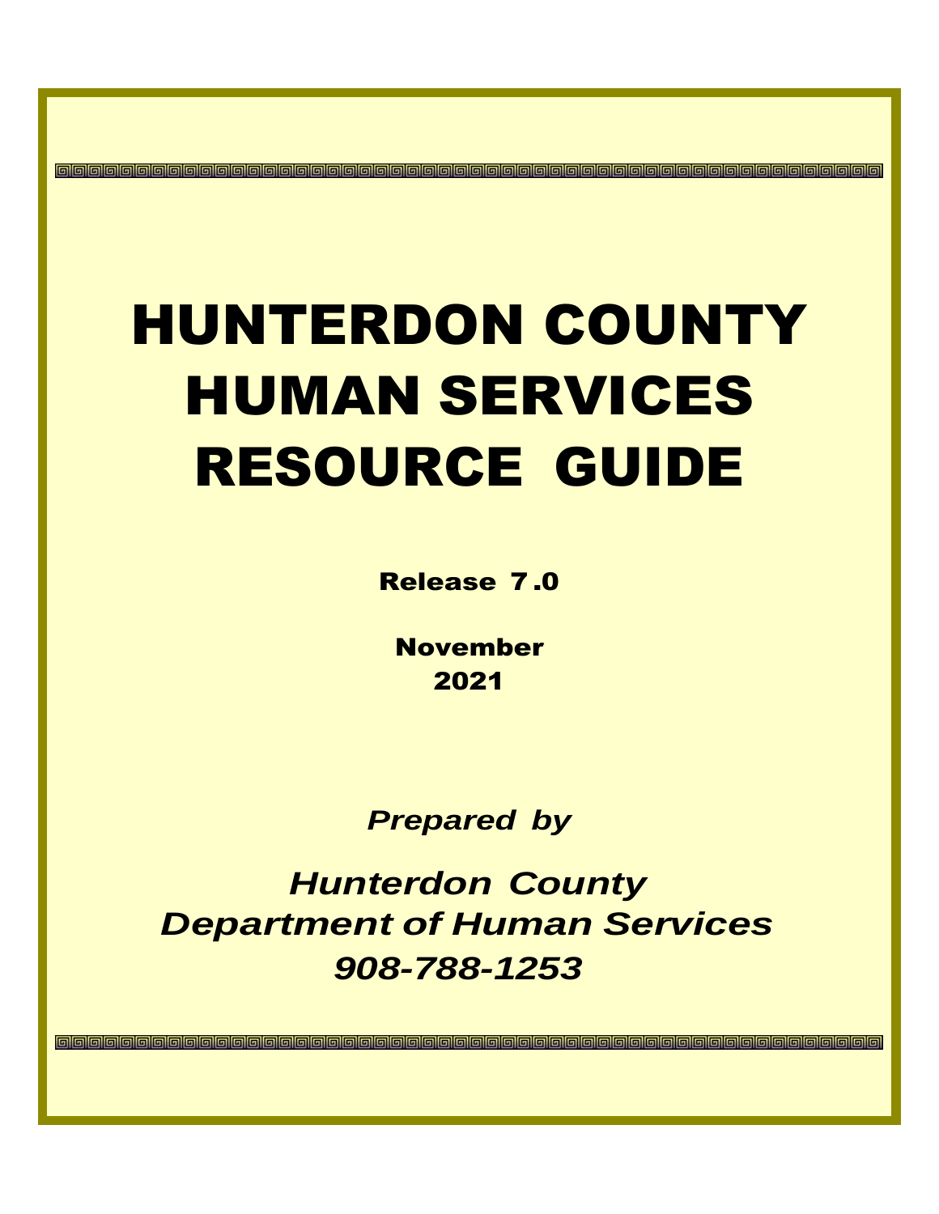# HUNTERDON COUNTY HUMAN SERVICES RESOURCE GUIDE

**Release 7.0**

**November 2021**

***Prepared by***

***Hunterdon County Department of Human Services 908-788-1253***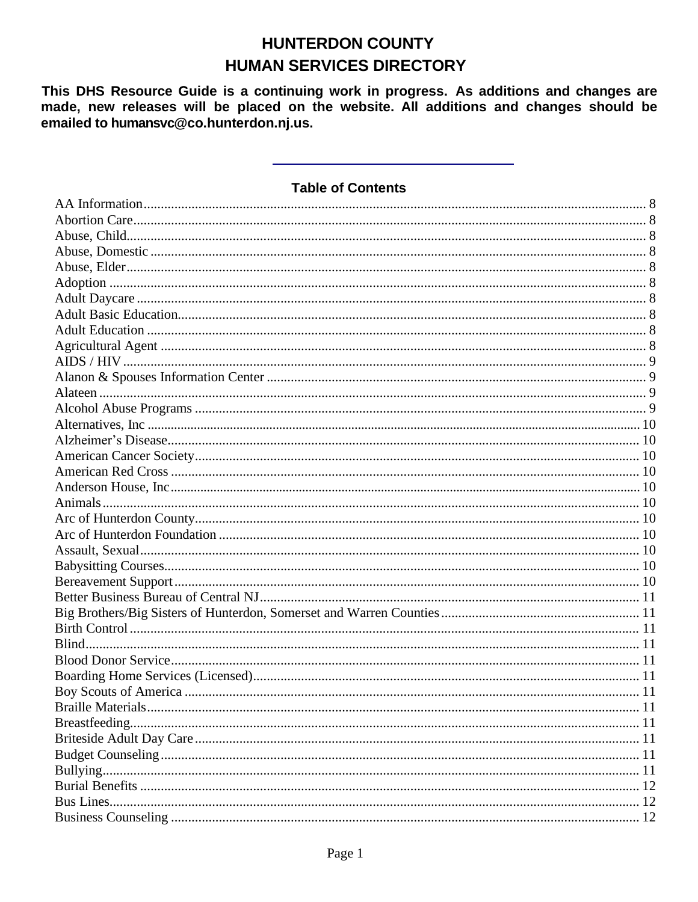# HUNTERDON COUNTY

# HUMAN SERVICES DIRECTORY

**This DHS Resource Guide is a continuing work in progress. As additions and changes are made, new releases will be placed on the website. All additions and changes should be emailed to humansvc@co.hunterdon.nj.us.**

---

## Table of Contents

AA Information .......... 8
Abortion Care .......... 8
Abuse, Child .......... 8
Abuse, Domestic .......... 8
Abuse, Elder .......... 8
Adoption .......... 8
Adult Daycare .......... 8
Adult Basic Education .......... 8
Adult Education .......... 8
Agricultural Agent .......... 8
AIDS / HIV .......... 9
Alanon & Spouses Information Center .......... 9
Alateen .......... 9
Alcohol Abuse Programs .......... 9
Alternatives, Inc .......... 10
Alzheimer's Disease .......... 10
American Cancer Society .......... 10
American Red Cross .......... 10
Anderson House, Inc .......... 10
Animals .......... 10
Arc of Hunterdon County .......... 10
Arc of Hunterdon Foundation .......... 10
Assault, Sexual .......... 10
Babysitting Courses .......... 10
Bereavement Support .......... 10
Better Business Bureau of Central NJ .......... 11
Big Brothers/Big Sisters of Hunterdon, Somerset and Warren Counties .......... 11
Birth Control .......... 11
Blind .......... 11
Blood Donor Service .......... 11
Boarding Home Services (Licensed) .......... 11
Boy Scouts of America .......... 11
Braille Materials .......... 11
Breastfeeding .......... 11
Briteside Adult Day Care .......... 11
Budget Counseling .......... 11
Bullying .......... 11
Burial Benefits .......... 12
Bus Lines .......... 12
Business Counseling .......... 12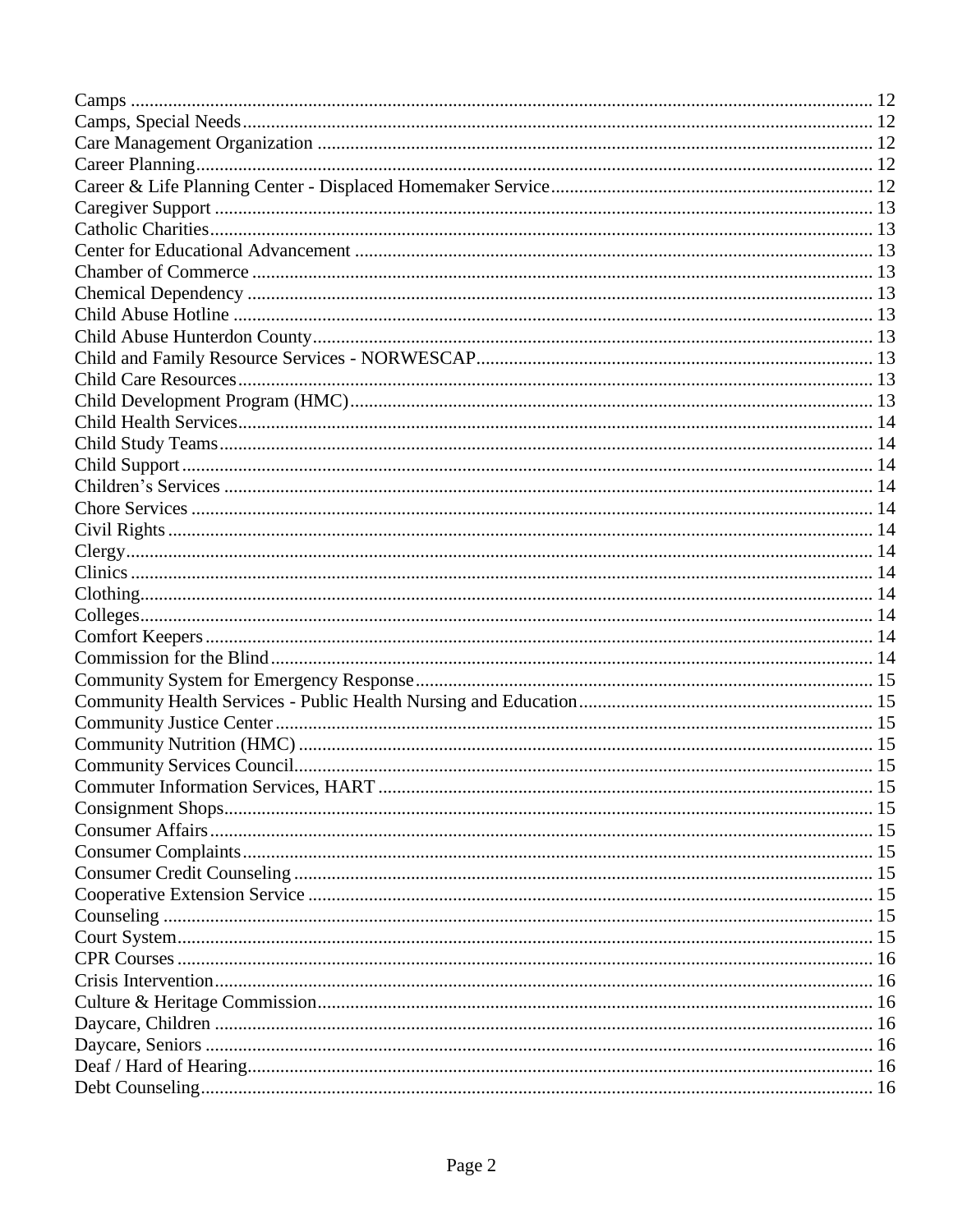Camps ........................................................................................................................................ 12
Camps, Special Needs ................................................................................................................ 12
Care Management Organization ................................................................................................ 12
Career Planning ........................................................................................................................... 12
Career & Life Planning Center - Displaced Homemaker Service .................................................. 12
Caregiver Support ...................................................................................................................... 13
Catholic Charities ........................................................................................................................ 13
Center for Educational Advancement ......................................................................................... 13
Chamber of Commerce ............................................................................................................... 13
Chemical Dependency ................................................................................................................ 13
Child Abuse Hotline .................................................................................................................... 13
Child Abuse Hunterdon County ................................................................................................... 13
Child and Family Resource Services - NORWESCAP ................................................................. 13
Child Care Resources ................................................................................................................. 13
Child Development Program (HMC) ........................................................................................... 13
Child Health Services .................................................................................................................. 14
Child Study Teams ...................................................................................................................... 14
Child Support .............................................................................................................................. 14
Children's Services ..................................................................................................................... 14
Chore Services ........................................................................................................................... 14
Civil Rights .................................................................................................................................. 14
Clergy .......................................................................................................................................... 14
Clinics .......................................................................................................................................... 14
Clothing ....................................................................................................................................... 14
Colleges ...................................................................................................................................... 14
Comfort Keepers ......................................................................................................................... 14
Commission for the Blind ............................................................................................................ 14
Community System for Emergency Response ........................................................................... 15
Community Health Services - Public Health Nursing and Education ........................................... 15
Community Justice Center .......................................................................................................... 15
Community Nutrition (HMC) ....................................................................................................... 15
Community Services Council ....................................................................................................... 15
Commuter Information Services, HART ...................................................................................... 15
Consignment Shops .................................................................................................................... 15
Consumer Affairs ........................................................................................................................ 15
Consumer Complaints ................................................................................................................. 15
Consumer Credit Counseling ...................................................................................................... 15
Cooperative Extension Service ................................................................................................... 15
Counseling .................................................................................................................................. 15
Court System ............................................................................................................................... 15
CPR Courses ............................................................................................................................... 16
Crisis Intervention ....................................................................................................................... 16
Culture & Heritage Commission .................................................................................................. 16
Daycare, Children ....................................................................................................................... 16
Daycare, Seniors ......................................................................................................................... 16
Deaf / Hard of Hearing ................................................................................................................. 16
Debt Counseling .......................................................................................................................... 16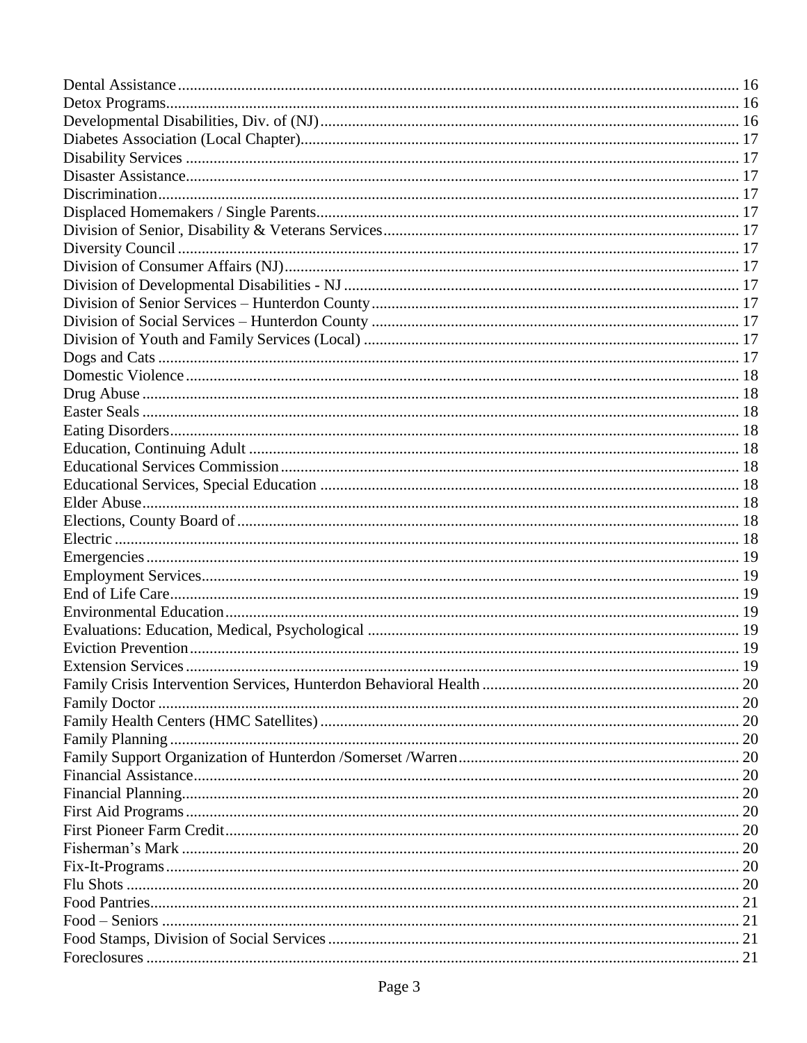Dental Assistance ........................................................... 16
Detox Programs ........................................................... 16
Developmental Disabilities, Div. of (NJ) ........................................................... 16
Diabetes Association (Local Chapter) ........................................................... 17
Disability Services ........................................................... 17
Disaster Assistance ........................................................... 17
Discrimination ........................................................... 17
Displaced Homemakers / Single Parents ........................................................... 17
Division of Senior, Disability & Veterans Services ........................................................... 17
Diversity Council ........................................................... 17
Division of Consumer Affairs (NJ) ........................................................... 17
Division of Developmental Disabilities - NJ ........................................................... 17
Division of Senior Services – Hunterdon County ........................................................... 17
Division of Social Services – Hunterdon County ........................................................... 17
Division of Youth and Family Services (Local) ........................................................... 17
Dogs and Cats ........................................................... 17
Domestic Violence ........................................................... 18
Drug Abuse ........................................................... 18
Easter Seals ........................................................... 18
Eating Disorders ........................................................... 18
Education, Continuing Adult ........................................................... 18
Educational Services Commission ........................................................... 18
Educational Services, Special Education ........................................................... 18
Elder Abuse ........................................................... 18
Elections, County Board of ........................................................... 18
Electric ........................................................... 18
Emergencies ........................................................... 19
Employment Services ........................................................... 19
End of Life Care ........................................................... 19
Environmental Education ........................................................... 19
Evaluations: Education, Medical, Psychological ........................................................... 19
Eviction Prevention ........................................................... 19
Extension Services ........................................................... 19
Family Crisis Intervention Services, Hunterdon Behavioral Health ........................................................... 20
Family Doctor ........................................................... 20
Family Health Centers (HMC Satellites) ........................................................... 20
Family Planning ........................................................... 20
Family Support Organization of Hunterdon /Somerset /Warren ........................................................... 20
Financial Assistance ........................................................... 20
Financial Planning ........................................................... 20
First Aid Programs ........................................................... 20
First Pioneer Farm Credit ........................................................... 20
Fisherman's Mark ........................................................... 20
Fix-It-Programs ........................................................... 20
Flu Shots ........................................................... 20
Food Pantries ........................................................... 21
Food – Seniors ........................................................... 21
Food Stamps, Division of Social Services ........................................................... 21
Foreclosures ........................................................... 21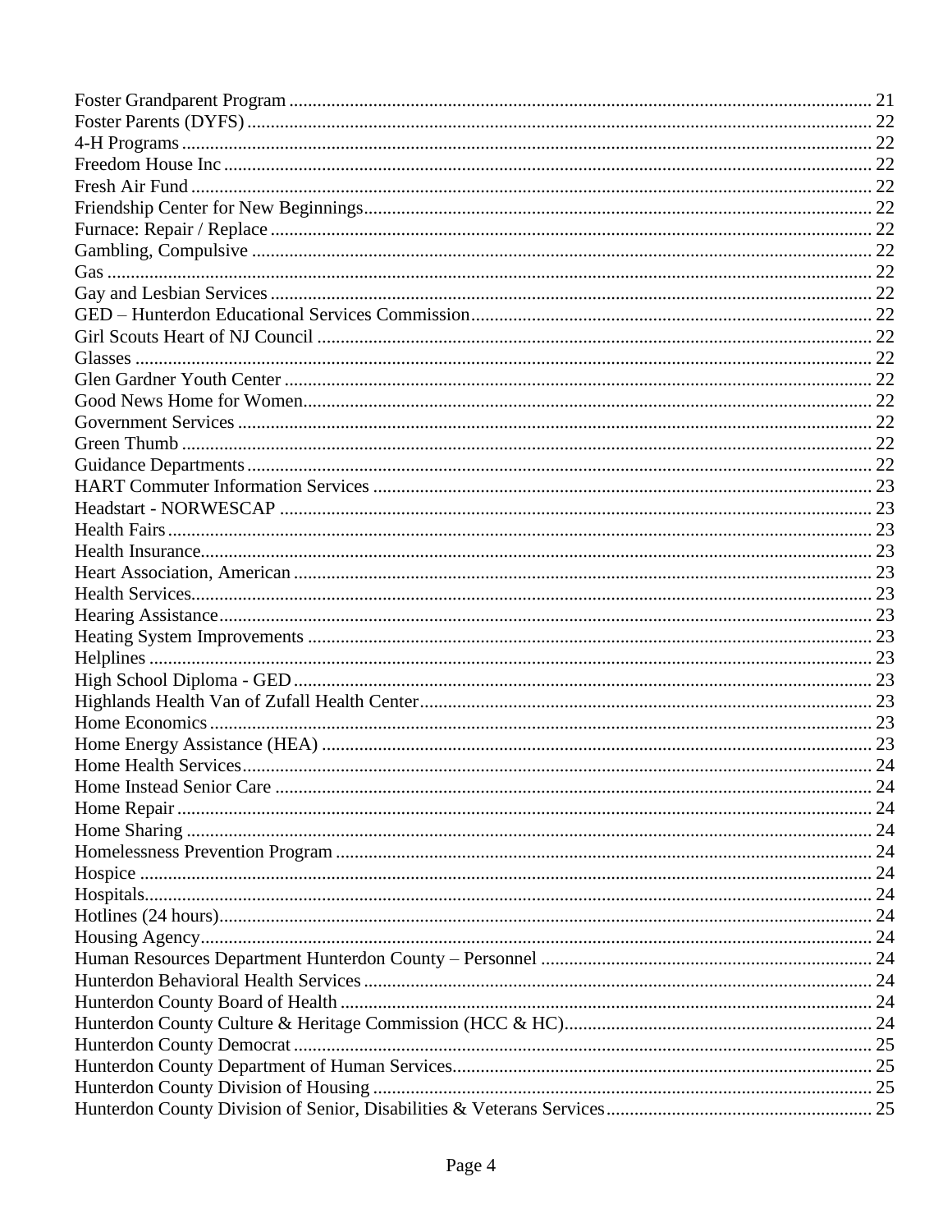Foster Grandparent Program ........................................................................................................... 21
Foster Parents (DYFS) .................................................................................................................... 22
4-H Programs .................................................................................................................................. 22
Freedom House Inc ......................................................................................................................... 22
Fresh Air Fund ................................................................................................................................ 22
Friendship Center for New Beginnings........................................................................................... 22
Furnace: Repair / Replace ............................................................................................................... 22
Gambling, Compulsive ................................................................................................................... 22
Gas .................................................................................................................................................. 22
Gay and Lesbian Services ............................................................................................................... 22
GED – Hunterdon Educational Services Commission..................................................................... 22
Girl Scouts Heart of NJ Council ..................................................................................................... 22
Glasses ............................................................................................................................................ 22
Glen Gardner Youth Center ............................................................................................................ 22
Good News Home for Women......................................................................................................... 22
Government Services ...................................................................................................................... 22
Green Thumb .................................................................................................................................. 22
Guidance Departments .................................................................................................................... 22
HART Commuter Information Services ......................................................................................... 23
Headstart - NORWESCAP ............................................................................................................. 23
Health Fairs ..................................................................................................................................... 23
Health Insurance.............................................................................................................................. 23
Heart Association, American .......................................................................................................... 23
Health Services................................................................................................................................ 23
Hearing Assistance.......................................................................................................................... 23
Heating System Improvements ....................................................................................................... 23
Helplines ......................................................................................................................................... 23
High School Diploma - GED .......................................................................................................... 23
Highlands Health Van of Zufall Health Center ............................................................................... 23
Home Economics ............................................................................................................................ 23
Home Energy Assistance (HEA) ..................................................................................................... 23
Home Health Services..................................................................................................................... 24
Home Instead Senior Care .............................................................................................................. 24
Home Repair ................................................................................................................................... 24
Home Sharing ................................................................................................................................. 24
Homelessness Prevention Program ................................................................................................. 24
Hospice ........................................................................................................................................... 24
Hospitals.......................................................................................................................................... 24
Hotlines (24 hours)........................................................................................................................... 24
Housing Agency.............................................................................................................................. 24
Human Resources Department Hunterdon County – Personnel ...................................................... 24
Hunterdon Behavioral Health Services ........................................................................................... 24
Hunterdon County Board of Health ................................................................................................ 24
Hunterdon County Culture & Heritage Commission (HCC & HC)................................................. 24
Hunterdon County Democrat .......................................................................................................... 25
Hunterdon County Department of Human Services......................................................................... 25
Hunterdon County Division of Housing .......................................................................................... 25
Hunterdon County Division of Senior, Disabilities & Veterans Services........................................ 25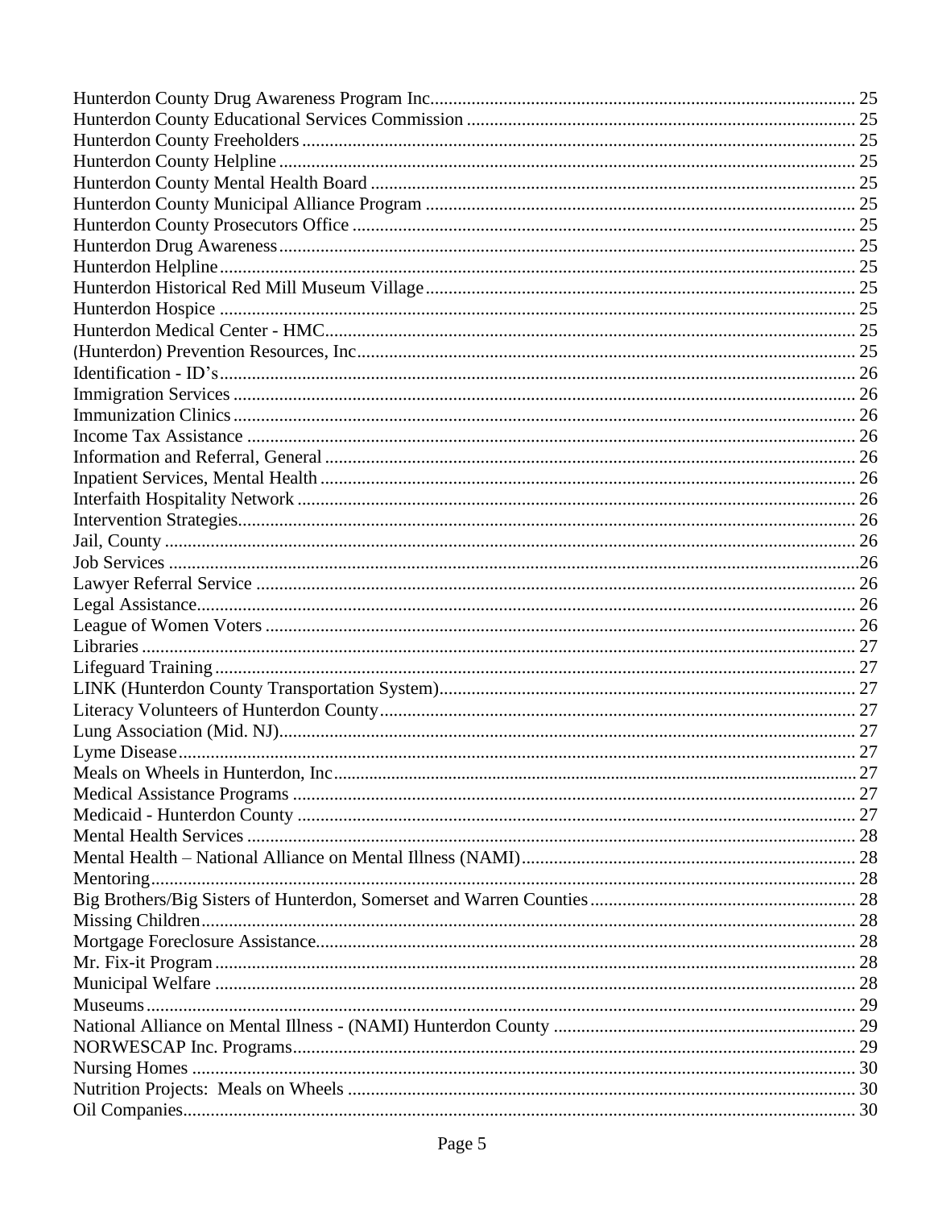Hunterdon County Drug Awareness Program Inc........................................................................................... 25
Hunterdon County Educational Services Commission .................................................................................. 25
Hunterdon County Freeholders ...................................................................................................................... 25
Hunterdon County Helpline ........................................................................................................................... 25
Hunterdon County Mental Health Board ........................................................................................................ 25
Hunterdon County Municipal Alliance Program ............................................................................................ 25
Hunterdon County Prosecutors Office ........................................................................................................... 25
Hunterdon Drug Awareness ........................................................................................................................... 25
Hunterdon Helpline ........................................................................................................................................ 25
Hunterdon Historical Red Mill Museum Village ............................................................................................ 25
Hunterdon Hospice ........................................................................................................................................ 25
Hunterdon Medical Center - HMC.................................................................................................................. 25
(Hunterdon) Prevention Resources, Inc.......................................................................................................... 25
Identification - ID’s ........................................................................................................................................ 26
Immigration Services ..................................................................................................................................... 26
Immunization Clinics ..................................................................................................................................... 26
Income Tax Assistance .................................................................................................................................. 26
Information and Referral, General ................................................................................................................. 26
Inpatient Services, Mental Health .................................................................................................................. 26
Interfaith Hospitality Network ....................................................................................................................... 26
Intervention Strategies.................................................................................................................................... 26
Jail, County .................................................................................................................................................... 26
Job Services ...................................................................................................................................................26
Lawyer Referral Service ................................................................................................................................ 26
Legal Assistance............................................................................................................................................. 26
League of Women Voters .............................................................................................................................. 26
Libraries ......................................................................................................................................................... 27
Lifeguard Training ......................................................................................................................................... 27
LINK (Hunterdon County Transportation System)......................................................................................... 27
Literacy Volunteers of Hunterdon County ...................................................................................................... 27
Lung Association (Mid. NJ)........................................................................................................................... 27
Lyme Disease ................................................................................................................................................. 27
Meals on Wheels in Hunterdon, Inc................................................................................................................ 27
Medical Assistance Programs ........................................................................................................................ 27
Medicaid - Hunterdon County ........................................................................................................................ 27
Mental Health Services .................................................................................................................................. 28
Mental Health – National Alliance on Mental Illness (NAMI) ....................................................................... 28
Mentoring....................................................................................................................................................... 28
Big Brothers/Big Sisters of Hunterdon, Somerset and Warren Counties ........................................................ 28
Missing Children............................................................................................................................................ 28
Mortgage Foreclosure Assistance.................................................................................................................... 28
Mr. Fix-it Program ......................................................................................................................................... 28
Municipal Welfare ......................................................................................................................................... 28
Museums ........................................................................................................................................................ 29
National Alliance on Mental Illness - (NAMI) Hunterdon County ................................................................ 29
NORWESCAP Inc. Programs........................................................................................................................ 29
Nursing Homes .............................................................................................................................................. 30
Nutrition Projects: Meals on Wheels ............................................................................................................ 30
Oil Companies................................................................................................................................................ 30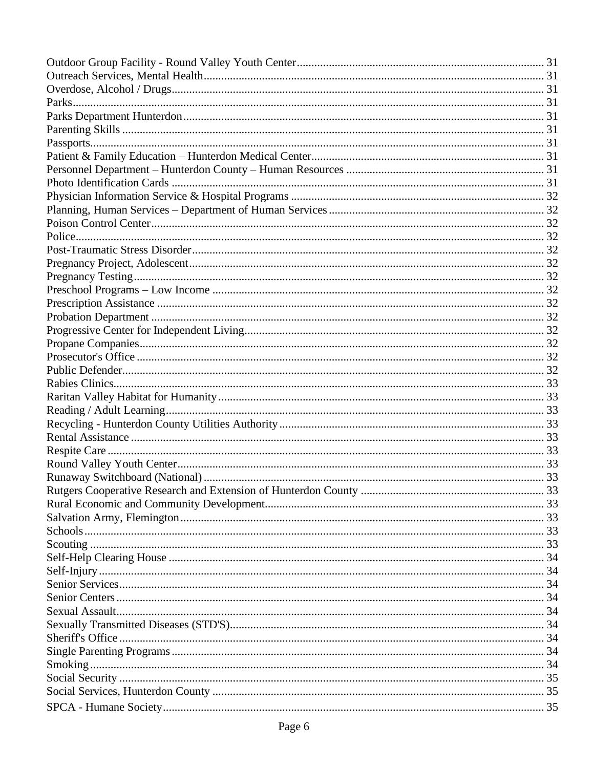Outdoor Group Facility - Round Valley Youth Center........................................................................ 31
Outreach Services, Mental Health........................................................................................................ 31
Overdose, Alcohol / Drugs................................................................................................................... 31
Parks..................................................................................................................................................... 31
Parks Department Hunterdon............................................................................................................... 31
Parenting Skills ..................................................................................................................................... 31
Passports............................................................................................................................................... 31
Patient & Family Education – Hunterdon Medical Center.................................................................. 31
Personnel Department – Hunterdon County – Human Resources ........................................................ 31
Photo Identification Cards ................................................................................................................... 31
Physician Information Service & Hospital Programs .......................................................................... 32
Planning, Human Services – Department of Human Services ............................................................. 32
Poison Control Center.......................................................................................................................... 32
Police.................................................................................................................................................... 32
Post-Traumatic Stress Disorder............................................................................................................ 32
Pregnancy Project, Adolescent............................................................................................................. 32
Pregnancy Testing................................................................................................................................. 32
Preschool Programs – Low Income ...................................................................................................... 32
Prescription Assistance ........................................................................................................................ 32
Probation Department .......................................................................................................................... 32
Progressive Center for Independent Living.......................................................................................... 32
Propane Companies.............................................................................................................................. 32
Prosecutor's Office ............................................................................................................................... 32
Public Defender.................................................................................................................................... 32
Rabies Clinics....................................................................................................................................... 33
Raritan Valley Habitat for Humanity.................................................................................................... 33
Reading / Adult Learning..................................................................................................................... 33
Recycling - Hunterdon County Utilities Authority.............................................................................. 33
Rental Assistance ................................................................................................................................. 33
Respite Care ......................................................................................................................................... 33
Round Valley Youth Center.................................................................................................................. 33
Runaway Switchboard (National) ......................................................................................................... 33
Rutgers Cooperative Research and Extension of Hunterdon County .................................................. 33
Rural Economic and Community Development.................................................................................... 33
Salvation Army, Flemington................................................................................................................ 33
Schools ................................................................................................................................................. 33
Scouting ............................................................................................................................................... 33
Self-Help Clearing House .................................................................................................................... 34
Self-Injury ............................................................................................................................................ 34
Senior Services..................................................................................................................................... 34
Senior Centers ...................................................................................................................................... 34
Sexual Assault...................................................................................................................................... 34
Sexually Transmitted Diseases (STD'S)............................................................................................... 34
Sheriff's Office ..................................................................................................................................... 34
Single Parenting Programs ................................................................................................................... 34
Smoking ............................................................................................................................................... 34
Social Security ...................................................................................................................................... 35
Social Services, Hunterdon County ...................................................................................................... 35
SPCA - Humane Society....................................................................................................................... 35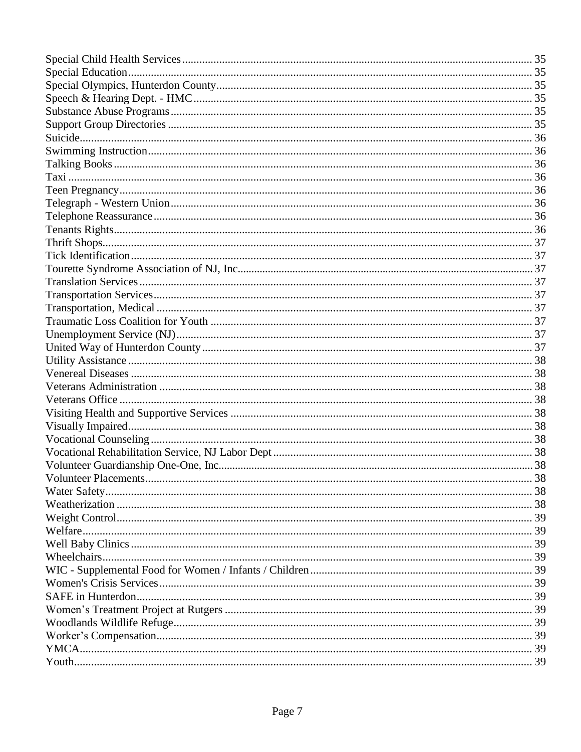Special Child Health Services........................................................................................................... 35
Special Education............................................................................................................................. 35
Special Olympics, Hunterdon County.............................................................................................. 35
Speech & Hearing Dept. - HMC...................................................................................................... 35
Substance Abuse Programs.............................................................................................................. 35
Support Group Directories ............................................................................................................... 35
Suicide.............................................................................................................................................. 36
Swimming Instruction...................................................................................................................... 36
Talking Books .................................................................................................................................. 36
Taxi .................................................................................................................................................. 36
Teen Pregnancy................................................................................................................................ 36
Telegraph - Western Union.............................................................................................................. 36
Telephone Reassurance.................................................................................................................... 36
Tenants Rights.................................................................................................................................. 36
Thrift Shops...................................................................................................................................... 37
Tick Identification............................................................................................................................ 37
Tourette Syndrome Association of NJ, Inc........................................................................................ 37
Translation Services......................................................................................................................... 37
Transportation Services.................................................................................................................... 37
Transportation, Medical ................................................................................................................... 37
Traumatic Loss Coalition for Youth ................................................................................................ 37
Unemployment Service (NJ)............................................................................................................ 37
United Way of Hunterdon County.................................................................................................... 37
Utility Assistance............................................................................................................................. 38
Venereal Diseases ............................................................................................................................ 38
Veterans Administration .................................................................................................................. 38
Veterans Office ................................................................................................................................ 38
Visiting Health and Supportive Services .......................................................................................... 38
Visually Impaired............................................................................................................................. 38
Vocational Counseling..................................................................................................................... 38
Vocational Rehabilitation Service, NJ Labor Dept........................................................................... 38
Volunteer Guardianship One-One, Inc.............................................................................................. 38
Volunteer Placements....................................................................................................................... 38
Water Safety..................................................................................................................................... 38
Weatherization ................................................................................................................................. 38
Weight Control................................................................................................................................. 39
Welfare............................................................................................................................................. 39
Well Baby Clinics ............................................................................................................................ 39
Wheelchairs...................................................................................................................................... 39
WIC - Supplemental Food for Women / Infants / Children............................................................. 39
Women's Crisis Services.................................................................................................................. 39
SAFE in Hunterdon.......................................................................................................................... 39
Women's Treatment Project at Rutgers ........................................................................................... 39
Woodlands Wildlife Refuge............................................................................................................. 39
Worker's Compensation................................................................................................................... 39
YMCA.............................................................................................................................................. 39
Youth................................................................................................................................................ 39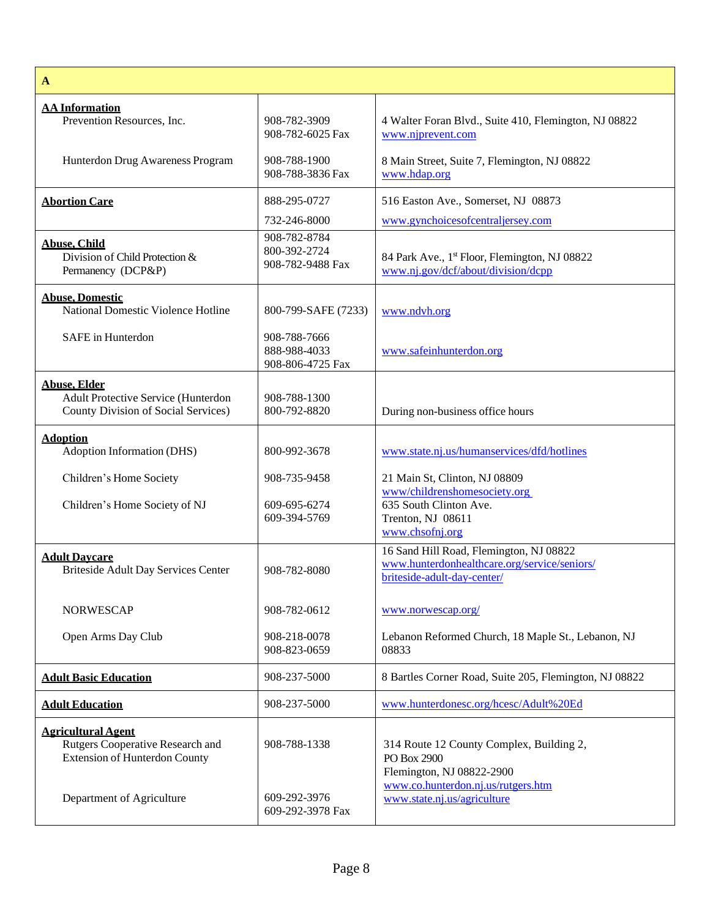| A | | |
|---|---|---|
| **AA Information**<br>Prevention Resources, Inc.<br><br>Hunterdon Drug Awareness Program | 908-782-3909<br>908-782-6025 Fax<br><br>908-788-1900<br>908-788-3836 Fax | 4 Walter Foran Blvd., Suite 410, Flemington, NJ 08822<br>www.njprevent.com<br><br>8 Main Street, Suite 7, Flemington, NJ 08822<br>www.hdap.org |
| **Abortion Care** | 888-295-0727<br>732-246-8000 | 516 Easton Ave., Somerset, NJ 08873<br>www.gynchoicesofcentraljersey.com |
| **Abuse, Child**<br>Division of Child Protection & Permanency (DCP&P) | 908-782-8784<br>800-392-2724<br>908-782-9488 Fax | 84 Park Ave., 1st Floor, Flemington, NJ 08822<br>www.nj.gov/dcf/about/division/dcpp |
| **Abuse, Domestic**<br>National Domestic Violence Hotline<br><br>SAFE in Hunterdon | 800-799-SAFE (7233)<br><br>908-788-7666<br>888-988-4033<br>908-806-4725 Fax | www.ndvh.org<br><br>www.safeinhunterdon.org |
| **Abuse, Elder**<br>Adult Protective Service (Hunterdon County Division of Social Services) | 908-788-1300<br>800-792-8820 | During non-business office hours |
| **Adoption**<br>Adoption Information (DHS)<br><br>Children's Home Society<br><br>Children's Home Society of NJ | 800-992-3678<br><br>908-735-9458<br><br>609-695-6274<br>609-394-5769 | www.state.nj.us/humanservices/dfd/hotlines<br><br>21 Main St, Clinton, NJ 08809<br>www/childrenshomesociety.org<br>635 South Clinton Ave.<br>Trenton, NJ 08611<br>www.chsofnj.org |
| **Adult Daycare**<br>Briteside Adult Day Services Center<br><br>NORWESCAP<br><br>Open Arms Day Club | 908-782-8080<br><br>908-782-0612<br><br>908-218-0078<br>908-823-0659 | 16 Sand Hill Road, Flemington, NJ 08822<br>www.hunterdonhealthcare.org/service/seniors/briteside-adult-day-center/<br><br>www.norwescap.org/<br><br>Lebanon Reformed Church, 18 Maple St., Lebanon, NJ 08833 |
| **Adult Basic Education** | 908-237-5000 | 8 Bartles Corner Road, Suite 205, Flemington, NJ 08822 |
| **Adult Education** | 908-237-5000 | www.hunterdonesc.org/hcesc/Adult%20Ed |
| **Agricultural Agent**<br>Rutgers Cooperative Research and Extension of Hunterdon County<br><br>Department of Agriculture | 908-788-1338<br><br>609-292-3976<br>609-292-3978 Fax | 314 Route 12 County Complex, Building 2,<br>PO Box 2900<br>Flemington, NJ 08822-2900<br>www.co.hunterdon.nj.us/rutgers.htm<br>www.state.nj.us/agriculture |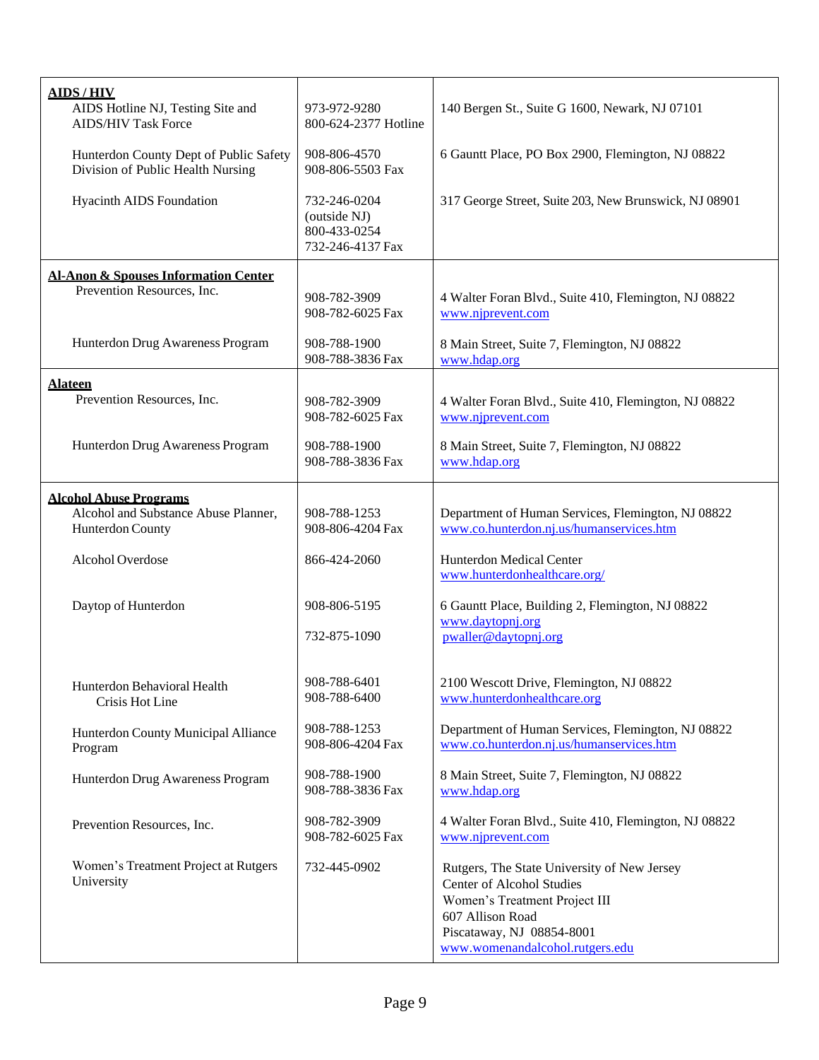| | | |
|---|---|---|
| **AIDS / HIV** | | |
| AIDS Hotline NJ, Testing Site and AIDS/HIV Task Force | 973-972-9280<br>800-624-2377 Hotline | 140 Bergen St., Suite G 1600, Newark, NJ 07101 |
| Hunterdon County Dept of Public Safety Division of Public Health Nursing | 908-806-4570<br>908-806-5503 Fax | 6 Gauntt Place, PO Box 2900, Flemington, NJ 08822 |
| Hyacinth AIDS Foundation | 732-246-0204<br>(outside NJ)<br>800-433-0254<br>732-246-4137 Fax | 317 George Street, Suite 203, New Brunswick, NJ 08901 |
| **Al-Anon & Spouses Information Center** | | |
| Prevention Resources, Inc. | 908-782-3909<br>908-782-6025 Fax | 4 Walter Foran Blvd., Suite 410, Flemington, NJ 08822<br>www.njprevent.com |
| Hunterdon Drug Awareness Program | 908-788-1900<br>908-788-3836 Fax | 8 Main Street, Suite 7, Flemington, NJ 08822<br>www.hdap.org |
| **Alateen** | | |
| Prevention Resources, Inc. | 908-782-3909<br>908-782-6025 Fax | 4 Walter Foran Blvd., Suite 410, Flemington, NJ 08822<br>www.njprevent.com |
| Hunterdon Drug Awareness Program | 908-788-1900<br>908-788-3836 Fax | 8 Main Street, Suite 7, Flemington, NJ 08822<br>www.hdap.org |
| **Alcohol Abuse Programs** | | |
| Alcohol and Substance Abuse Planner, Hunterdon County | 908-788-1253<br>908-806-4204 Fax | Department of Human Services, Flemington, NJ 08822<br>www.co.hunterdon.nj.us/humanservices.htm |
| Alcohol Overdose | 866-424-2060 | Hunterdon Medical Center<br>www.hunterdonhealthcare.org/ |
| Daytop of Hunterdon | 908-806-5195<br>732-875-1090 | 6 Gauntt Place, Building 2, Flemington, NJ 08822<br>www.daytopnj.org<br>pwaller@daytopnj.org |
| Hunterdon Behavioral Health<br>Crisis Hot Line | 908-788-6401<br>908-788-6400 | 2100 Wescott Drive, Flemington, NJ 08822<br>www.hunterdonhealthcare.org |
| Hunterdon County Municipal Alliance Program | 908-788-1253<br>908-806-4204 Fax | Department of Human Services, Flemington, NJ 08822<br>www.co.hunterdon.nj.us/humanservices.htm |
| Hunterdon Drug Awareness Program | 908-788-1900<br>908-788-3836 Fax | 8 Main Street, Suite 7, Flemington, NJ 08822<br>www.hdap.org |
| Prevention Resources, Inc. | 908-782-3909<br>908-782-6025 Fax | 4 Walter Foran Blvd., Suite 410, Flemington, NJ 08822<br>www.njprevent.com |
| Women's Treatment Project at Rutgers University | 732-445-0902 | Rutgers, The State University of New Jersey<br>Center of Alcohol Studies<br>Women's Treatment Project III<br>607 Allison Road<br>Piscataway, NJ 08854-8001<br>www.womenandalcohol.rutgers.edu |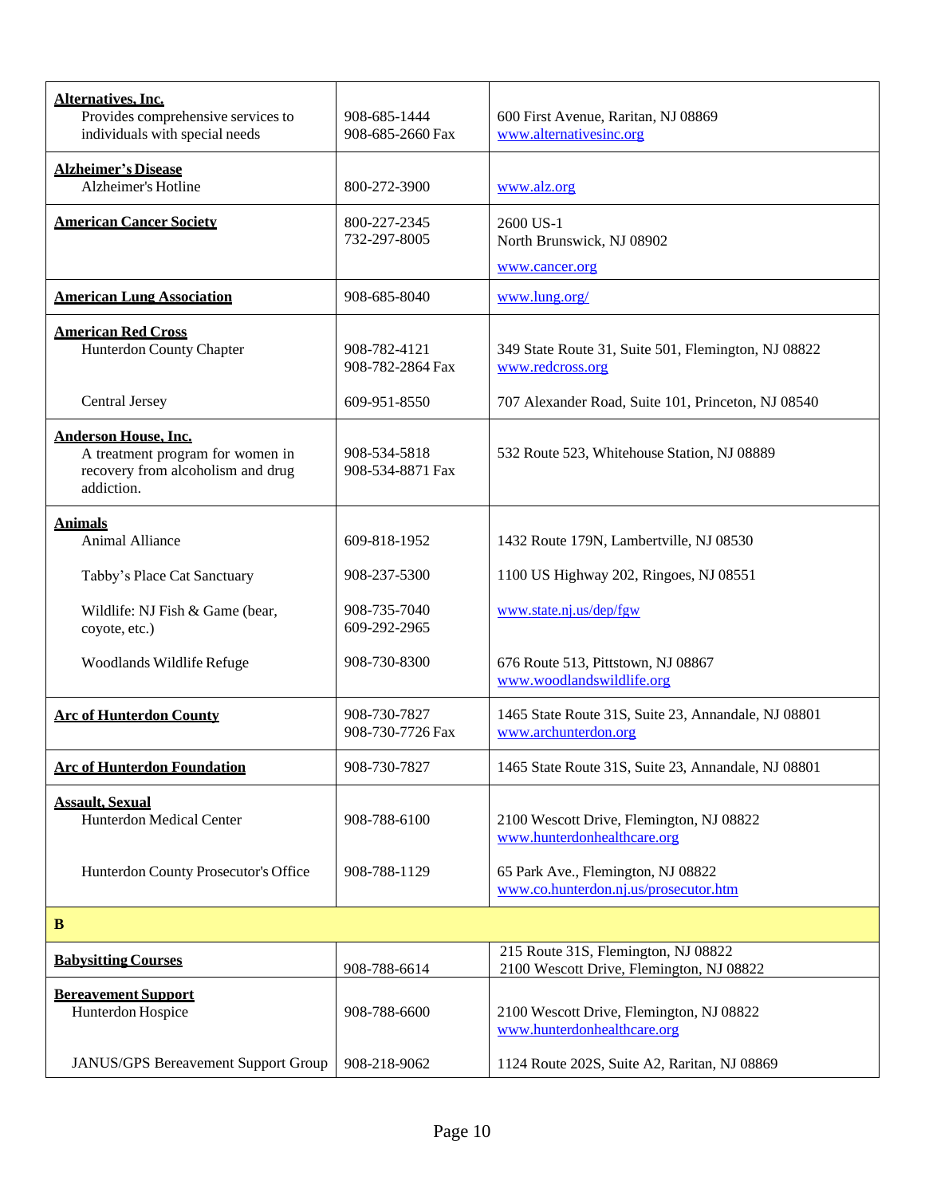| | | |
|---|---|---|
| **Alternatives, Inc.**<br>Provides comprehensive services to individuals with special needs | 908-685-1444<br>908-685-2660 Fax | 600 First Avenue, Raritan, NJ 08869<br>www.alternativesinc.org |
| **Alzheimer's Disease**<br>Alzheimer's Hotline | 800-272-3900 | www.alz.org |
| **American Cancer Society** | 800-227-2345<br>732-297-8005 | 2600 US-1<br>North Brunswick, NJ 08902<br>www.cancer.org |
| **American Lung Association** | 908-685-8040 | www.lung.org/ |
| **American Red Cross**<br>Hunterdon County Chapter | 908-782-4121<br>908-782-2864 Fax | 349 State Route 31, Suite 501, Flemington, NJ 08822<br>www.redcross.org |
| Central Jersey | 609-951-8550 | 707 Alexander Road, Suite 101, Princeton, NJ 08540 |
| **Anderson House, Inc.**<br>A treatment program for women in recovery from alcoholism and drug addiction. | 908-534-5818<br>908-534-8871 Fax | 532 Route 523, Whitehouse Station, NJ 08889 |
| **Animals**<br>Animal Alliance | 609-818-1952 | 1432 Route 179N, Lambertville, NJ 08530 |
| Tabby's Place Cat Sanctuary | 908-237-5300 | 1100 US Highway 202, Ringoes, NJ 08551 |
| Wildlife: NJ Fish & Game (bear, coyote, etc.) | 908-735-7040<br>609-292-2965 | www.state.nj.us/dep/fgw |
| Woodlands Wildlife Refuge | 908-730-8300 | 676 Route 513, Pittstown, NJ 08867<br>www.woodlandswildlife.org |
| **Arc of Hunterdon County** | 908-730-7827<br>908-730-7726 Fax | 1465 State Route 31S, Suite 23, Annandale, NJ 08801<br>www.archunterdon.org |
| **Arc of Hunterdon Foundation** | 908-730-7827 | 1465 State Route 31S, Suite 23, Annandale, NJ 08801 |
| **Assault, Sexual**<br>Hunterdon Medical Center | 908-788-6100 | 2100 Wescott Drive, Flemington, NJ 08822<br>www.hunterdonhealthcare.org |
| Hunterdon County Prosecutor's Office | 908-788-1129 | 65 Park Ave., Flemington, NJ 08822<br>www.co.hunterdon.nj.us/prosecutor.htm |
| **B** | | |
| **Babysitting Courses** | 908-788-6614 | 215 Route 31S, Flemington, NJ 08822<br>2100 Wescott Drive, Flemington, NJ 08822 |
| **Bereavement Support**<br>Hunterdon Hospice | 908-788-6600 | 2100 Wescott Drive, Flemington, NJ 08822<br>www.hunterdonhealthcare.org |
| JANUS/GPS Bereavement Support Group | 908-218-9062 | 1124 Route 202S, Suite A2, Raritan, NJ 08869 |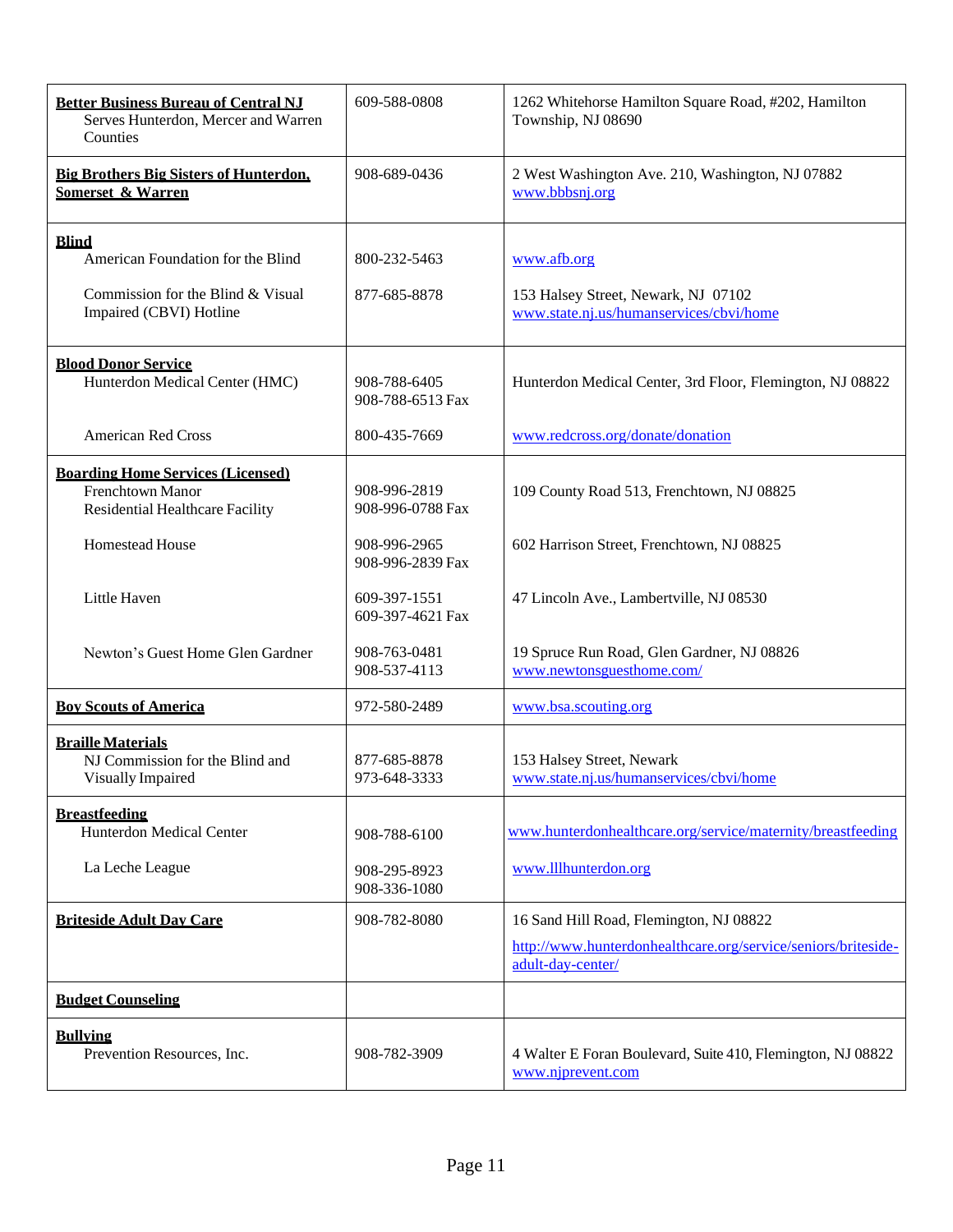| | | |
|---|---|---|
| **Better Business Bureau of Central NJ**<br>Serves Hunterdon, Mercer and Warren Counties | 609-588-0808 | 1262 Whitehorse Hamilton Square Road, #202, Hamilton Township, NJ 08690 |
| **Big Brothers Big Sisters of Hunterdon, Somerset & Warren** | 908-689-0436 | 2 West Washington Ave. 210, Washington, NJ 07882<br>www.bbbsnj.org |
| **Blind**<br>American Foundation for the Blind<br><br>Commission for the Blind & Visual Impaired (CBVI) Hotline | <br>800-232-5463<br><br>877-685-8878 | <br>www.afb.org<br><br>153 Halsey Street, Newark, NJ 07102<br>www.state.nj.us/humanservices/cbvi/home |
| **Blood Donor Service**<br>Hunterdon Medical Center (HMC)<br><br>American Red Cross | <br>908-788-6405<br>908-788-6513 Fax<br><br>800-435-7669 | <br>Hunterdon Medical Center, 3rd Floor, Flemington, NJ 08822<br><br>www.redcross.org/donate/donation |
| **Boarding Home Services (Licensed)**<br>Frenchtown Manor<br>Residential Healthcare Facility<br><br>Homestead House<br><br>Little Haven<br><br>Newton's Guest Home Glen Gardner | <br>908-996-2819<br>908-996-0788 Fax<br><br>908-996-2965<br>908-996-2839 Fax<br><br>609-397-1551<br>609-397-4621 Fax<br><br>908-763-0481<br>908-537-4113 | <br>109 County Road 513, Frenchtown, NJ 08825<br><br>602 Harrison Street, Frenchtown, NJ 08825<br><br>47 Lincoln Ave., Lambertville, NJ 08530<br><br>19 Spruce Run Road, Glen Gardner, NJ 08826<br>www.newtonsguesthome.com/ |
| **Boy Scouts of America** | 972-580-2489 | www.bsa.scouting.org |
| **Braille Materials**<br>NJ Commission for the Blind and Visually Impaired | <br>877-685-8878<br>973-648-3333 | <br>153 Halsey Street, Newark<br>www.state.nj.us/humanservices/cbvi/home |
| **Breastfeeding**<br>Hunterdon Medical Center<br><br>La Leche League | <br>908-788-6100<br><br>908-295-8923<br>908-336-1080 | <br>www.hunterdonhealthcare.org/service/maternity/breastfeeding<br><br>www.lllhunterdon.org |
| **Briteside Adult Day Care** | 908-782-8080 | 16 Sand Hill Road, Flemington, NJ 08822<br>http://www.hunterdonhealthcare.org/service/seniors/briteside-adult-day-center/ |
| **Budget Counseling** | | |
| **Bullying**<br>Prevention Resources, Inc. | <br>908-782-3909 | <br>4 Walter E Foran Boulevard, Suite 410, Flemington, NJ 08822<br>www.njprevent.com |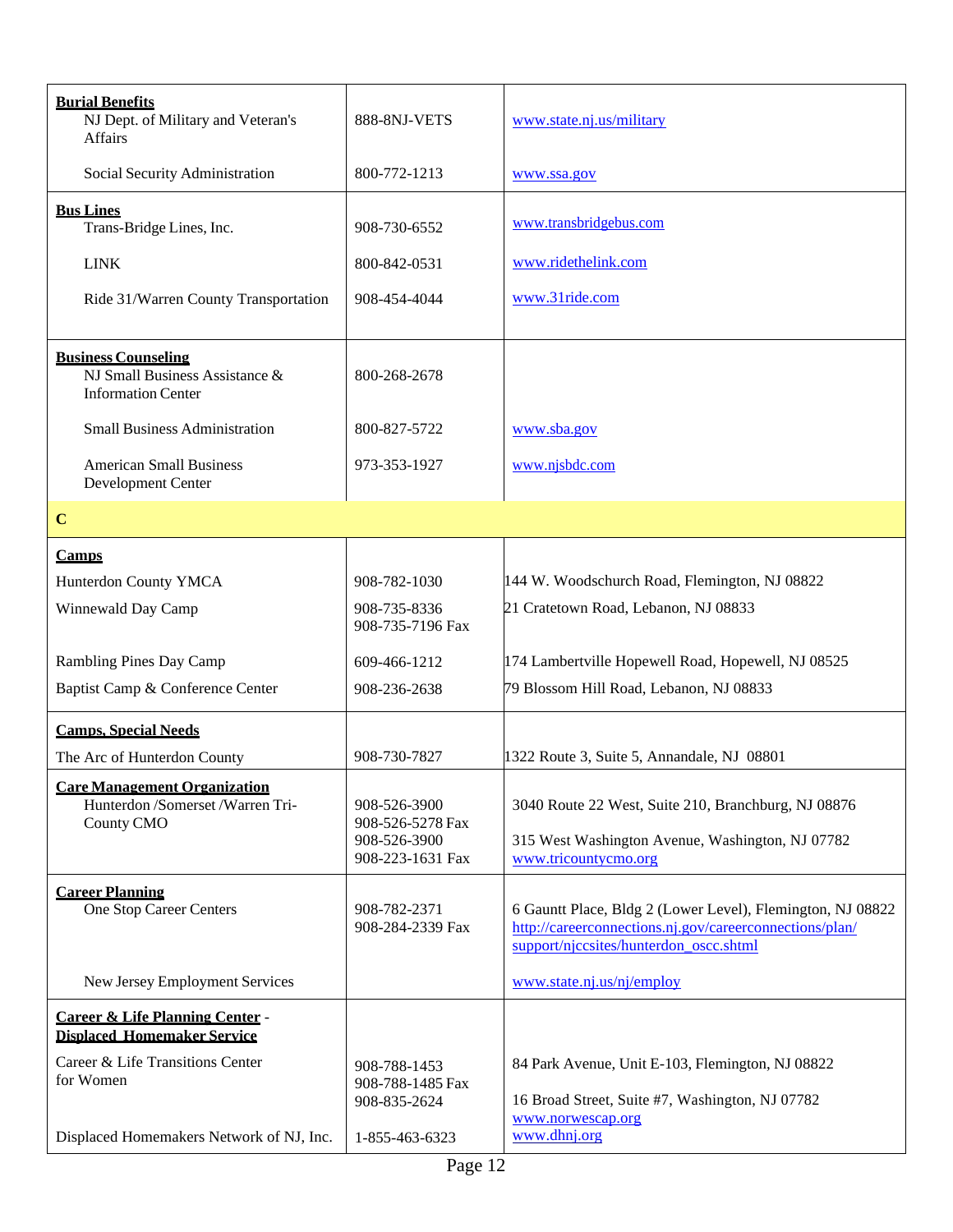| | | |
|---|---|---|
| **Burial Benefits** | | |
| NJ Dept. of Military and Veteran's Affairs | 888-8NJ-VETS | www.state.nj.us/military |
| Social Security Administration | 800-772-1213 | www.ssa.gov |
| **Bus Lines** | | |
| Trans-Bridge Lines, Inc. | 908-730-6552 | www.transbridgebus.com |
| LINK | 800-842-0531 | www.ridethelink.com |
| Ride 31/Warren County Transportation | 908-454-4044 | www.31ride.com |
| **Business Counseling** | | |
| NJ Small Business Assistance & Information Center | 800-268-2678 | |
| Small Business Administration | 800-827-5722 | www.sba.gov |
| American Small Business Development Center | 973-353-1927 | www.njsbdc.com |
| **C** | | |
| **Camps** | | |
| Hunterdon County YMCA | 908-782-1030 | 144 W. Woodschurch Road, Flemington, NJ 08822 |
| Winnewald Day Camp | 908-735-8336<br>908-735-7196 Fax | 21 Cratetown Road, Lebanon, NJ 08833 |
| Rambling Pines Day Camp | 609-466-1212 | 174 Lambertville Hopewell Road, Hopewell, NJ 08525 |
| Baptist Camp & Conference Center | 908-236-2638 | 79 Blossom Hill Road, Lebanon, NJ 08833 |
| **Camps, Special Needs** | | |
| The Arc of Hunterdon County | 908-730-7827 | 1322 Route 3, Suite 5, Annandale, NJ 08801 |
| **Care Management Organization** | | |
| Hunterdon /Somerset /Warren Tri-County CMO | 908-526-3900<br>908-526-5278 Fax<br>908-526-3900<br>908-223-1631 Fax | 3040 Route 22 West, Suite 210, Branchburg, NJ 08876<br>315 West Washington Avenue, Washington, NJ 07782<br>www.tricountycmo.org |
| **Career Planning** | | |
| One Stop Career Centers | 908-782-2371<br>908-284-2339 Fax | 6 Gauntt Place, Bldg 2 (Lower Level), Flemington, NJ 08822<br>http://careerconnections.nj.gov/careerconnections/plan/support/njccsites/hunterdon_oscc.shtml |
| New Jersey Employment Services | | www.state.nj.us/nj/employ |
| **Career & Life Planning Center - Displaced Homemaker Service** | | |
| Career & Life Transitions Center for Women | 908-788-1453<br>908-788-1485 Fax<br>908-835-2624 | 84 Park Avenue, Unit E-103, Flemington, NJ 08822<br>16 Broad Street, Suite #7, Washington, NJ 07782<br>www.norwescap.org |
| Displaced Homemakers Network of NJ, Inc. | 1-855-463-6323 | www.dhnj.org |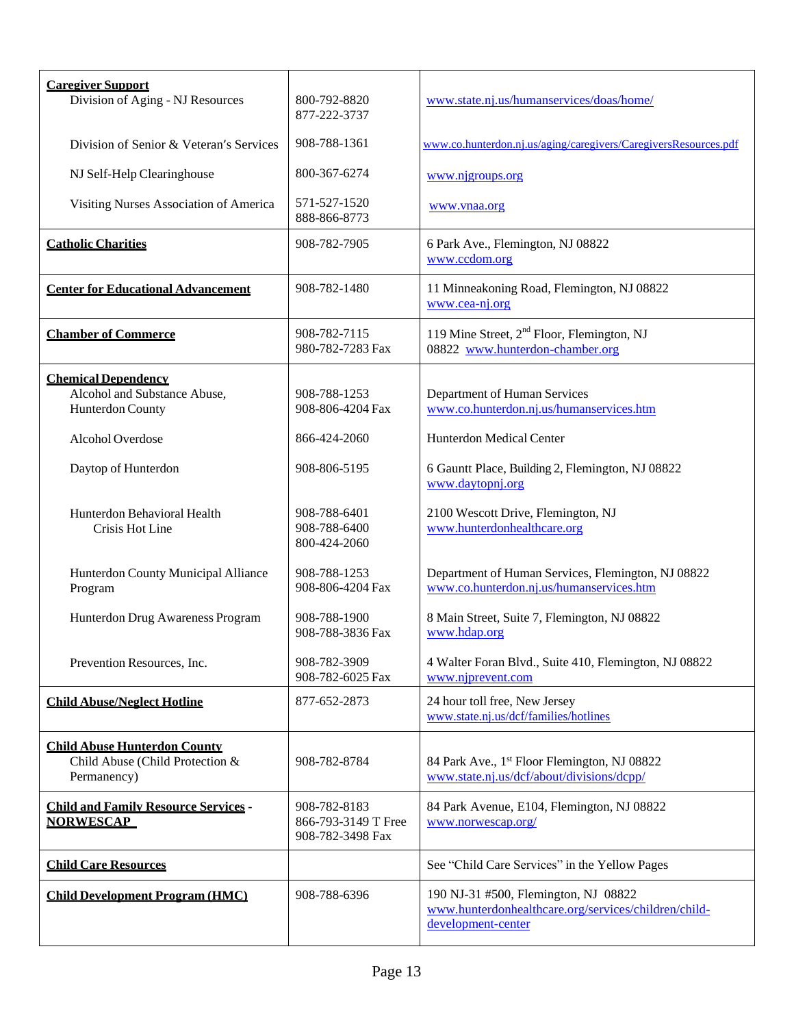| | | |
|---|---|---|
| **Caregiver Support** | | |
| Division of Aging - NJ Resources | 800-792-8820<br>877-222-3737 | www.state.nj.us/humanservices/doas/home/ |
| Division of Senior & Veteran's Services | 908-788-1361 | www.co.hunterdon.nj.us/aging/caregivers/CaregiversResources.pdf |
| NJ Self-Help Clearinghouse | 800-367-6274 | www.njgroups.org |
| Visiting Nurses Association of America | 571-527-1520<br>888-866-8773 | www.vnaa.org |
| **Catholic Charities** | 908-782-7905 | 6 Park Ave., Flemington, NJ 08822<br>www.ccdom.org |
| **Center for Educational Advancement** | 908-782-1480 | 11 Minneakoning Road, Flemington, NJ 08822<br>www.cea-nj.org |
| **Chamber of Commerce** | 908-782-7115<br>980-782-7283 Fax | 119 Mine Street, 2nd Floor, Flemington, NJ 08822 www.hunterdon-chamber.org |
| **Chemical Dependency** | | |
| Alcohol and Substance Abuse, Hunterdon County | 908-788-1253<br>908-806-4204 Fax | Department of Human Services<br>www.co.hunterdon.nj.us/humanservices.htm |
| Alcohol Overdose | 866-424-2060 | Hunterdon Medical Center |
| Daytop of Hunterdon | 908-806-5195 | 6 Gauntt Place, Building 2, Flemington, NJ 08822<br>www.daytopnj.org |
| Hunterdon Behavioral Health<br>Crisis Hot Line | 908-788-6401<br>908-788-6400<br>800-424-2060 | 2100 Wescott Drive, Flemington, NJ<br>www.hunterdonhealthcare.org |
| Hunterdon County Municipal Alliance Program | 908-788-1253<br>908-806-4204 Fax | Department of Human Services, Flemington, NJ 08822<br>www.co.hunterdon.nj.us/humanservices.htm |
| Hunterdon Drug Awareness Program | 908-788-1900<br>908-788-3836 Fax | 8 Main Street, Suite 7, Flemington, NJ 08822<br>www.hdap.org |
| Prevention Resources, Inc. | 908-782-3909<br>908-782-6025 Fax | 4 Walter Foran Blvd., Suite 410, Flemington, NJ 08822<br>www.njprevent.com |
| **Child Abuse/Neglect Hotline** | 877-652-2873 | 24 hour toll free, New Jersey<br>www.state.nj.us/dcf/families/hotlines |
| **Child Abuse Hunterdon County** | | |
| Child Abuse (Child Protection & Permanency) | 908-782-8784 | 84 Park Ave., 1st Floor Flemington, NJ 08822<br>www.state.nj.us/dcf/about/divisions/dcpp/ |
| **Child and Family Resource Services - NORWESCAP** | 908-782-8183<br>866-793-3149 T Free<br>908-782-3498 Fax | 84 Park Avenue, E104, Flemington, NJ 08822<br>www.norwescap.org/ |
| **Child Care Resources** | | See "Child Care Services" in the Yellow Pages |
| **Child Development Program (HMC)** | 908-788-6396 | 190 NJ-31 #500, Flemington, NJ 08822<br>www.hunterdonhealthcare.org/services/children/child-development-center |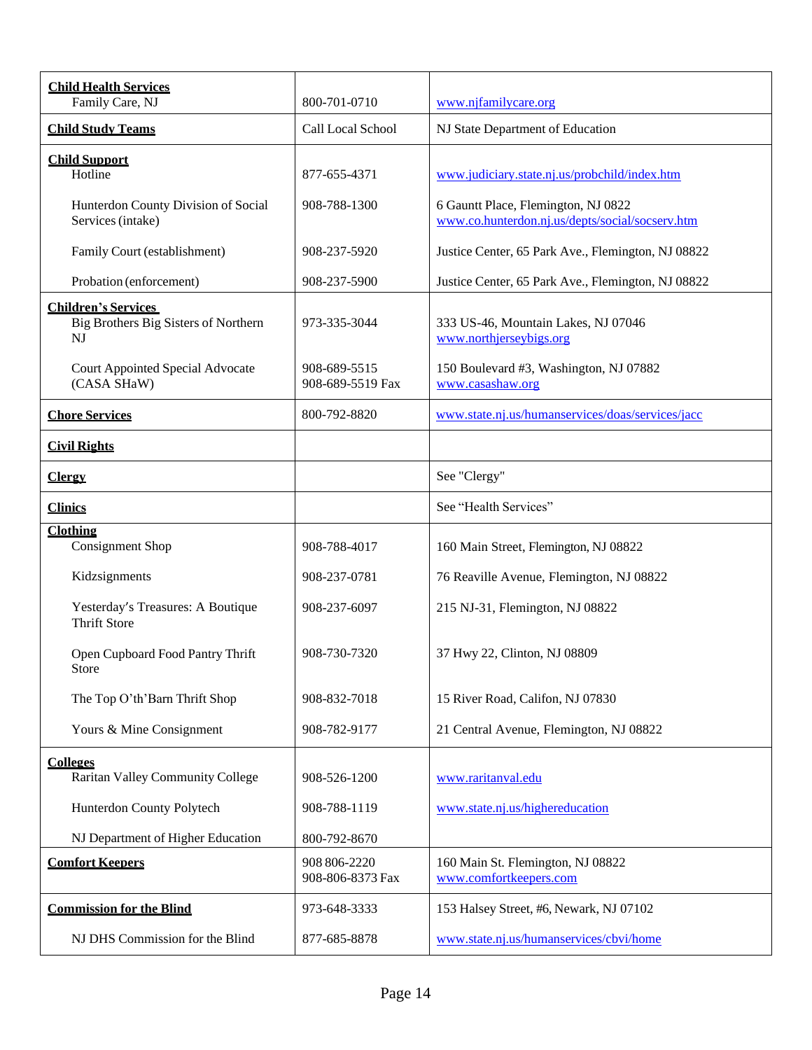| | | |
|---|---|---|
| **Child Health Services**<br>Family Care, NJ | 800-701-0710 | www.njfamilycare.org |
| **Child Study Teams** | Call Local School | NJ State Department of Education |
| **Child Support**<br>Hotline | 877-655-4371 | www.judiciary.state.nj.us/probchild/index.htm |
| Hunterdon County Division of Social Services (intake) | 908-788-1300 | 6 Gauntt Place, Flemington, NJ 0822<br>www.co.hunterdon.nj.us/depts/social/socserv.htm |
| Family Court (establishment) | 908-237-5920 | Justice Center, 65 Park Ave., Flemington, NJ 08822 |
| Probation (enforcement) | 908-237-5900 | Justice Center, 65 Park Ave., Flemington, NJ 08822 |
| **Children's Services**<br>Big Brothers Big Sisters of Northern NJ | 973-335-3044 | 333 US-46, Mountain Lakes, NJ 07046<br>www.northjerseybigs.org |
| Court Appointed Special Advocate (CASA SHaW) | 908-689-5515<br>908-689-5519 Fax | 150 Boulevard #3, Washington, NJ 07882<br>www.casashaw.org |
| **Chore Services** | 800-792-8820 | www.state.nj.us/humanservices/doas/services/jacc |
| **Civil Rights** | | |
| **Clergy** | | See "Clergy" |
| **Clinics** | | See "Health Services" |
| **Clothing**<br>Consignment Shop | 908-788-4017 | 160 Main Street, Flemington, NJ 08822 |
| Kidzsignments | 908-237-0781 | 76 Reaville Avenue, Flemington, NJ 08822 |
| Yesterday's Treasures: A Boutique Thrift Store | 908-237-6097 | 215 NJ-31, Flemington, NJ 08822 |
| Open Cupboard Food Pantry Thrift Store | 908-730-7320 | 37 Hwy 22, Clinton, NJ 08809 |
| The Top O'th'Barn Thrift Shop | 908-832-7018 | 15 River Road, Califon, NJ 07830 |
| Yours & Mine Consignment | 908-782-9177 | 21 Central Avenue, Flemington, NJ 08822 |
| **Colleges**<br>Raritan Valley Community College | 908-526-1200 | www.raritanval.edu |
| Hunterdon County Polytech | 908-788-1119 | www.state.nj.us/highereducation |
| NJ Department of Higher Education | 800-792-8670 | |
| **Comfort Keepers** | 908 806-2220<br>908-806-8373 Fax | 160 Main St. Flemington, NJ 08822<br>www.comfortkeepers.com |
| **Commission for the Blind** | 973-648-3333 | 153 Halsey Street, #6, Newark, NJ 07102 |
| NJ DHS Commission for the Blind | 877-685-8878 | www.state.nj.us/humanservices/cbvi/home |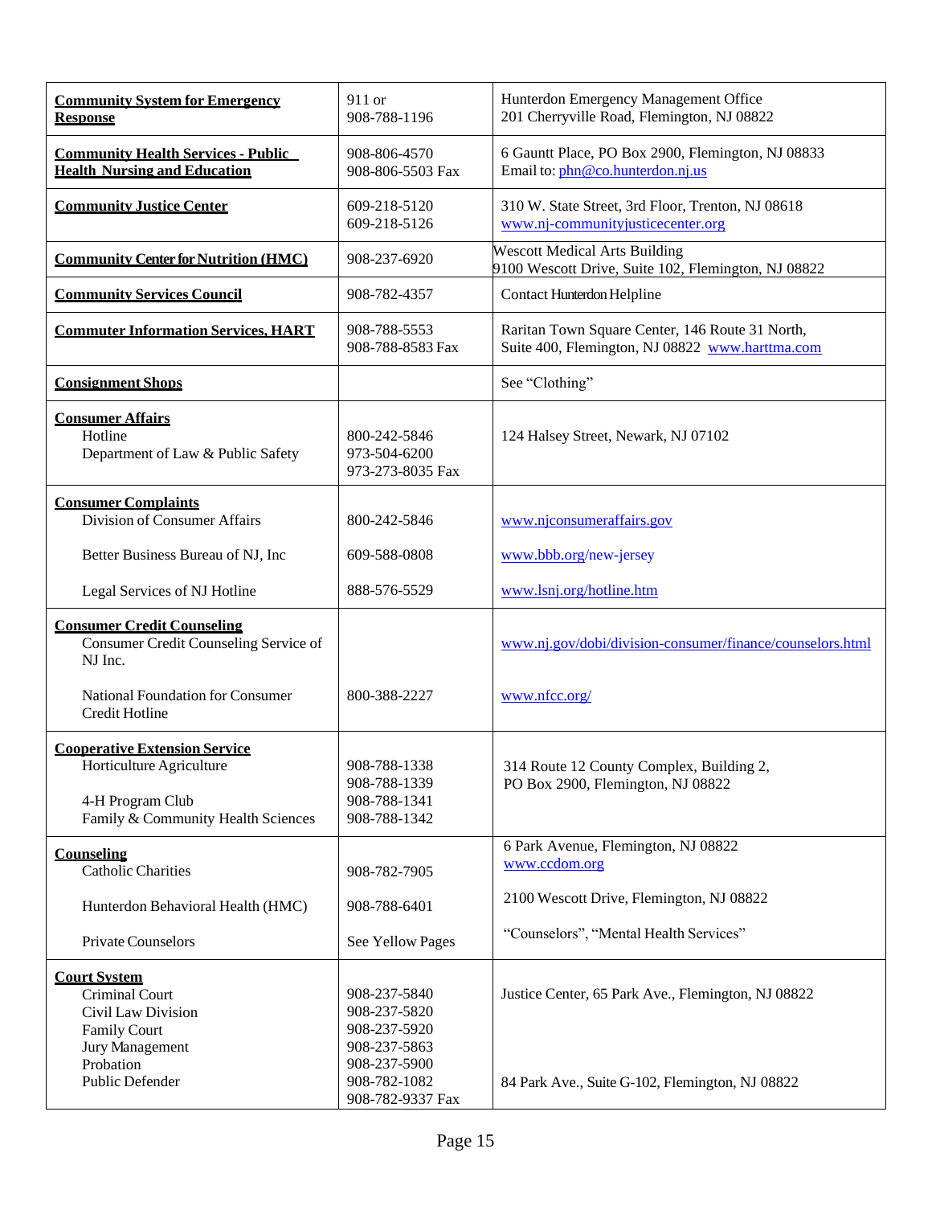| | | |
|---|---|---|
| **Community System for Emergency Response** | 911 or<br>908-788-1196 | Hunterdon Emergency Management Office<br>201 Cherryville Road, Flemington, NJ 08822 |
| **Community Health Services - Public Health Nursing and Education** | 908-806-4570<br>908-806-5503 Fax | 6 Gauntt Place, PO Box 2900, Flemington, NJ 08833<br>Email to: phn@co.hunterdon.nj.us |
| **Community Justice Center** | 609-218-5120<br>609-218-5126 | 310 W. State Street, 3rd Floor, Trenton, NJ 08618<br>www.nj-communityjusticecenter.org |
| **Community Center for Nutrition (HMC)** | 908-237-6920 | Wescott Medical Arts Building<br>9100 Wescott Drive, Suite 102, Flemington, NJ 08822 |
| **Community Services Council** | 908-782-4357 | Contact Hunterdon Helpline |
| **Commuter Information Services, HART** | 908-788-5553<br>908-788-8583 Fax | Raritan Town Square Center, 146 Route 31 North, Suite 400, Flemington, NJ 08822 www.harttma.com |
| **Consignment Shops** | | See "Clothing" |
| **Consumer Affairs**<br>Hotline<br>Department of Law & Public Safety | <br>800-242-5846<br>973-504-6200<br>973-273-8035 Fax | <br>124 Halsey Street, Newark, NJ 07102 |
| **Consumer Complaints**<br>Division of Consumer Affairs<br>Better Business Bureau of NJ, Inc<br>Legal Services of NJ Hotline | <br>800-242-5846<br>609-588-0808<br>888-576-5529 | <br>www.njconsumeraffairs.gov<br>www.bbb.org/new-jersey<br>www.lsnj.org/hotline.htm |
| **Consumer Credit Counseling**<br>Consumer Credit Counseling Service of NJ Inc.<br>National Foundation for Consumer Credit Hotline | <br><br>800-388-2227 | <br>www.nj.gov/dobi/division-consumer/finance/counselors.html<br>www.nfcc.org/ |
| **Cooperative Extension Service**<br>Horticulture Agriculture<br>4-H Program Club<br>Family & Community Health Sciences | <br>908-788-1338<br>908-788-1339<br>908-788-1341<br>908-788-1342 | <br>314 Route 12 County Complex, Building 2,<br>PO Box 2900, Flemington, NJ 08822 |
| **Counseling**<br>Catholic Charities<br>Hunterdon Behavioral Health (HMC)<br>Private Counselors | <br>908-782-7905<br>908-788-6401<br>See Yellow Pages | 6 Park Avenue, Flemington, NJ 08822<br>www.ccdom.org<br>2100 Wescott Drive, Flemington, NJ 08822<br>"Counselors", "Mental Health Services" |
| **Court System**<br>Criminal Court<br>Civil Law Division<br>Family Court<br>Jury Management<br>Probation<br>Public Defender | <br>908-237-5840<br>908-237-5820<br>908-237-5920<br>908-237-5863<br>908-237-5900<br>908-782-1082<br>908-782-9337 Fax | <br>Justice Center, 65 Park Ave., Flemington, NJ 08822<br><br><br><br><br>84 Park Ave., Suite G-102, Flemington, NJ 08822 |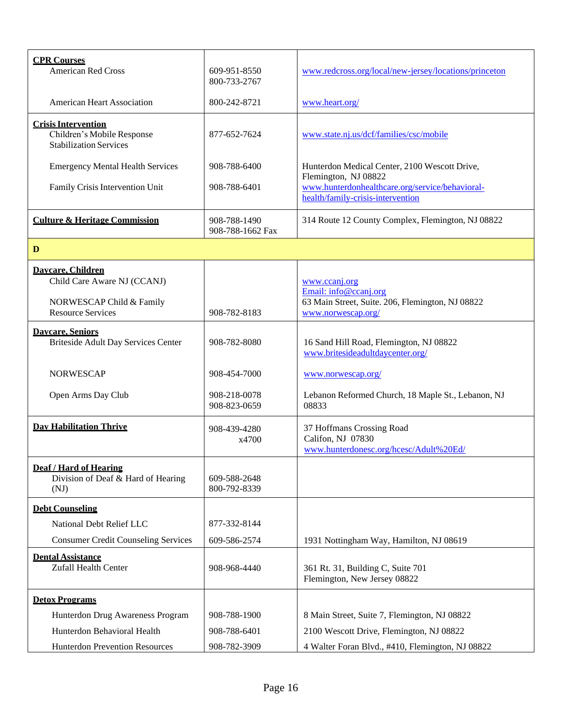| | | |
|---|---|---|
| **CPR Courses** | | |
| American Red Cross | 609-951-8550<br>800-733-2767 | www.redcross.org/local/new-jersey/locations/princeton |
| American Heart Association | 800-242-8721 | www.heart.org/ |
| **Crisis Intervention** | | |
| Children's Mobile Response Stabilization Services | 877-652-7624 | www.state.nj.us/dcf/families/csc/mobile |
| Emergency Mental Health Services | 908-788-6400 | Hunterdon Medical Center, 2100 Wescott Drive, Flemington, NJ 08822 |
| Family Crisis Intervention Unit | 908-788-6401 | www.hunterdonhealthcare.org/service/behavioral-health/family-crisis-intervention |
| **Culture & Heritage Commission** | 908-788-1490<br>908-788-1662 Fax | 314 Route 12 County Complex, Flemington, NJ 08822 |
| **D** | | |
| **Daycare, Children** | | |
| Child Care Aware NJ (CCANJ) | | www.ccanj.org<br>Email: info@ccanj.org |
| NORWESCAP Child & Family Resource Services | 908-782-8183 | 63 Main Street, Suite. 206, Flemington, NJ 08822<br>www.norwescap.org/ |
| **Daycare, Seniors** | | |
| Briteside Adult Day Services Center | 908-782-8080 | 16 Sand Hill Road, Flemington, NJ 08822<br>www.britesideadultdaycenter.org/ |
| NORWESCAP | 908-454-7000 | www.norwescap.org/ |
| Open Arms Day Club | 908-218-0078<br>908-823-0659 | Lebanon Reformed Church, 18 Maple St., Lebanon, NJ 08833 |
| **Day Habilitation Thrive** | 908-439-4280 x4700 | 37 Hoffmans Crossing Road<br>Califon, NJ 07830<br>www.hunterdonesc.org/hcesc/Adult%20Ed/ |
| **Deaf / Hard of Hearing** | | |
| Division of Deaf & Hard of Hearing (NJ) | 609-588-2648<br>800-792-8339 | |
| **Debt Counseling** | | |
| National Debt Relief LLC | 877-332-8144 | |
| Consumer Credit Counseling Services | 609-586-2574 | 1931 Nottingham Way, Hamilton, NJ 08619 |
| **Dental Assistance** | | |
| Zufall Health Center | 908-968-4440 | 361 Rt. 31, Building C, Suite 701<br>Flemington, New Jersey 08822 |
| **Detox Programs** | | |
| Hunterdon Drug Awareness Program | 908-788-1900 | 8 Main Street, Suite 7, Flemington, NJ 08822 |
| Hunterdon Behavioral Health | 908-788-6401 | 2100 Wescott Drive, Flemington, NJ 08822 |
| Hunterdon Prevention Resources | 908-782-3909 | 4 Walter Foran Blvd., #410, Flemington, NJ 08822 |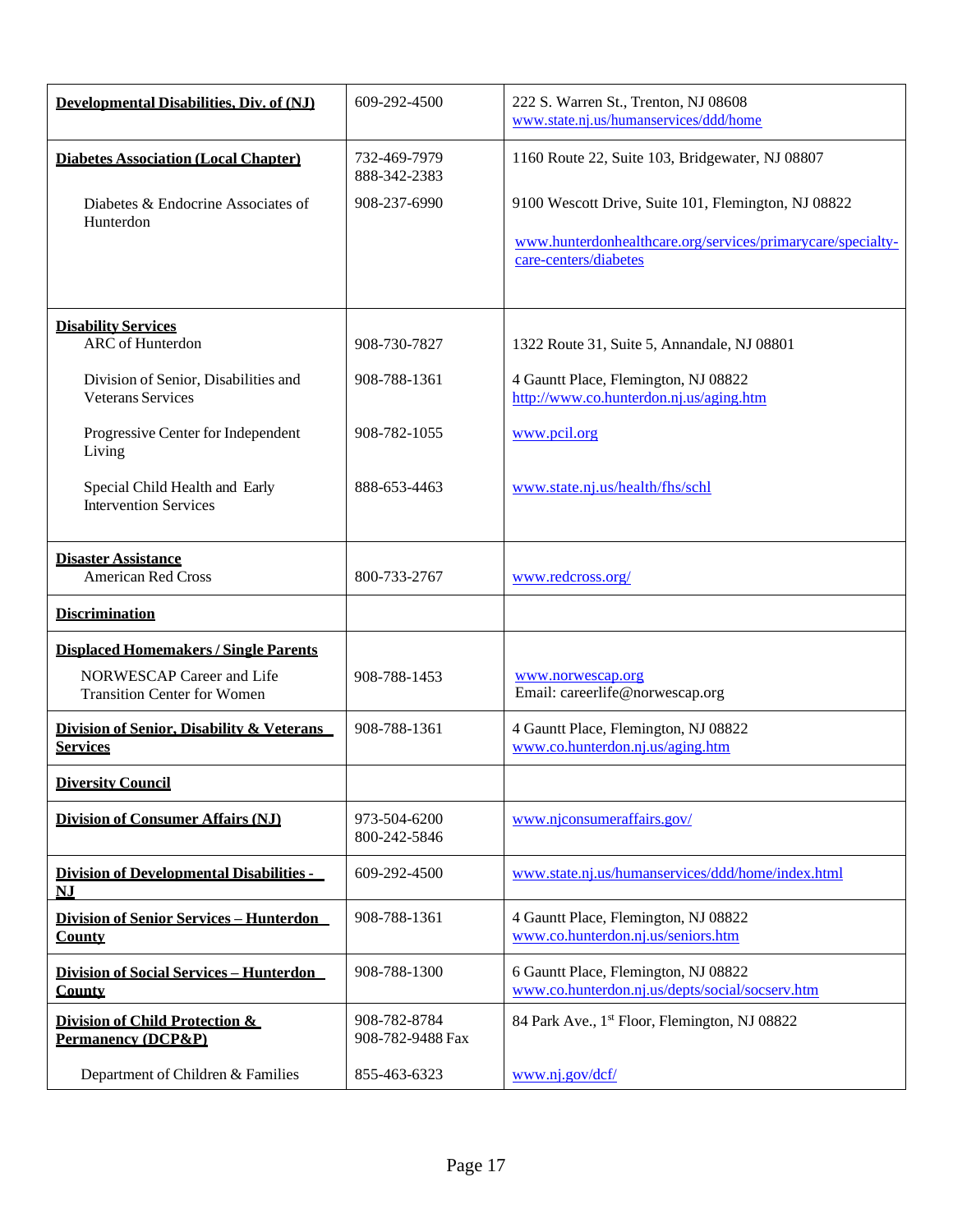| | | |
|---|---|---|
| **Developmental Disabilities, Div. of (NJ)** | 609-292-4500 | 222 S. Warren St., Trenton, NJ 08608<br>www.state.nj.us/humanservices/ddd/home |
| **Diabetes Association (Local Chapter)** | 732-469-7979<br>888-342-2383 | 1160 Route 22, Suite 103, Bridgewater, NJ 08807 |
| Diabetes & Endocrine Associates of Hunterdon | 908-237-6990 | 9100 Wescott Drive, Suite 101, Flemington, NJ 08822<br>www.hunterdonhealthcare.org/services/primarycare/specialty-care-centers/diabetes |
| **Disability Services** | | |
| ARC of Hunterdon | 908-730-7827 | 1322 Route 31, Suite 5, Annandale, NJ 08801 |
| Division of Senior, Disabilities and Veterans Services | 908-788-1361 | 4 Gauntt Place, Flemington, NJ 08822<br>http://www.co.hunterdon.nj.us/aging.htm |
| Progressive Center for Independent Living | 908-782-1055 | www.pcil.org |
| Special Child Health and Early Intervention Services | 888-653-4463 | www.state.nj.us/health/fhs/schl |
| **Disaster Assistance** | | |
| American Red Cross | 800-733-2767 | www.redcross.org/ |
| **Discrimination** | | |
| **Displaced Homemakers / Single Parents** | | |
| NORWESCAP Career and Life Transition Center for Women | 908-788-1453 | www.norwescap.org<br>Email: careerlife@norwescap.org |
| **Division of Senior, Disability & Veterans Services** | 908-788-1361 | 4 Gauntt Place, Flemington, NJ 08822<br>www.co.hunterdon.nj.us/aging.htm |
| **Diversity Council** | | |
| **Division of Consumer Affairs (NJ)** | 973-504-6200<br>800-242-5846 | www.njconsumeraffairs.gov/ |
| **Division of Developmental Disabilities - NJ** | 609-292-4500 | www.state.nj.us/humanservices/ddd/home/index.html |
| **Division of Senior Services – Hunterdon County** | 908-788-1361 | 4 Gauntt Place, Flemington, NJ 08822<br>www.co.hunterdon.nj.us/seniors.htm |
| **Division of Social Services – Hunterdon County** | 908-788-1300 | 6 Gauntt Place, Flemington, NJ 08822<br>www.co.hunterdon.nj.us/depts/social/socserv.htm |
| **Division of Child Protection & Permanency (DCP&P)** | 908-782-8784<br>908-782-9488 Fax | 84 Park Ave., 1st Floor, Flemington, NJ 08822 |
| Department of Children & Families | 855-463-6323 | www.nj.gov/dcf/ |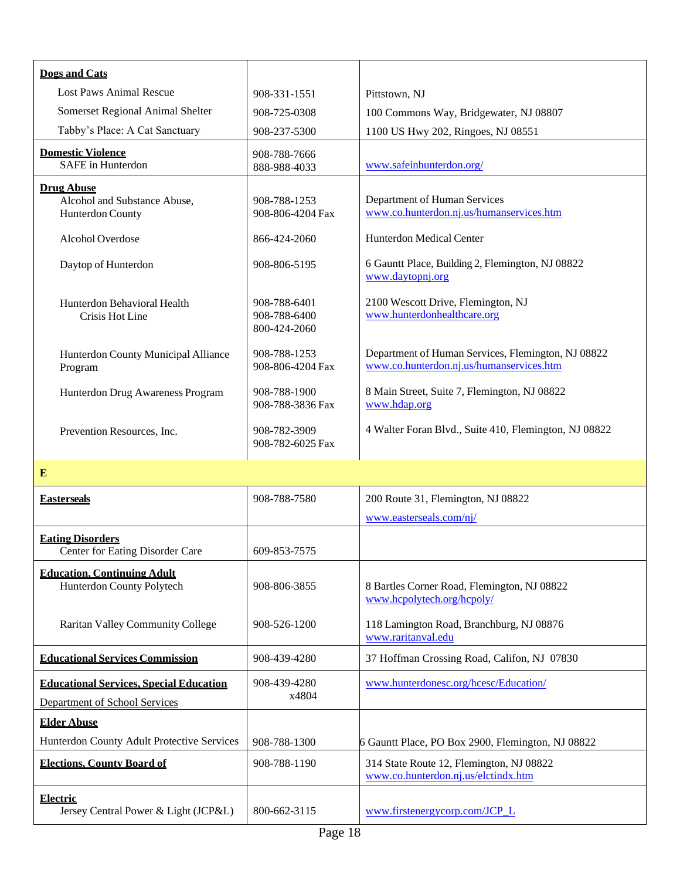| **Dogs and Cats** | | |
|---|---|---|
| Lost Paws Animal Rescue | 908-331-1551 | Pittstown, NJ |
| Somerset Regional Animal Shelter | 908-725-0308 | 100 Commons Way, Bridgewater, NJ 08807 |
| Tabby's Place: A Cat Sanctuary | 908-237-5300 | 1100 US Hwy 202, Ringoes, NJ 08551 |
| **Domestic Violence** | | |
| SAFE in Hunterdon | 908-788-7666<br>888-988-4033 | www.safeinhunterdon.org/ |
| **Drug Abuse** | | |
| Alcohol and Substance Abuse, Hunterdon County | 908-788-1253<br>908-806-4204 Fax | Department of Human Services<br>www.co.hunterdon.nj.us/humanservices.htm |
| Alcohol Overdose | 866-424-2060 | Hunterdon Medical Center |
| Daytop of Hunterdon | 908-806-5195 | 6 Gauntt Place, Building 2, Flemington, NJ 08822<br>www.daytopnj.org |
| Hunterdon Behavioral Health<br>Crisis Hot Line | 908-788-6401<br>908-788-6400<br>800-424-2060 | 2100 Wescott Drive, Flemington, NJ<br>www.hunterdonhealthcare.org |
| Hunterdon County Municipal Alliance Program | 908-788-1253<br>908-806-4204 Fax | Department of Human Services, Flemington, NJ 08822<br>www.co.hunterdon.nj.us/humanservices.htm |
| Hunterdon Drug Awareness Program | 908-788-1900<br>908-788-3836 Fax | 8 Main Street, Suite 7, Flemington, NJ 08822<br>www.hdap.org |
| Prevention Resources, Inc. | 908-782-3909<br>908-782-6025 Fax | 4 Walter Foran Blvd., Suite 410, Flemington, NJ 08822 |
| **E** | | |
| **Easterseals** | 908-788-7580 | 200 Route 31, Flemington, NJ 08822<br>www.easterseals.com/nj/ |
| **Eating Disorders** | | |
| Center for Eating Disorder Care | 609-853-7575 | |
| **Education, Continuing Adult** | | |
| Hunterdon County Polytech | 908-806-3855 | 8 Bartles Corner Road, Flemington, NJ 08822<br>www.hcpolytech.org/hcpoly/ |
| Raritan Valley Community College | 908-526-1200 | 118 Lamington Road, Branchburg, NJ 08876<br>www.raritanval.edu |
| **Educational Services Commission** | 908-439-4280 | 37 Hoffman Crossing Road, Califon, NJ 07830 |
| **Educational Services, Special Education**<br>Department of School Services | 908-439-4280<br>x4804 | www.hunterdonesc.org/hcesc/Education/ |
| **Elder Abuse** | | |
| Hunterdon County Adult Protective Services | 908-788-1300 | 6 Gauntt Place, PO Box 2900, Flemington, NJ 08822 |
| **Elections, County Board of** | 908-788-1190 | 314 State Route 12, Flemington, NJ 08822<br>www.co.hunterdon.nj.us/elctindx.htm |
| **Electric** | | |
| Jersey Central Power & Light (JCP&L) | 800-662-3115 | www.firstenergycorp.com/JCP_L |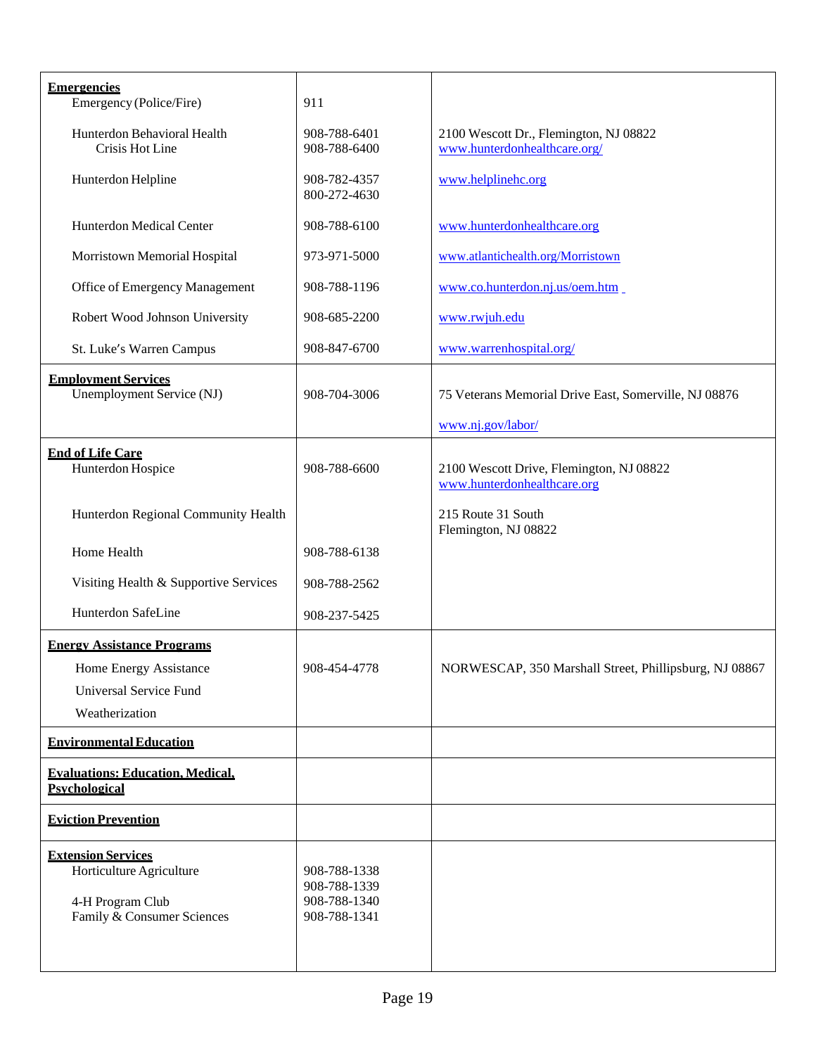| | | |
|---|---|---|
| **Emergencies** | | |
| Emergency (Police/Fire) | 911 | |
| Hunterdon Behavioral Health<br>Crisis Hot Line | 908-788-6401<br>908-788-6400 | 2100 Wescott Dr., Flemington, NJ 08822<br>www.hunterdonhealthcare.org/ |
| Hunterdon Helpline | 908-782-4357<br>800-272-4630 | www.helplinehc.org |
| Hunterdon Medical Center | 908-788-6100 | www.hunterdonhealthcare.org |
| Morristown Memorial Hospital | 973-971-5000 | www.atlantichealth.org/Morristown |
| Office of Emergency Management | 908-788-1196 | www.co.hunterdon.nj.us/oem.htm |
| Robert Wood Johnson University | 908-685-2200 | www.rwjuh.edu |
| St. Luke's Warren Campus | 908-847-6700 | www.warrenhospital.org/ |
| **Employment Services** | | |
| Unemployment Service (NJ) | 908-704-3006 | 75 Veterans Memorial Drive East, Somerville, NJ 08876<br>www.nj.gov/labor/ |
| **End of Life Care** | | |
| Hunterdon Hospice | 908-788-6600 | 2100 Wescott Drive, Flemington, NJ 08822<br>www.hunterdonhealthcare.org |
| Hunterdon Regional Community Health | | 215 Route 31 South<br>Flemington, NJ 08822 |
| Home Health | 908-788-6138 | |
| Visiting Health & Supportive Services | 908-788-2562 | |
| Hunterdon SafeLine | 908-237-5425 | |
| **Energy Assistance Programs** | | |
| Home Energy Assistance<br>Universal Service Fund<br>Weatherization | 908-454-4778 | NORWESCAP, 350 Marshall Street, Phillipsburg, NJ 08867 |
| **Environmental Education** | | |
| **Evaluations: Education, Medical, Psychological** | | |
| **Eviction Prevention** | | |
| **Extension Services** | | |
| Horticulture Agriculture | 908-788-1338<br>908-788-1339 | |
| 4-H Program Club | 908-788-1340 | |
| Family & Consumer Sciences | 908-788-1341 | |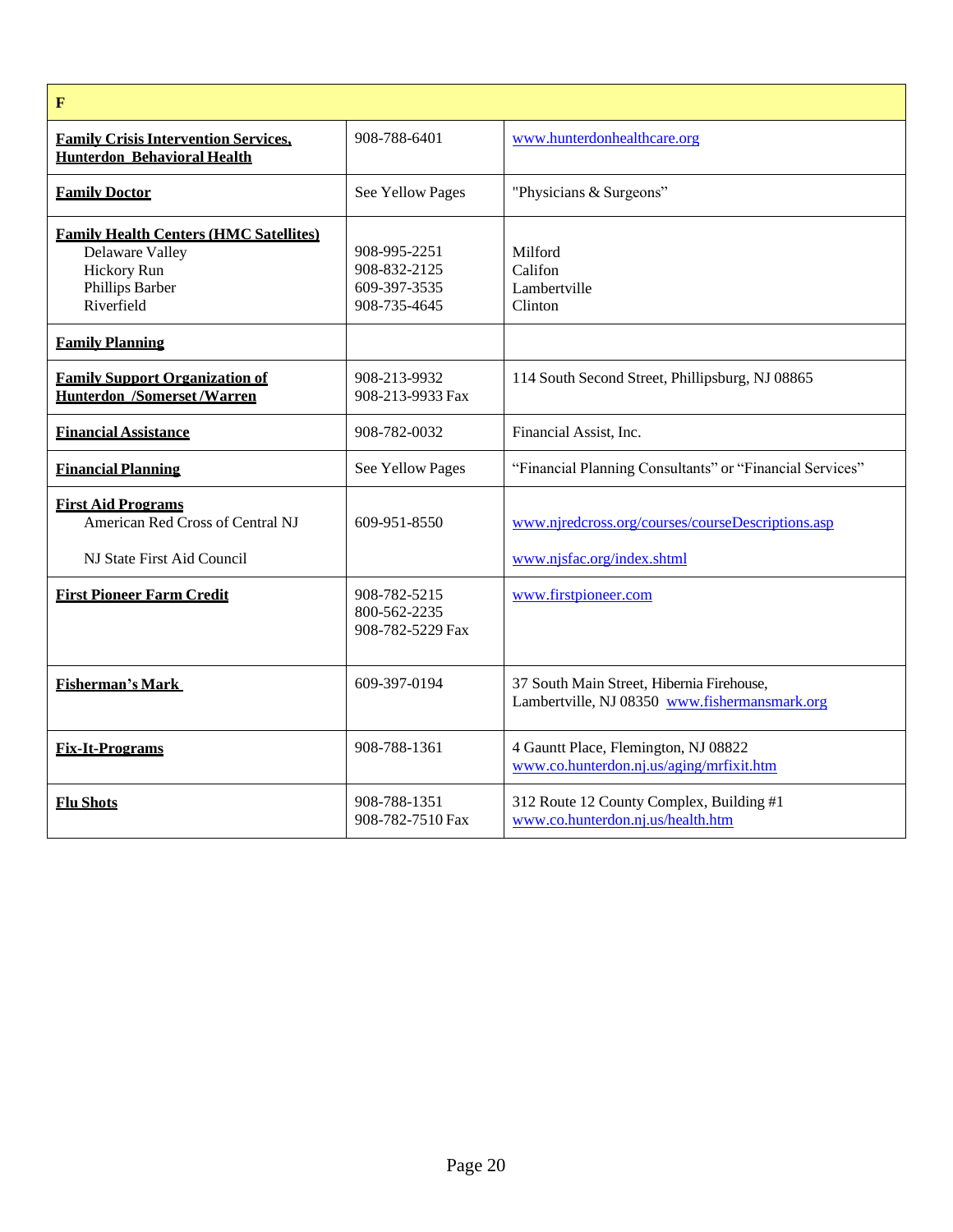| F | | |
|---|---|---|
| **Family Crisis Intervention Services, Hunterdon Behavioral Health** | 908-788-6401 | www.hunterdonhealthcare.org |
| **Family Doctor** | See Yellow Pages | "Physicians & Surgeons" |
| **Family Health Centers (HMC Satellites)**<br>Delaware Valley<br>Hickory Run<br>Phillips Barber<br>Riverfield | <br>908-995-2251<br>908-832-2125<br>609-397-3535<br>908-735-4645 | <br>Milford<br>Califon<br>Lambertville<br>Clinton |
| **Family Planning** | | |
| **Family Support Organization of Hunterdon /Somerset /Warren** | 908-213-9932<br>908-213-9933 Fax | 114 South Second Street, Phillipsburg, NJ 08865 |
| **Financial Assistance** | 908-782-0032 | Financial Assist, Inc. |
| **Financial Planning** | See Yellow Pages | "Financial Planning Consultants" or "Financial Services" |
| **First Aid Programs**<br>American Red Cross of Central NJ<br><br>NJ State First Aid Council | <br>609-951-8550 | <br>www.njredcross.org/courses/courseDescriptions.asp<br><br>www.njsfac.org/index.shtml |
| **First Pioneer Farm Credit** | 908-782-5215<br>800-562-2235<br>908-782-5229 Fax | www.firstpioneer.com |
| **Fisherman's Mark** | 609-397-0194 | 37 South Main Street, Hibernia Firehouse, Lambertville, NJ 08350 www.fishermansmark.org |
| **Fix-It-Programs** | 908-788-1361 | 4 Gauntt Place, Flemington, NJ 08822<br>www.co.hunterdon.nj.us/aging/mrfixit.htm |
| **Flu Shots** | 908-788-1351<br>908-782-7510 Fax | 312 Route 12 County Complex, Building #1<br>www.co.hunterdon.nj.us/health.htm |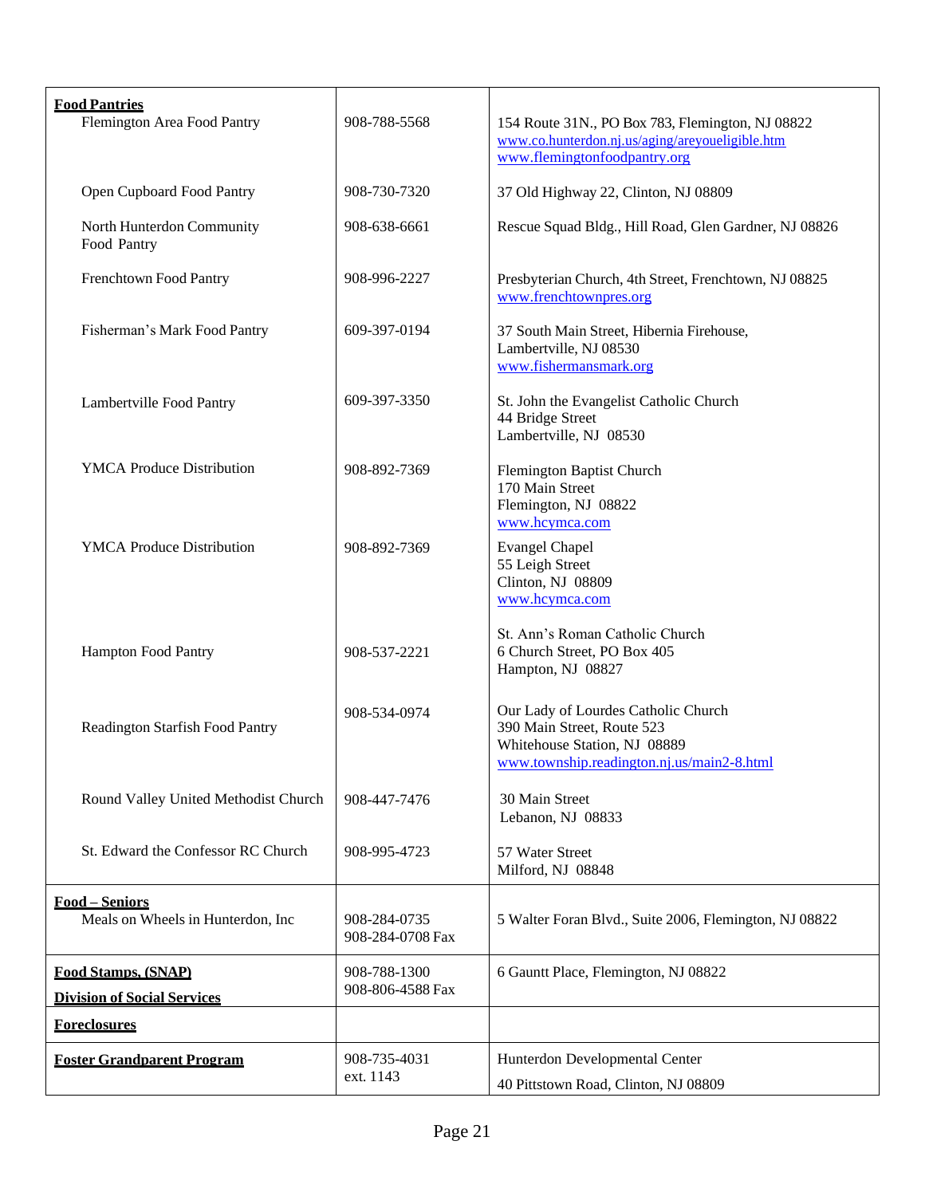| **Food Pantries** | | |
|---|---|---|
| Flemington Area Food Pantry | 908-788-5568 | 154 Route 31N., PO Box 783, Flemington, NJ 08822<br>www.co.hunterdon.nj.us/aging/areyoueligible.htm<br>www.flemingtonfoodpantry.org |
| Open Cupboard Food Pantry | 908-730-7320 | 37 Old Highway 22, Clinton, NJ 08809 |
| North Hunterdon Community Food Pantry | 908-638-6661 | Rescue Squad Bldg., Hill Road, Glen Gardner, NJ 08826 |
| Frenchtown Food Pantry | 908-996-2227 | Presbyterian Church, 4th Street, Frenchtown, NJ 08825<br>www.frenchtownpres.org |
| Fisherman's Mark Food Pantry | 609-397-0194 | 37 South Main Street, Hibernia Firehouse,<br>Lambertville, NJ 08530<br>www.fishermansmark.org |
| Lambertville Food Pantry | 609-397-3350 | St. John the Evangelist Catholic Church<br>44 Bridge Street<br>Lambertville, NJ 08530 |
| YMCA Produce Distribution | 908-892-7369 | Flemington Baptist Church<br>170 Main Street<br>Flemington, NJ 08822<br>www.hcymca.com |
| YMCA Produce Distribution | 908-892-7369 | Evangel Chapel<br>55 Leigh Street<br>Clinton, NJ 08809<br>www.hcymca.com |
| Hampton Food Pantry | 908-537-2221 | St. Ann's Roman Catholic Church<br>6 Church Street, PO Box 405<br>Hampton, NJ 08827 |
| Readington Starfish Food Pantry | 908-534-0974 | Our Lady of Lourdes Catholic Church<br>390 Main Street, Route 523<br>Whitehouse Station, NJ 08889<br>www.township.readington.nj.us/main2-8.html |
| Round Valley United Methodist Church | 908-447-7476 | 30 Main Street<br>Lebanon, NJ 08833 |
| St. Edward the Confessor RC Church | 908-995-4723 | 57 Water Street<br>Milford, NJ 08848 |
| **Food – Seniors**<br>Meals on Wheels in Hunterdon, Inc | 908-284-0735<br>908-284-0708 Fax | 5 Walter Foran Blvd., Suite 2006, Flemington, NJ 08822 |
| **Food Stamps, (SNAP)**<br>**Division of Social Services** | 908-788-1300<br>908-806-4588 Fax | 6 Gauntt Place, Flemington, NJ 08822 |
| **Foreclosures** | | |
| **Foster Grandparent Program** | 908-735-4031<br>ext. 1143 | Hunterdon Developmental Center<br>40 Pittstown Road, Clinton, NJ 08809 |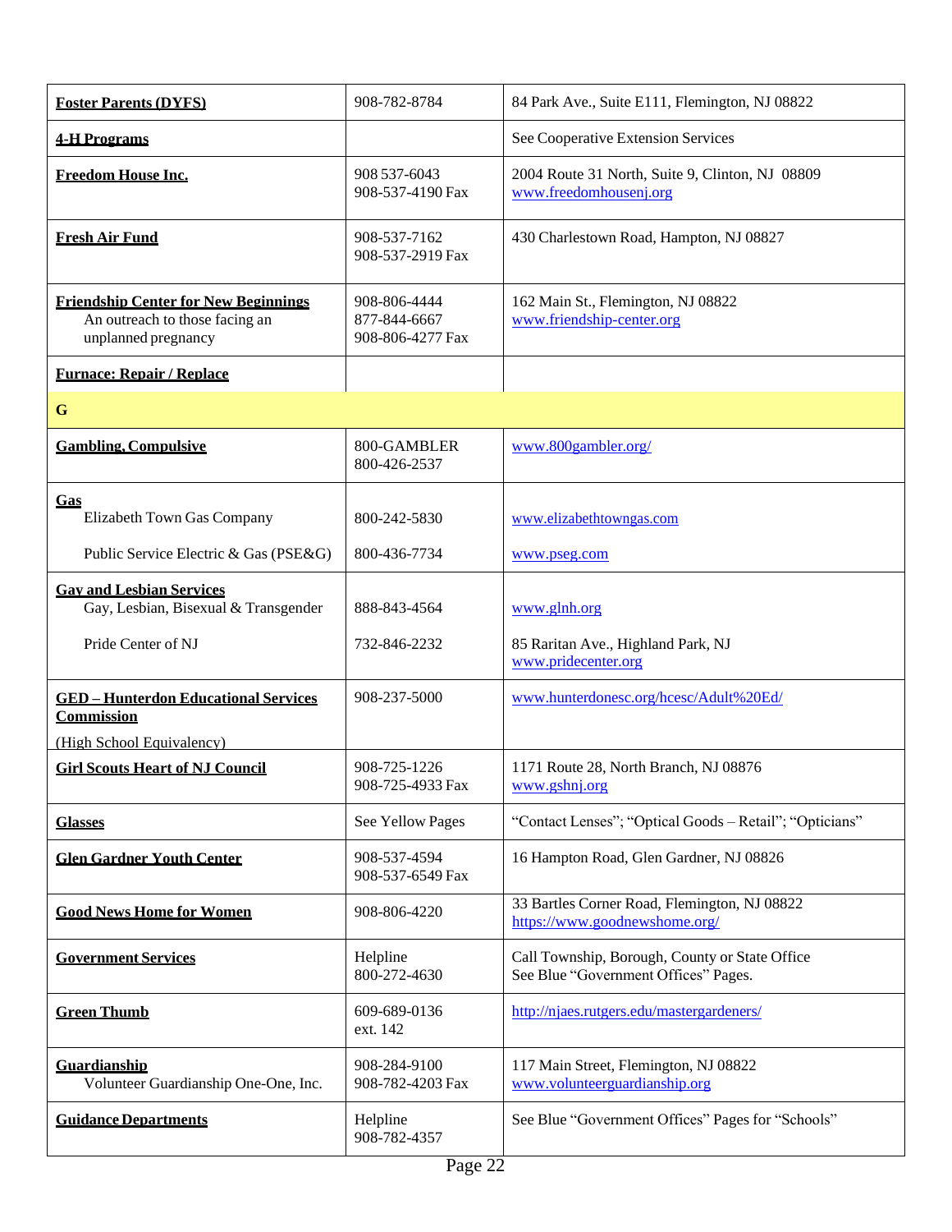| | | |
|---|---|---|
| **Foster Parents (DYFS)** | 908-782-8784 | 84 Park Ave., Suite E111, Flemington, NJ 08822 |
| **4-H Programs** | | See Cooperative Extension Services |
| **Freedom House Inc.** | 908 537-6043<br>908-537-4190 Fax | 2004 Route 31 North, Suite 9, Clinton, NJ 08809<br>www.freedomhousenj.org |
| **Fresh Air Fund** | 908-537-7162<br>908-537-2919 Fax | 430 Charlestown Road, Hampton, NJ 08827 |
| **Friendship Center for New Beginnings**<br>An outreach to those facing an unplanned pregnancy | 908-806-4444<br>877-844-6667<br>908-806-4277 Fax | 162 Main St., Flemington, NJ 08822<br>www.friendship-center.org |
| **Furnace: Repair / Replace** | | |
| **G** | | |
| **Gambling, Compulsive** | 800-GAMBLER<br>800-426-2537 | www.800gambler.org/ |
| **Gas**<br>Elizabeth Town Gas Company<br>Public Service Electric & Gas (PSE&G) | <br>800-242-5830<br>800-436-7734 | <br>www.elizabethtowngas.com<br>www.pseg.com |
| **Gay and Lesbian Services**<br>Gay, Lesbian, Bisexual & Transgender<br>Pride Center of NJ | <br>888-843-4564<br>732-846-2232 | <br>www.glnh.org<br>85 Raritan Ave., Highland Park, NJ<br>www.pridecenter.org |
| **GED – Hunterdon Educational Services Commission**<br>(High School Equivalency) | 908-237-5000 | www.hunterdonesc.org/hcesc/Adult%20Ed/ |
| **Girl Scouts Heart of NJ Council** | 908-725-1226<br>908-725-4933 Fax | 1171 Route 28, North Branch, NJ 08876<br>www.gshnj.org |
| **Glasses** | See Yellow Pages | "Contact Lenses"; "Optical Goods – Retail"; "Opticians" |
| **Glen Gardner Youth Center** | 908-537-4594<br>908-537-6549 Fax | 16 Hampton Road, Glen Gardner, NJ 08826 |
| **Good News Home for Women** | 908-806-4220 | 33 Bartles Corner Road, Flemington, NJ 08822<br>https://www.goodnewshome.org/ |
| **Government Services** | Helpline<br>800-272-4630 | Call Township, Borough, County or State Office<br>See Blue "Government Offices" Pages. |
| **Green Thumb** | 609-689-0136<br>ext. 142 | http://njaes.rutgers.edu/mastergardeners/ |
| **Guardianship**<br>Volunteer Guardianship One-One, Inc. | 908-284-9100<br>908-782-4203 Fax | 117 Main Street, Flemington, NJ 08822<br>www.volunteerguardianship.org |
| **Guidance Departments** | Helpline<br>908-782-4357 | See Blue "Government Offices" Pages for "Schools" |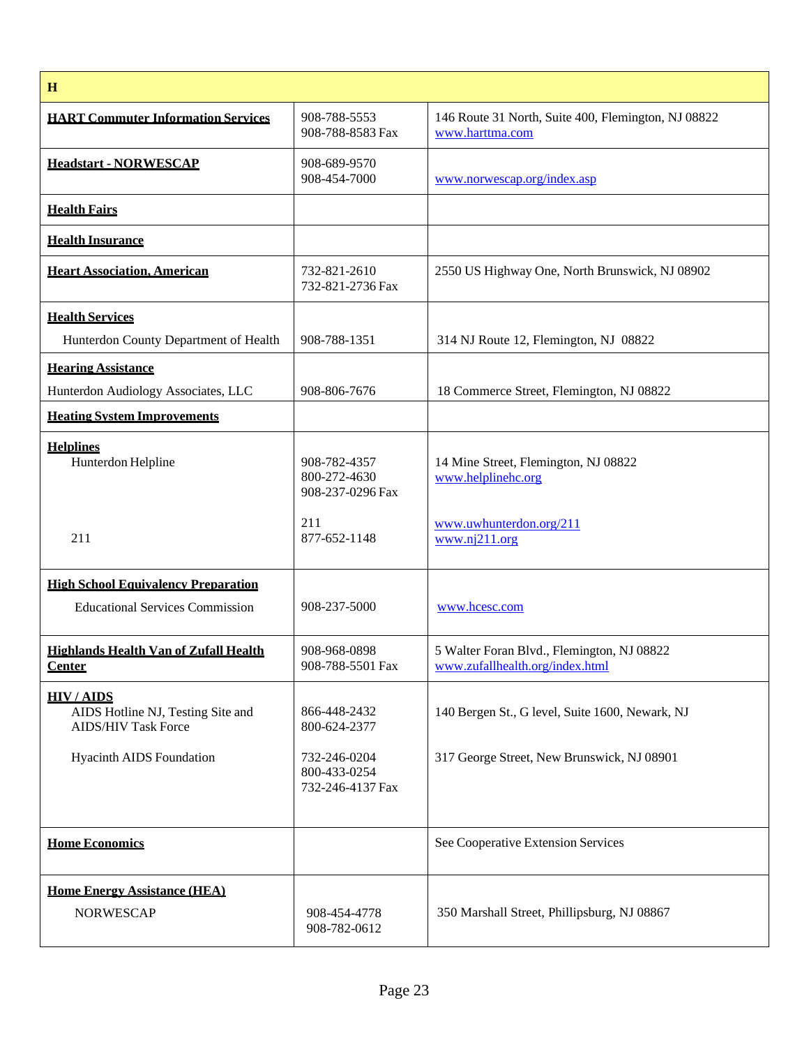| H | | |
|---|---|---|
| **HART Commuter Information Services** | 908-788-5553<br>908-788-8583 Fax | 146 Route 31 North, Suite 400, Flemington, NJ 08822<br>www.harttma.com |
| **Headstart - NORWESCAP** | 908-689-9570<br>908-454-7000 | www.norwescap.org/index.asp |
| **Health Fairs** | | |
| **Health Insurance** | | |
| **Heart Association, American** | 732-821-2610<br>732-821-2736 Fax | 2550 US Highway One, North Brunswick, NJ 08902 |
| **Health Services**<br>Hunterdon County Department of Health | 908-788-1351 | 314 NJ Route 12, Flemington, NJ 08822 |
| **Hearing Assistance**<br>Hunterdon Audiology Associates, LLC | 908-806-7676 | 18 Commerce Street, Flemington, NJ 08822 |
| **Heating System Improvements** | | |
| **Helplines**<br>Hunterdon Helpline | 908-782-4357<br>800-272-4630<br>908-237-0296 Fax | 14 Mine Street, Flemington, NJ 08822<br>www.helplinehc.org |
| 211 | 211<br>877-652-1148 | www.uwhunterdon.org/211<br>www.nj211.org |
| **High School Equivalency Preparation**<br>Educational Services Commission | 908-237-5000 | www.hcesc.com |
| **Highlands Health Van of Zufall Health Center** | 908-968-0898<br>908-788-5501 Fax | 5 Walter Foran Blvd., Flemington, NJ 08822<br>www.zufallhealth.org/index.html |
| **HIV / AIDS**<br>AIDS Hotline NJ, Testing Site and AIDS/HIV Task Force | 866-448-2432<br>800-624-2377 | 140 Bergen St., G level, Suite 1600, Newark, NJ |
| Hyacinth AIDS Foundation | 732-246-0204<br>800-433-0254<br>732-246-4137 Fax | 317 George Street, New Brunswick, NJ 08901 |
| **Home Economics** | | See Cooperative Extension Services |
| **Home Energy Assistance (HEA)**<br>NORWESCAP | 908-454-4778<br>908-782-0612 | 350 Marshall Street, Phillipsburg, NJ 08867 |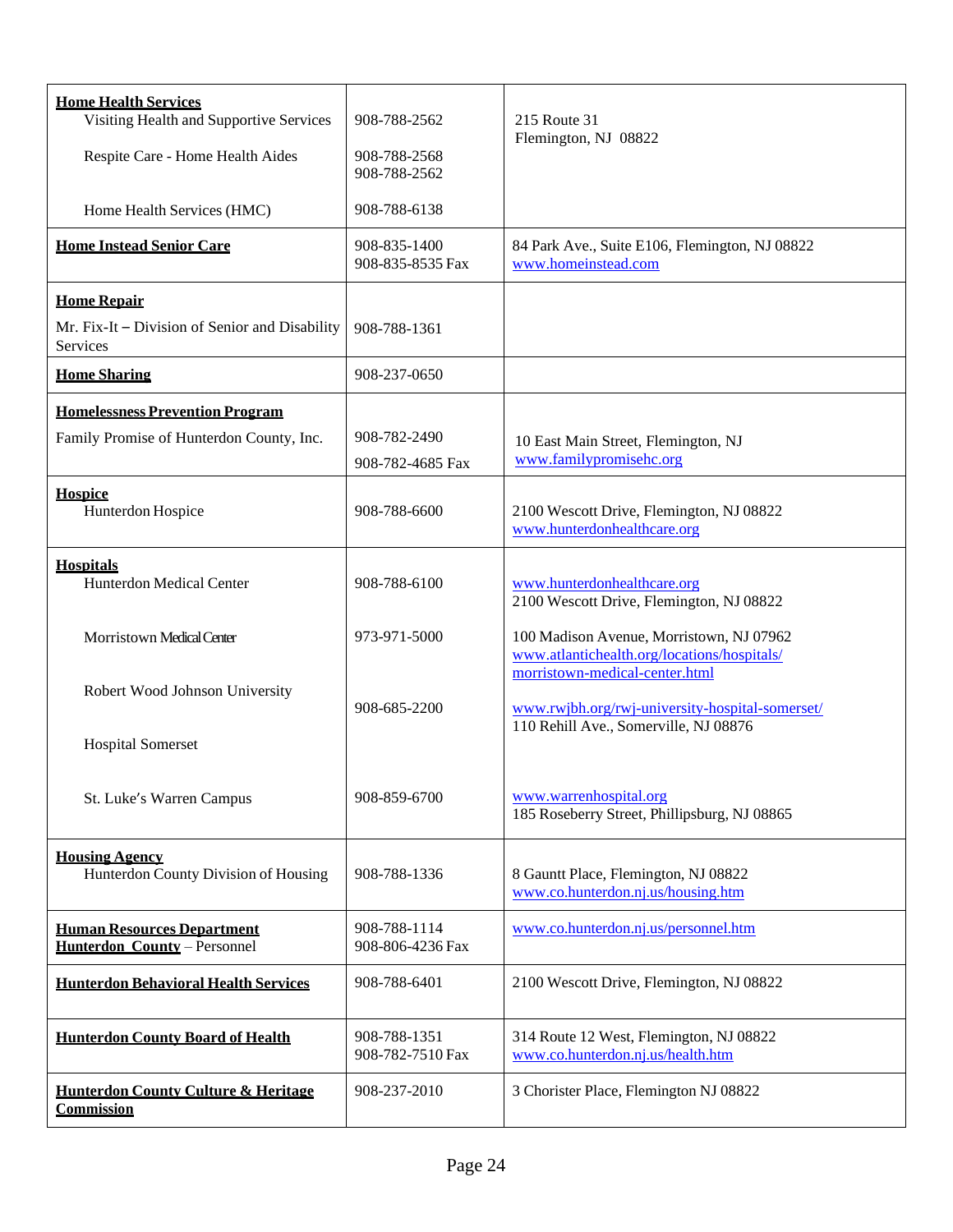| | | |
|---|---|---|
| **Home Health Services**<br>Visiting Health and Supportive Services<br><br>Respite Care - Home Health Aides<br><br>Home Health Services (HMC) | 908-788-2562<br><br>908-788-2568<br>908-788-2562<br><br>908-788-6138 | 215 Route 31<br>Flemington, NJ 08822 |
| **Home Instead Senior Care** | 908-835-1400<br>908-835-8535 Fax | 84 Park Ave., Suite E106, Flemington, NJ 08822<br>www.homeinstead.com |
| **Home Repair**<br>Mr. Fix-It – Division of Senior and Disability Services | 908-788-1361 | |
| **Home Sharing** | 908-237-0650 | |
| **Homelessness Prevention Program**<br>Family Promise of Hunterdon County, Inc. | 908-782-2490<br>908-782-4685 Fax | 10 East Main Street, Flemington, NJ<br>www.familypromisehc.org |
| **Hospice**<br>Hunterdon Hospice | 908-788-6600 | 2100 Wescott Drive, Flemington, NJ 08822<br>www.hunterdonhealthcare.org |
| **Hospitals**<br>Hunterdon Medical Center<br><br>Morristown Medical Center<br><br>Robert Wood Johnson University Hospital Somerset<br><br>St. Luke's Warren Campus | 908-788-6100<br><br>973-971-5000<br><br>908-685-2200<br><br>908-859-6700 | www.hunterdonhealthcare.org<br>2100 Wescott Drive, Flemington, NJ 08822<br><br>100 Madison Avenue, Morristown, NJ 07962<br>www.atlantichealth.org/locations/hospitals/morristown-medical-center.html<br><br>www.rwjbh.org/rwj-university-hospital-somerset/<br>110 Rehill Ave., Somerville, NJ 08876<br><br>www.warrenhospital.org<br>185 Roseberry Street, Phillipsburg, NJ 08865 |
| **Housing Agency**<br>Hunterdon County Division of Housing | 908-788-1336 | 8 Gauntt Place, Flemington, NJ 08822<br>www.co.hunterdon.nj.us/housing.htm |
| **Human Resources Department**<br>**Hunterdon County** – Personnel | 908-788-1114<br>908-806-4236 Fax | www.co.hunterdon.nj.us/personnel.htm |
| **Hunterdon Behavioral Health Services** | 908-788-6401 | 2100 Wescott Drive, Flemington, NJ 08822 |
| **Hunterdon County Board of Health** | 908-788-1351<br>908-782-7510 Fax | 314 Route 12 West, Flemington, NJ 08822<br>www.co.hunterdon.nj.us/health.htm |
| **Hunterdon County Culture & Heritage Commission** | 908-237-2010 | 3 Chorister Place, Flemington NJ 08822 |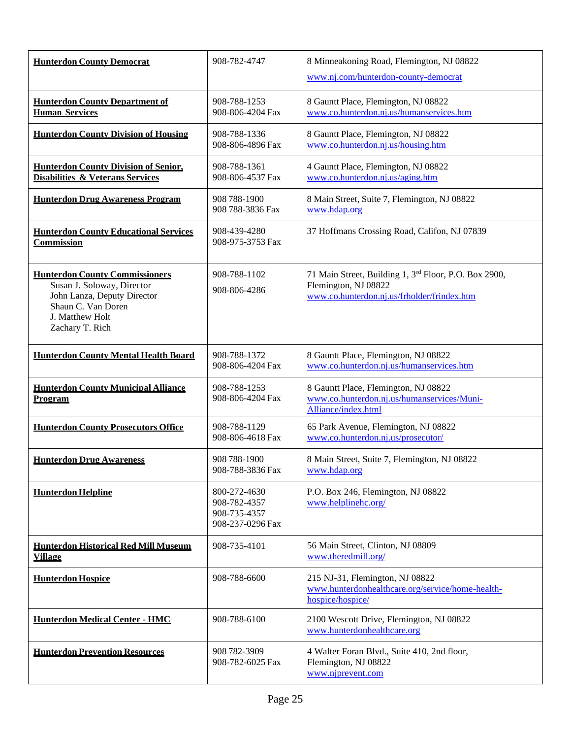| | | |
|---|---|---|
| **Hunterdon County Democrat** | 908-782-4747 | 8 Minneakoning Road, Flemington, NJ 08822<br>www.nj.com/hunterdon-county-democrat |
| **Hunterdon County Department of Human Services** | 908-788-1253<br>908-806-4204 Fax | 8 Gauntt Place, Flemington, NJ 08822<br>www.co.hunterdon.nj.us/humanservices.htm |
| **Hunterdon County Division of Housing** | 908-788-1336<br>908-806-4896 Fax | 8 Gauntt Place, Flemington, NJ 08822<br>www.co.hunterdon.nj.us/housing.htm |
| **Hunterdon County Division of Senior, Disabilities & Veterans Services** | 908-788-1361<br>908-806-4537 Fax | 4 Gauntt Place, Flemington, NJ 08822<br>www.co.hunterdon.nj.us/aging.htm |
| **Hunterdon Drug Awareness Program** | 908 788-1900<br>908 788-3836 Fax | 8 Main Street, Suite 7, Flemington, NJ 08822<br>www.hdap.org |
| **Hunterdon County Educational Services Commission** | 908-439-4280<br>908-975-3753 Fax | 37 Hoffmans Crossing Road, Califon, NJ 07839 |
| **Hunterdon County Commissioners**<br>Susan J. Soloway, Director<br>John Lanza, Deputy Director<br>Shaun C. Van Doren<br>J. Matthew Holt<br>Zachary T. Rich | 908-788-1102<br>908-806-4286 | 71 Main Street, Building 1, 3rd Floor, P.O. Box 2900, Flemington, NJ 08822<br>www.co.hunterdon.nj.us/frholder/frindex.htm |
| **Hunterdon County Mental Health Board** | 908-788-1372<br>908-806-4204 Fax | 8 Gauntt Place, Flemington, NJ 08822<br>www.co.hunterdon.nj.us/humanservices.htm |
| **Hunterdon County Municipal Alliance Program** | 908-788-1253<br>908-806-4204 Fax | 8 Gauntt Place, Flemington, NJ 08822<br>www.co.hunterdon.nj.us/humanservices/Muni-Alliance/index.html |
| **Hunterdon County Prosecutors Office** | 908-788-1129<br>908-806-4618 Fax | 65 Park Avenue, Flemington, NJ 08822<br>www.co.hunterdon.nj.us/prosecutor/ |
| **Hunterdon Drug Awareness** | 908 788-1900<br>908-788-3836 Fax | 8 Main Street, Suite 7, Flemington, NJ 08822<br>www.hdap.org |
| **Hunterdon Helpline** | 800-272-4630<br>908-782-4357<br>908-735-4357<br>908-237-0296 Fax | P.O. Box 246, Flemington, NJ 08822<br>www.helplinehc.org/ |
| **Hunterdon Historical Red Mill Museum Village** | 908-735-4101 | 56 Main Street, Clinton, NJ 08809<br>www.theredmill.org/ |
| **Hunterdon Hospice** | 908-788-6600 | 215 NJ-31, Flemington, NJ 08822<br>www.hunterdonhealthcare.org/service/home-health-hospice/hospice/ |
| **Hunterdon Medical Center - HMC** | 908-788-6100 | 2100 Wescott Drive, Flemington, NJ 08822<br>www.hunterdonhealthcare.org |
| **Hunterdon Prevention Resources** | 908 782-3909<br>908-782-6025 Fax | 4 Walter Foran Blvd., Suite 410, 2nd floor, Flemington, NJ 08822<br>www.njprevent.com |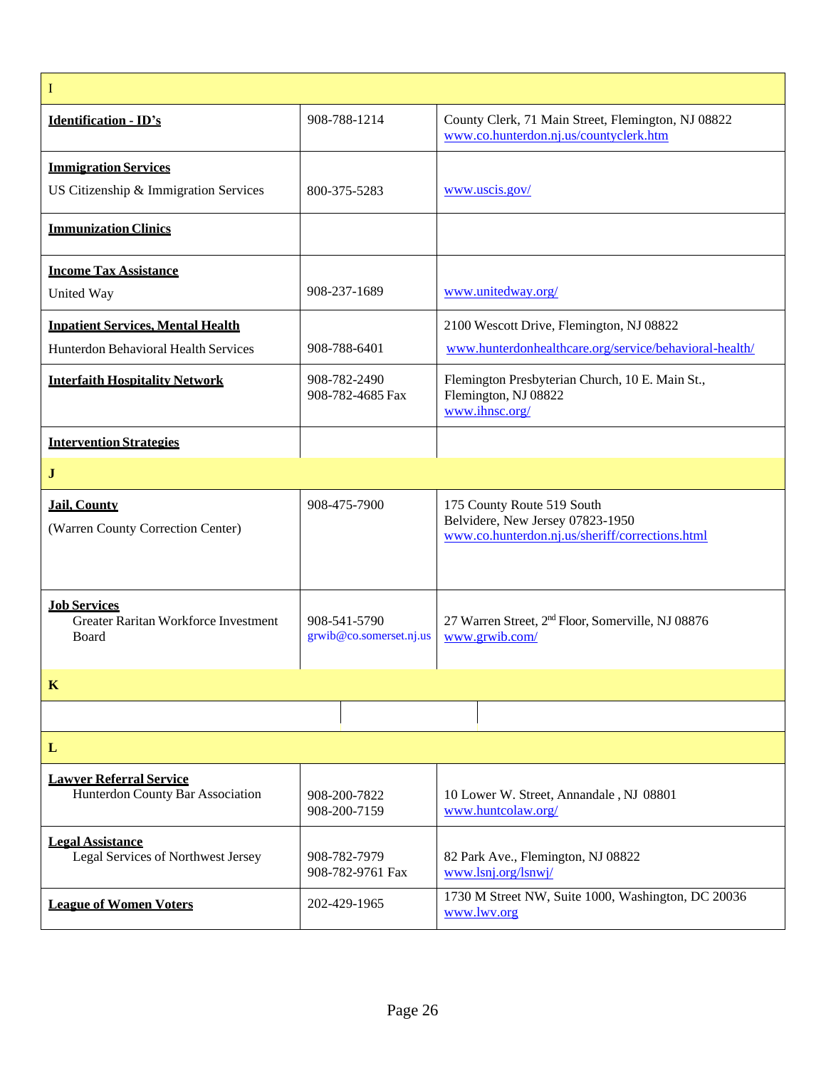| I | | |
|---|---|---|
| **Identification - ID's** | 908-788-1214 | County Clerk, 71 Main Street, Flemington, NJ 08822 www.co.hunterdon.nj.us/countyclerk.htm |
| **Immigration Services** US Citizenship & Immigration Services | 800-375-5283 | www.uscis.gov/ |
| **Immunization Clinics** | | |
| **Income Tax Assistance** United Way | 908-237-1689 | www.unitedway.org/ |
| **Inpatient Services, Mental Health** Hunterdon Behavioral Health Services | 908-788-6401 | 2100 Wescott Drive, Flemington, NJ 08822 www.hunterdonhealthcare.org/service/behavioral-health/ |
| **Interfaith Hospitality Network** | 908-782-2490 908-782-4685 Fax | Flemington Presbyterian Church, 10 E. Main St., Flemington, NJ 08822 www.ihnsc.org/ |
| **Intervention Strategies** | | |
| **J** | | |
| **Jail, County** (Warren County Correction Center) | 908-475-7900 | 175 County Route 519 South Belvidere, New Jersey 07823-1950 www.co.hunterdon.nj.us/sheriff/corrections.html |
| **Job Services** Greater Raritan Workforce Investment Board | 908-541-5790 grwib@co.somerset.nj.us | 27 Warren Street, 2nd Floor, Somerville, NJ 08876 www.grwib.com/ |
| **K** | | |
| | | |
| **L** | | |
| **Lawyer Referral Service** Hunterdon County Bar Association | 908-200-7822 908-200-7159 | 10 Lower W. Street, Annandale , NJ 08801 www.huntcolaw.org/ |
| **Legal Assistance** Legal Services of Northwest Jersey | 908-782-7979 908-782-9761 Fax | 82 Park Ave., Flemington, NJ 08822 www.lsnj.org/lsnwj/ |
| **League of Women Voters** | 202-429-1965 | 1730 M Street NW, Suite 1000, Washington, DC 20036 www.lwv.org |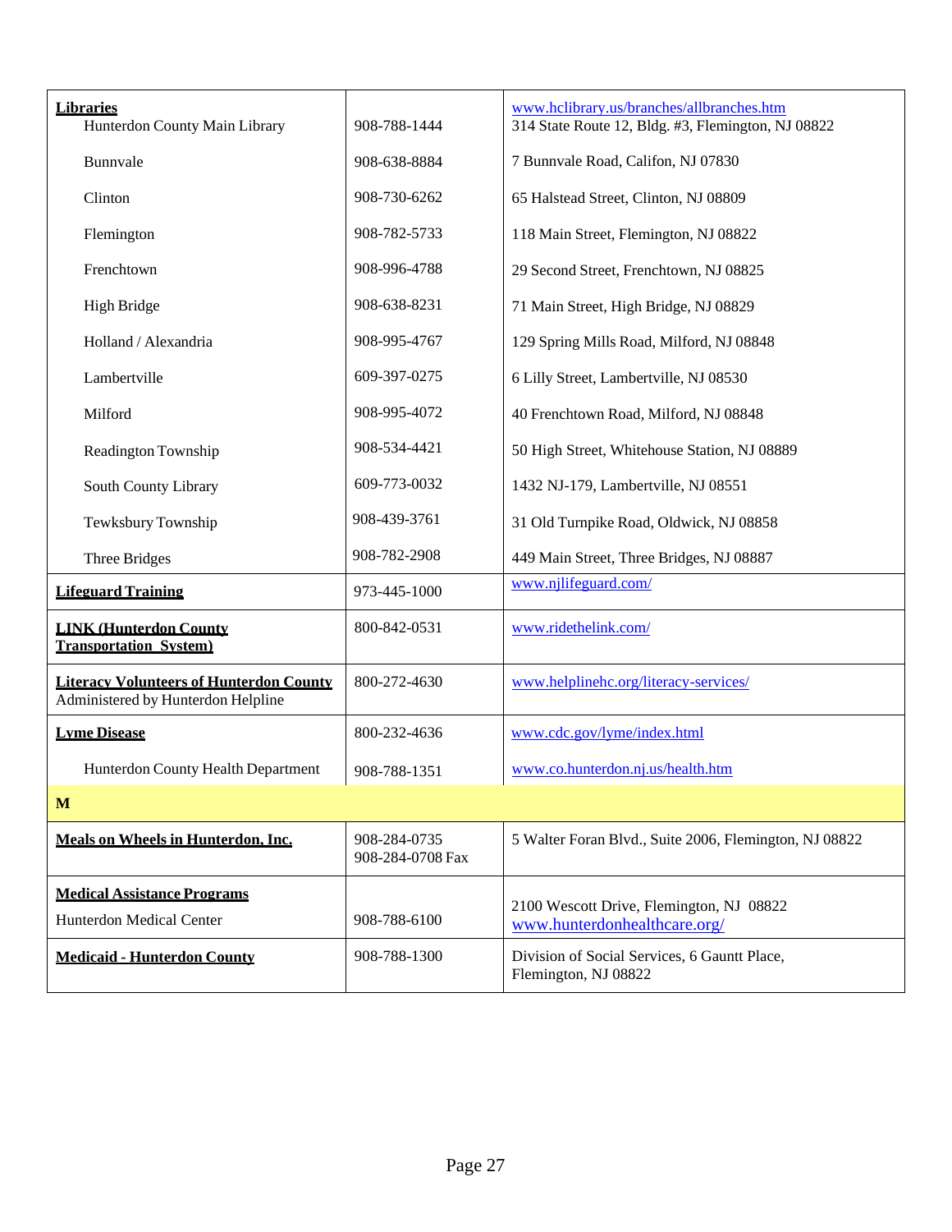| | | |
|---|---|---|
| **Libraries** | | www.hclibrary.us/branches/allbranches.htm |
| Hunterdon County Main Library | 908-788-1444 | 314 State Route 12, Bldg. #3, Flemington, NJ 08822 |
| Bunnvale | 908-638-8884 | 7 Bunnvale Road, Califon, NJ 07830 |
| Clinton | 908-730-6262 | 65 Halstead Street, Clinton, NJ 08809 |
| Flemington | 908-782-5733 | 118 Main Street, Flemington, NJ 08822 |
| Frenchtown | 908-996-4788 | 29 Second Street, Frenchtown, NJ 08825 |
| High Bridge | 908-638-8231 | 71 Main Street, High Bridge, NJ 08829 |
| Holland / Alexandria | 908-995-4767 | 129 Spring Mills Road, Milford, NJ 08848 |
| Lambertville | 609-397-0275 | 6 Lilly Street, Lambertville, NJ 08530 |
| Milford | 908-995-4072 | 40 Frenchtown Road, Milford, NJ 08848 |
| Readington Township | 908-534-4421 | 50 High Street, Whitehouse Station, NJ 08889 |
| South County Library | 609-773-0032 | 1432 NJ-179, Lambertville, NJ 08551 |
| Tewksbury Township | 908-439-3761 | 31 Old Turnpike Road, Oldwick, NJ 08858 |
| Three Bridges | 908-782-2908 | 449 Main Street, Three Bridges, NJ 08887 |
| **Lifeguard Training** | 973-445-1000 | www.njlifeguard.com/ |
| **LINK (Hunterdon County Transportation System)** | 800-842-0531 | www.ridethelink.com/ |
| **Literacy Volunteers of Hunterdon County** Administered by Hunterdon Helpline | 800-272-4630 | www.helplinehc.org/literacy-services/ |
| **Lyme Disease** | 800-232-4636 | www.cdc.gov/lyme/index.html |
| Hunterdon County Health Department | 908-788-1351 | www.co.hunterdon.nj.us/health.htm |
| **M** | | |
| **Meals on Wheels in Hunterdon, Inc.** | 908-284-0735<br>908-284-0708 Fax | 5 Walter Foran Blvd., Suite 2006, Flemington, NJ 08822 |
| **Medical Assistance Programs** | | |
| Hunterdon Medical Center | 908-788-6100 | 2100 Wescott Drive, Flemington, NJ 08822<br>www.hunterdonhealthcare.org/ |
| **Medicaid - Hunterdon County** | 908-788-1300 | Division of Social Services, 6 Gauntt Place, Flemington, NJ 08822 |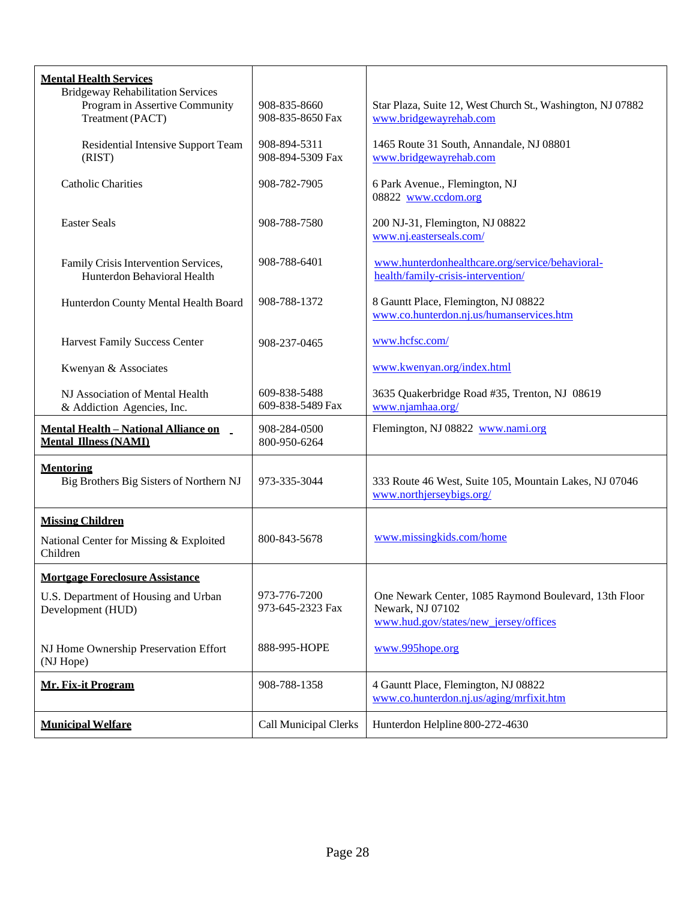| | | |
|---|---|---|
| **Mental Health Services** | | |
| Bridgeway Rehabilitation Services | | |
| Program in Assertive Community Treatment (PACT) | 908-835-8660<br>908-835-8650 Fax | Star Plaza, Suite 12, West Church St., Washington, NJ 07882<br>www.bridgewayrehab.com |
| Residential Intensive Support Team (RIST) | 908-894-5311<br>908-894-5309 Fax | 1465 Route 31 South, Annandale, NJ 08801<br>www.bridgewayrehab.com |
| Catholic Charities | 908-782-7905 | 6 Park Avenue., Flemington, NJ 08822 www.ccdom.org |
| Easter Seals | 908-788-7580 | 200 NJ-31, Flemington, NJ 08822<br>www.nj.easterseals.com/ |
| Family Crisis Intervention Services, Hunterdon Behavioral Health | 908-788-6401 | www.hunterdonhealthcare.org/service/behavioral-health/family-crisis-intervention/ |
| Hunterdon County Mental Health Board | 908-788-1372 | 8 Gauntt Place, Flemington, NJ 08822<br>www.co.hunterdon.nj.us/humanservices.htm |
| Harvest Family Success Center | 908-237-0465 | www.hcfsc.com/ |
| Kwenyan & Associates | | www.kwenyan.org/index.html |
| NJ Association of Mental Health & Addiction Agencies, Inc. | 609-838-5488<br>609-838-5489 Fax | 3635 Quakerbridge Road #35, Trenton, NJ 08619<br>www.njamhaa.org/ |
| **Mental Health – National Alliance on Mental Illness (NAMI)** | 908-284-0500<br>800-950-6264 | Flemington, NJ 08822 www.nami.org |
| **Mentoring** | | |
| Big Brothers Big Sisters of Northern NJ | 973-335-3044 | 333 Route 46 West, Suite 105, Mountain Lakes, NJ 07046<br>www.northjerseybigs.org/ |
| **Missing Children** | | |
| National Center for Missing & Exploited Children | 800-843-5678 | www.missingkids.com/home |
| **Mortgage Foreclosure Assistance** | | |
| U.S. Department of Housing and Urban Development (HUD) | 973-776-7200<br>973-645-2323 Fax | One Newark Center, 1085 Raymond Boulevard, 13th Floor Newark, NJ 07102<br>www.hud.gov/states/new_jersey/offices |
| NJ Home Ownership Preservation Effort (NJ Hope) | 888-995-HOPE | www.995hope.org |
| **Mr. Fix-it Program** | 908-788-1358 | 4 Gauntt Place, Flemington, NJ 08822<br>www.co.hunterdon.nj.us/aging/mrfixit.htm |
| **Municipal Welfare** | Call Municipal Clerks | Hunterdon Helpline 800-272-4630 |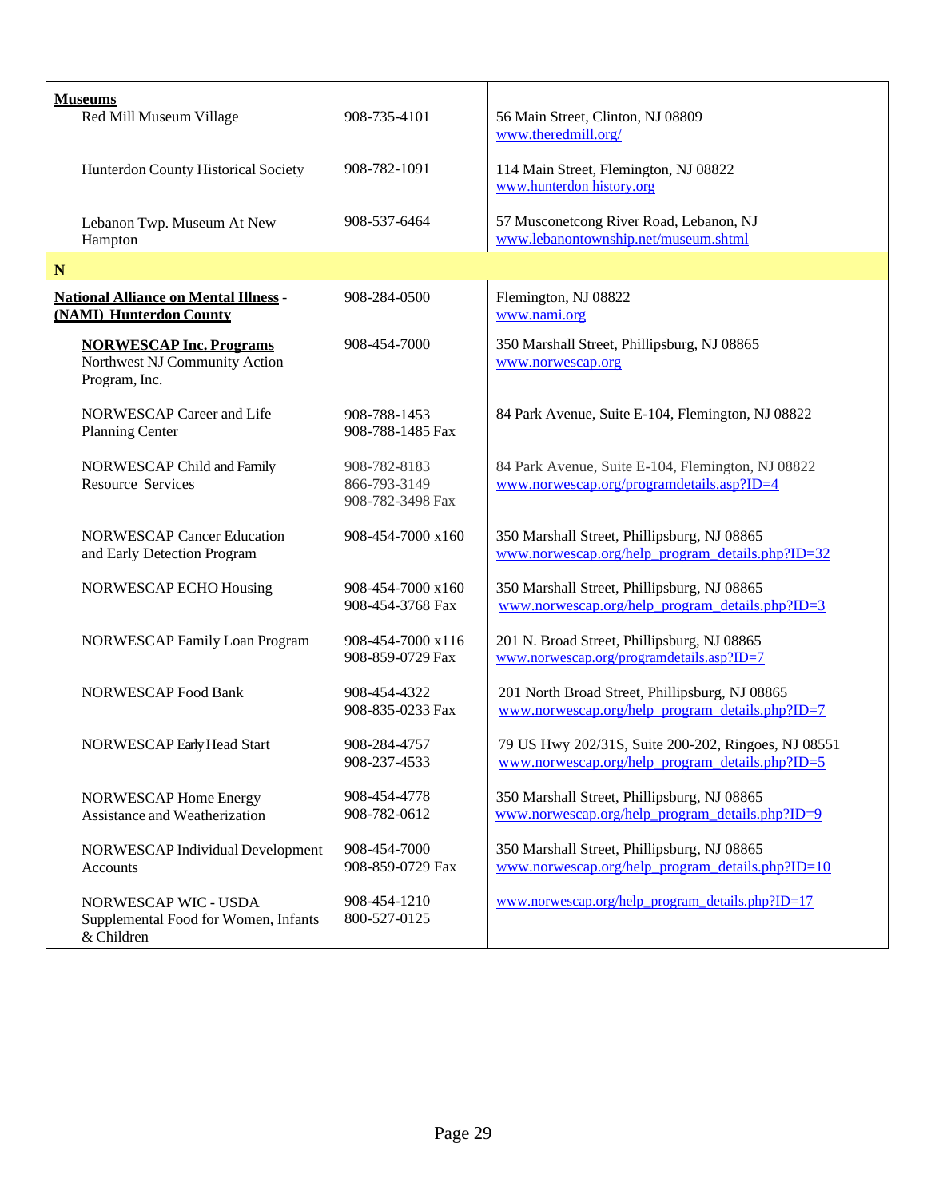| | | |
|---|---|---|
| **Museums**<br>Red Mill Museum Village | 908-735-4101 | 56 Main Street, Clinton, NJ 08809<br>www.theredmill.org/ |
| Hunterdon County Historical Society | 908-782-1091 | 114 Main Street, Flemington, NJ 08822<br>www.hunterdon history.org |
| Lebanon Twp. Museum At New Hampton | 908-537-6464 | 57 Musconetcong River Road, Lebanon, NJ<br>www.lebanontownship.net/museum.shtml |
| **N** | | |
| **National Alliance on Mental Illness - (NAMI) Hunterdon County** | 908-284-0500 | Flemington, NJ 08822<br>www.nami.org |
| **NORWESCAP Inc. Programs**<br>Northwest NJ Community Action Program, Inc. | 908-454-7000 | 350 Marshall Street, Phillipsburg, NJ 08865<br>www.norwescap.org |
| NORWESCAP Career and Life Planning Center | 908-788-1453<br>908-788-1485 Fax | 84 Park Avenue, Suite E-104, Flemington, NJ 08822 |
| NORWESCAP Child and Family Resource Services | 908-782-8183<br>866-793-3149<br>908-782-3498 Fax | 84 Park Avenue, Suite E-104, Flemington, NJ 08822<br>www.norwescap.org/programdetails.asp?ID=4 |
| NORWESCAP Cancer Education and Early Detection Program | 908-454-7000 x160 | 350 Marshall Street, Phillipsburg, NJ 08865<br>www.norwescap.org/help_program_details.php?ID=32 |
| NORWESCAP ECHO Housing | 908-454-7000 x160<br>908-454-3768 Fax | 350 Marshall Street, Phillipsburg, NJ 08865<br>www.norwescap.org/help_program_details.php?ID=3 |
| NORWESCAP Family Loan Program | 908-454-7000 x116<br>908-859-0729 Fax | 201 N. Broad Street, Phillipsburg, NJ 08865<br>www.norwescap.org/programdetails.asp?ID=7 |
| NORWESCAP Food Bank | 908-454-4322<br>908-835-0233 Fax | 201 North Broad Street, Phillipsburg, NJ 08865<br>www.norwescap.org/help_program_details.php?ID=7 |
| NORWESCAP Early Head Start | 908-284-4757<br>908-237-4533 | 79 US Hwy 202/31S, Suite 200-202, Ringoes, NJ 08551<br>www.norwescap.org/help_program_details.php?ID=5 |
| NORWESCAP Home Energy Assistance and Weatherization | 908-454-4778<br>908-782-0612 | 350 Marshall Street, Phillipsburg, NJ 08865<br>www.norwescap.org/help_program_details.php?ID=9 |
| NORWESCAP Individual Development Accounts | 908-454-7000<br>908-859-0729 Fax | 350 Marshall Street, Phillipsburg, NJ 08865<br>www.norwescap.org/help_program_details.php?ID=10 |
| NORWESCAP WIC - USDA Supplemental Food for Women, Infants & Children | 908-454-1210<br>800-527-0125 | www.norwescap.org/help_program_details.php?ID=17 |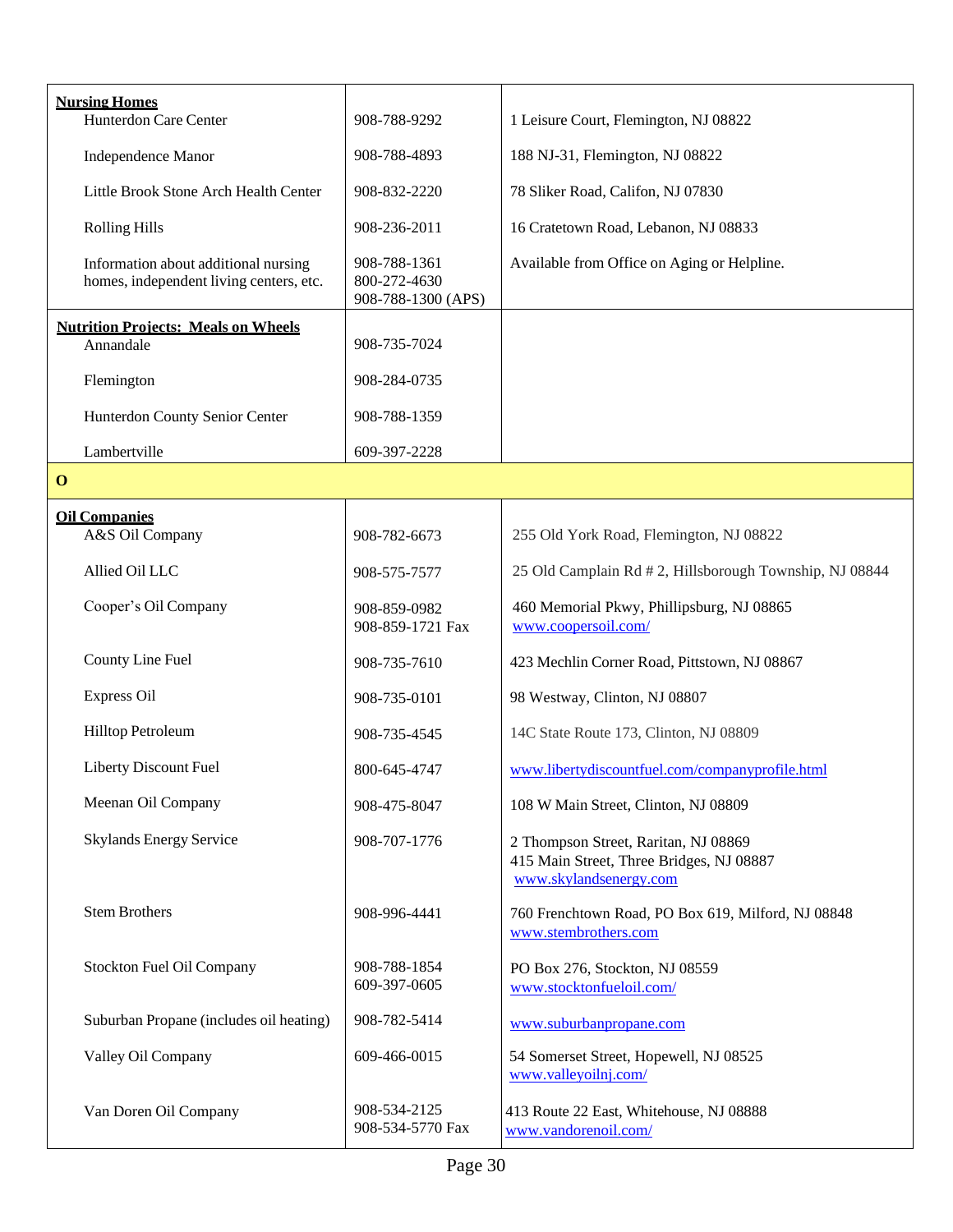| | | |
|---|---|---|
| **Nursing Homes** | | |
| Hunterdon Care Center | 908-788-9292 | 1 Leisure Court, Flemington, NJ 08822 |
| Independence Manor | 908-788-4893 | 188 NJ-31, Flemington, NJ 08822 |
| Little Brook Stone Arch Health Center | 908-832-2220 | 78 Sliker Road, Califon, NJ 07830 |
| Rolling Hills | 908-236-2011 | 16 Cratetown Road, Lebanon, NJ 08833 |
| Information about additional nursing homes, independent living centers, etc. | 908-788-1361<br>800-272-4630<br>908-788-1300 (APS) | Available from Office on Aging or Helpline. |
| **Nutrition Projects: Meals on Wheels** | | |
| Annandale | 908-735-7024 | |
| Flemington | 908-284-0735 | |
| Hunterdon County Senior Center | 908-788-1359 | |
| Lambertville | 609-397-2228 | |
| **O** | | |
| **Oil Companies** | | |
| A&S Oil Company | 908-782-6673 | 255 Old York Road, Flemington, NJ 08822 |
| Allied Oil LLC | 908-575-7577 | 25 Old Camplain Rd # 2, Hillsborough Township, NJ 08844 |
| Cooper's Oil Company | 908-859-0982<br>908-859-1721 Fax | 460 Memorial Pkwy, Phillipsburg, NJ 08865<br>www.coopersoil.com/ |
| County Line Fuel | 908-735-7610 | 423 Mechlin Corner Road, Pittstown, NJ 08867 |
| Express Oil | 908-735-0101 | 98 Westway, Clinton, NJ 08807 |
| Hilltop Petroleum | 908-735-4545 | 14C State Route 173, Clinton, NJ 08809 |
| Liberty Discount Fuel | 800-645-4747 | www.libertydiscountfuel.com/companyprofile.html |
| Meenan Oil Company | 908-475-8047 | 108 W Main Street, Clinton, NJ 08809 |
| Skylands Energy Service | 908-707-1776 | 2 Thompson Street, Raritan, NJ 08869<br>415 Main Street, Three Bridges, NJ 08887<br>www.skylandsenergy.com |
| Stem Brothers | 908-996-4441 | 760 Frenchtown Road, PO Box 619, Milford, NJ 08848<br>www.stembrothers.com |
| Stockton Fuel Oil Company | 908-788-1854<br>609-397-0605 | PO Box 276, Stockton, NJ 08559<br>www.stocktonfueloil.com/ |
| Suburban Propane (includes oil heating) | 908-782-5414 | www.suburbanpropane.com |
| Valley Oil Company | 609-466-0015 | 54 Somerset Street, Hopewell, NJ 08525<br>www.valleyoilnj.com/ |
| Van Doren Oil Company | 908-534-2125<br>908-534-5770 Fax | 413 Route 22 East, Whitehouse, NJ 08888<br>www.vandorenoil.com/ |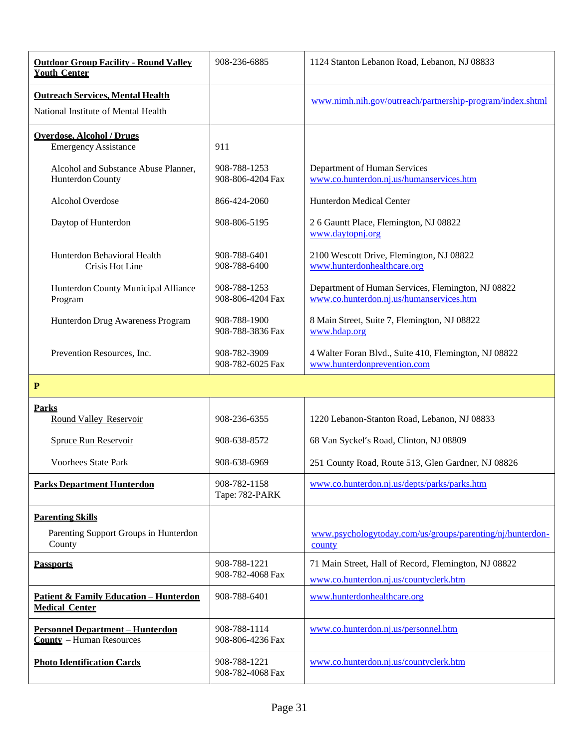| | | |
|---|---|---|
| **Outdoor Group Facility - Round Valley Youth Center** | 908-236-6885 | 1124 Stanton Lebanon Road, Lebanon, NJ 08833 |
| **Outreach Services, Mental Health**<br>National Institute of Mental Health | | www.nimh.nih.gov/outreach/partnership-program/index.shtml |
| **Overdose, Alcohol / Drugs**<br>Emergency Assistance | 911 | |
| Alcohol and Substance Abuse Planner, Hunterdon County | 908-788-1253<br>908-806-4204 Fax | Department of Human Services<br>www.co.hunterdon.nj.us/humanservices.htm |
| Alcohol Overdose | 866-424-2060 | Hunterdon Medical Center |
| Daytop of Hunterdon | 908-806-5195 | 2 6 Gauntt Place, Flemington, NJ 08822<br>www.daytopnj.org |
| Hunterdon Behavioral Health<br>Crisis Hot Line | 908-788-6401<br>908-788-6400 | 2100 Wescott Drive, Flemington, NJ 08822<br>www.hunterdonhealthcare.org |
| Hunterdon County Municipal Alliance Program | 908-788-1253<br>908-806-4204 Fax | Department of Human Services, Flemington, NJ 08822<br>www.co.hunterdon.nj.us/humanservices.htm |
| Hunterdon Drug Awareness Program | 908-788-1900<br>908-788-3836 Fax | 8 Main Street, Suite 7, Flemington, NJ 08822<br>www.hdap.org |
| Prevention Resources, Inc. | 908-782-3909<br>908-782-6025 Fax | 4 Walter Foran Blvd., Suite 410, Flemington, NJ 08822<br>www.hunterdonprevention.com |
| **P** | | |
| **Parks**<br>Round Valley Reservoir | 908-236-6355 | 1220 Lebanon-Stanton Road, Lebanon, NJ 08833 |
| Spruce Run Reservoir | 908-638-8572 | 68 Van Syckel's Road, Clinton, NJ 08809 |
| Voorhees State Park | 908-638-6969 | 251 County Road, Route 513, Glen Gardner, NJ 08826 |
| **Parks Department Hunterdon** | 908-782-1158<br>Tape: 782-PARK | www.co.hunterdon.nj.us/depts/parks/parks.htm |
| **Parenting Skills**<br>Parenting Support Groups in Hunterdon County | | www.psychologytoday.com/us/groups/parenting/nj/hunterdon-county |
| **Passports** | 908-788-1221<br>908-782-4068 Fax | 71 Main Street, Hall of Record, Flemington, NJ 08822<br>www.co.hunterdon.nj.us/countyclerk.htm |
| **Patient & Family Education – Hunterdon Medical Center** | 908-788-6401 | www.hunterdonhealthcare.org |
| **Personnel Department – Hunterdon County** – Human Resources | 908-788-1114<br>908-806-4236 Fax | www.co.hunterdon.nj.us/personnel.htm |
| **Photo Identification Cards** | 908-788-1221<br>908-782-4068 Fax | www.co.hunterdon.nj.us/countyclerk.htm |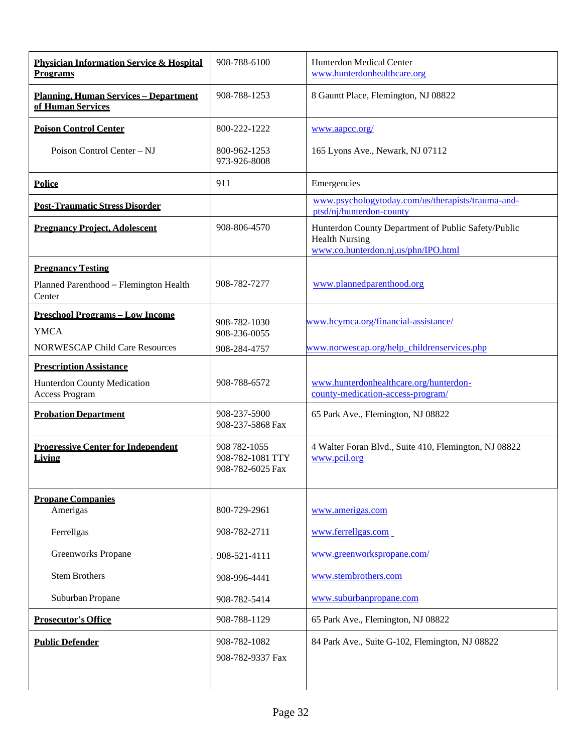| | | |
|---|---|---|
| **Physician Information Service & Hospital Programs** | 908-788-6100 | Hunterdon Medical Center www.hunterdonhealthcare.org |
| **Planning, Human Services – Department of Human Services** | 908-788-1253 | 8 Gauntt Place, Flemington, NJ 08822 |
| **Poison Control Center** | 800-222-1222 | www.aapcc.org/ |
| Poison Control Center – NJ | 800-962-1253<br>973-926-8008 | 165 Lyons Ave., Newark, NJ 07112 |
| **Police** | 911 | Emergencies |
| **Post-Traumatic Stress Disorder** | | www.psychologytoday.com/us/therapists/trauma-and-ptsd/nj/hunterdon-county |
| **Pregnancy Project, Adolescent** | 908-806-4570 | Hunterdon County Department of Public Safety/Public Health Nursing www.co.hunterdon.nj.us/phn/IPO.html |
| **Pregnancy Testing**<br>Planned Parenthood – Flemington Health Center | 908-782-7277 | www.plannedparenthood.org |
| **Preschool Programs – Low Income**<br>YMCA<br>NORWESCAP Child Care Resources | 908-782-1030<br>908-236-0055<br>908-284-4757 | www.hcymca.org/financial-assistance/<br>www.norwescap.org/help_childrenservices.php |
| **Prescription Assistance**<br>Hunterdon County Medication Access Program | 908-788-6572 | www.hunterdonhealthcare.org/hunterdon-county-medication-access-program/ |
| **Probation Department** | 908-237-5900<br>908-237-5868 Fax | 65 Park Ave., Flemington, NJ 08822 |
| **Progressive Center for Independent Living** | 908 782-1055<br>908-782-1081 TTY<br>908-782-6025 Fax | 4 Walter Foran Blvd., Suite 410, Flemington, NJ 08822 www.pcil.org |
| **Propane Companies** | | |
| Amerigas | 800-729-2961 | www.amerigas.com |
| Ferrellgas | 908-782-2711 | www.ferrellgas.com |
| Greenworks Propane | 908-521-4111 | www.greenworkspropane.com/ |
| Stem Brothers | 908-996-4441 | www.stembrothers.com |
| Suburban Propane | 908-782-5414 | www.suburbanpropane.com |
| **Prosecutor's Office** | 908-788-1129 | 65 Park Ave., Flemington, NJ 08822 |
| **Public Defender** | 908-782-1082<br>908-782-9337 Fax | 84 Park Ave., Suite G-102, Flemington, NJ 08822 |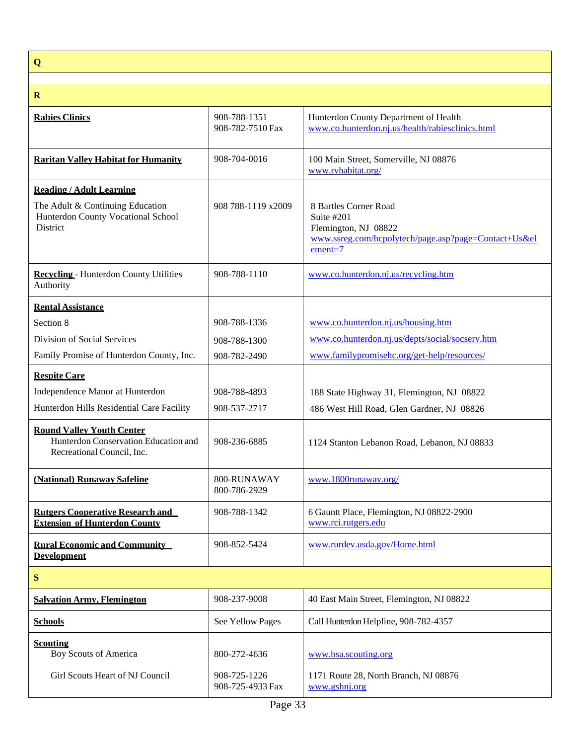| Q | | |
|---|---|---|
| | | |
| **R** | | |
| **Rabies Clinics** | 908-788-1351<br>908-782-7510 Fax | Hunterdon County Department of Health<br>www.co.hunterdon.nj.us/health/rabiesclinics.html |
| **Raritan Valley Habitat for Humanity** | 908-704-0016 | 100 Main Street, Somerville, NJ 08876<br>www.rvhabitat.org/ |
| **Reading / Adult Learning**<br>The Adult & Continuing Education Hunterdon County Vocational School District | 908 788-1119 x2009 | 8 Bartles Corner Road<br>Suite #201<br>Flemington, NJ 08822<br>www.ssreg.com/hcpolytech/page.asp?page=Contact+Us&element=7 |
| **Recycling** - Hunterdon County Utilities Authority | 908-788-1110 | www.co.hunterdon.nj.us/recycling.htm |
| **Rental Assistance** | | |
| Section 8 | 908-788-1336 | www.co.hunterdon.nj.us/housing.htm |
| Division of Social Services | 908-788-1300 | www.co.hunterdon.nj.us/depts/social/socserv.htm |
| Family Promise of Hunterdon County, Inc. | 908-782-2490 | www.familypromisehc.org/get-help/resources/ |
| **Respite Care** | | |
| Independence Manor at Hunterdon | 908-788-4893 | 188 State Highway 31, Flemington, NJ 08822 |
| Hunterdon Hills Residential Care Facility | 908-537-2717 | 486 West Hill Road, Glen Gardner, NJ 08826 |
| **Round Valley Youth Center**<br>Hunterdon Conservation Education and Recreational Council, Inc. | 908-236-6885 | 1124 Stanton Lebanon Road, Lebanon, NJ 08833 |
| **(National) Runaway Safeline** | 800-RUNAWAY<br>800-786-2929 | www.1800runaway.org/ |
| **Rutgers Cooperative Research and Extension of Hunterdon County** | 908-788-1342 | 6 Gauntt Place, Flemington, NJ 08822-2900<br>www.rci.rutgers.edu |
| **Rural Economic and Community Development** | 908-852-5424 | www.rurdev.usda.gov/Home.html |
| **S** | | |
| **Salvation Army, Flemington** | 908-237-9008 | 40 East Main Street, Flemington, NJ 08822 |
| **Schools** | See Yellow Pages | Call Hunterdon Helpline, 908-782-4357 |
| **Scouting**<br>Boy Scouts of America | 800-272-4636 | www.bsa.scouting.org |
| Girl Scouts Heart of NJ Council | 908-725-1226<br>908-725-4933 Fax | 1171 Route 28, North Branch, NJ 08876<br>www.gshnj.org |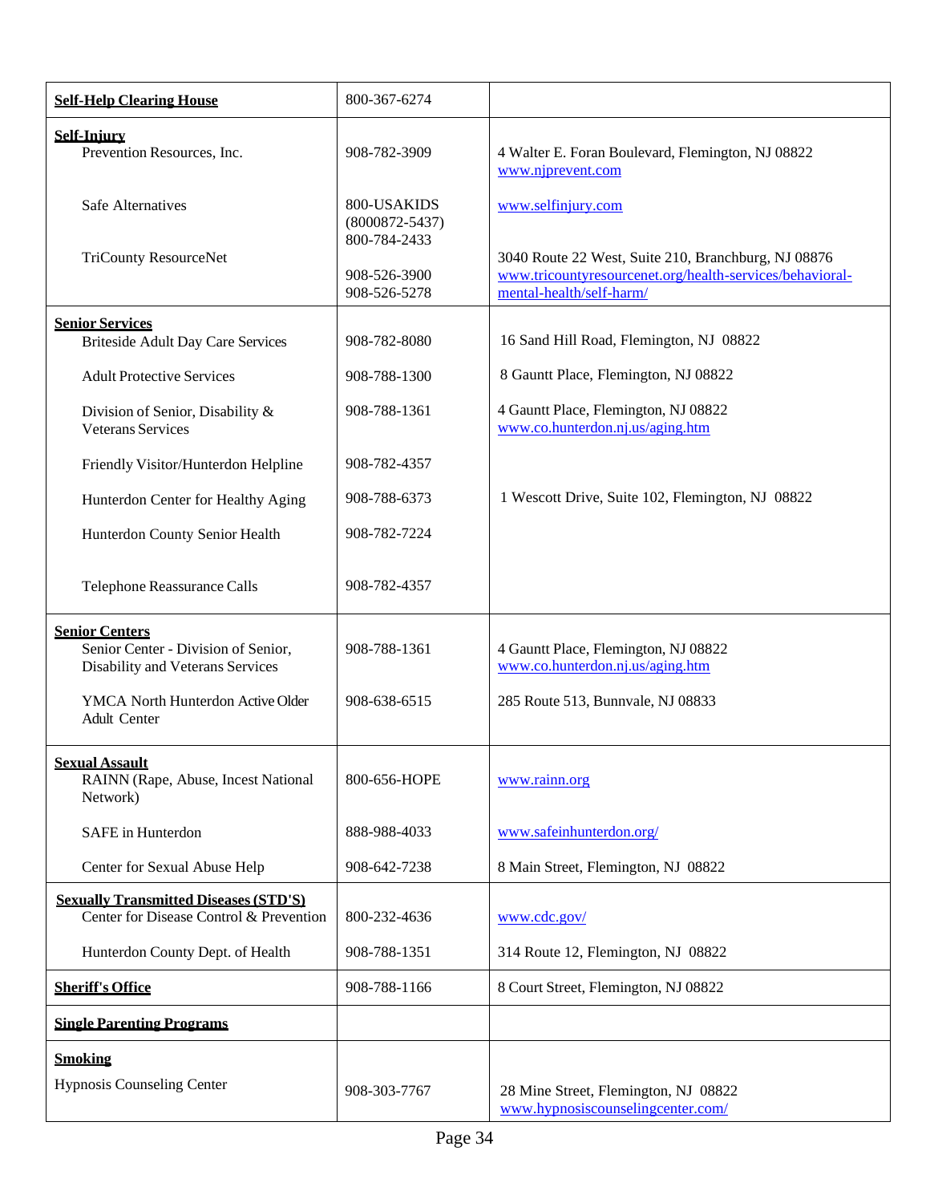| | | |
|---|---|---|
| **Self-Help Clearing House** | 800-367-6274 | |
| **Self-Injury**<br>Prevention Resources, Inc. | 908-782-3909 | 4 Walter E. Foran Boulevard, Flemington, NJ 08822<br>www.njprevent.com |
| Safe Alternatives | 800-USAKIDS<br>(8000872-5437)<br>800-784-2433 | www.selfinjury.com |
| TriCounty ResourceNet | 908-526-3900<br>908-526-5278 | 3040 Route 22 West, Suite 210, Branchburg, NJ 08876<br>www.tricountyresourcenet.org/health-services/behavioral-mental-health/self-harm/ |
| **Senior Services**<br>Briteside Adult Day Care Services | 908-782-8080 | 16 Sand Hill Road, Flemington, NJ 08822 |
| Adult Protective Services | 908-788-1300 | 8 Gauntt Place, Flemington, NJ 08822 |
| Division of Senior, Disability & Veterans Services | 908-788-1361 | 4 Gauntt Place, Flemington, NJ 08822<br>www.co.hunterdon.nj.us/aging.htm |
| Friendly Visitor/Hunterdon Helpline | 908-782-4357 | |
| Hunterdon Center for Healthy Aging | 908-788-6373 | 1 Wescott Drive, Suite 102, Flemington, NJ 08822 |
| Hunterdon County Senior Health | 908-782-7224 | |
| Telephone Reassurance Calls | 908-782-4357 | |
| **Senior Centers**<br>Senior Center - Division of Senior, Disability and Veterans Services | 908-788-1361 | 4 Gauntt Place, Flemington, NJ 08822<br>www.co.hunterdon.nj.us/aging.htm |
| YMCA North Hunterdon Active Older Adult Center | 908-638-6515 | 285 Route 513, Bunnvale, NJ 08833 |
| **Sexual Assault**<br>RAINN (Rape, Abuse, Incest National Network) | 800-656-HOPE | www.rainn.org |
| SAFE in Hunterdon | 888-988-4033 | www.safeinhunterdon.org/ |
| Center for Sexual Abuse Help | 908-642-7238 | 8 Main Street, Flemington, NJ 08822 |
| **Sexually Transmitted Diseases (STD'S)**<br>Center for Disease Control & Prevention | 800-232-4636 | www.cdc.gov/ |
| Hunterdon County Dept. of Health | 908-788-1351 | 314 Route 12, Flemington, NJ 08822 |
| **Sheriff's Office** | 908-788-1166 | 8 Court Street, Flemington, NJ 08822 |
| **Single Parenting Programs** | | |
| **Smoking**<br>Hypnosis Counseling Center | 908-303-7767 | 28 Mine Street, Flemington, NJ 08822<br>www.hypnosiscounselingcenter.com/ |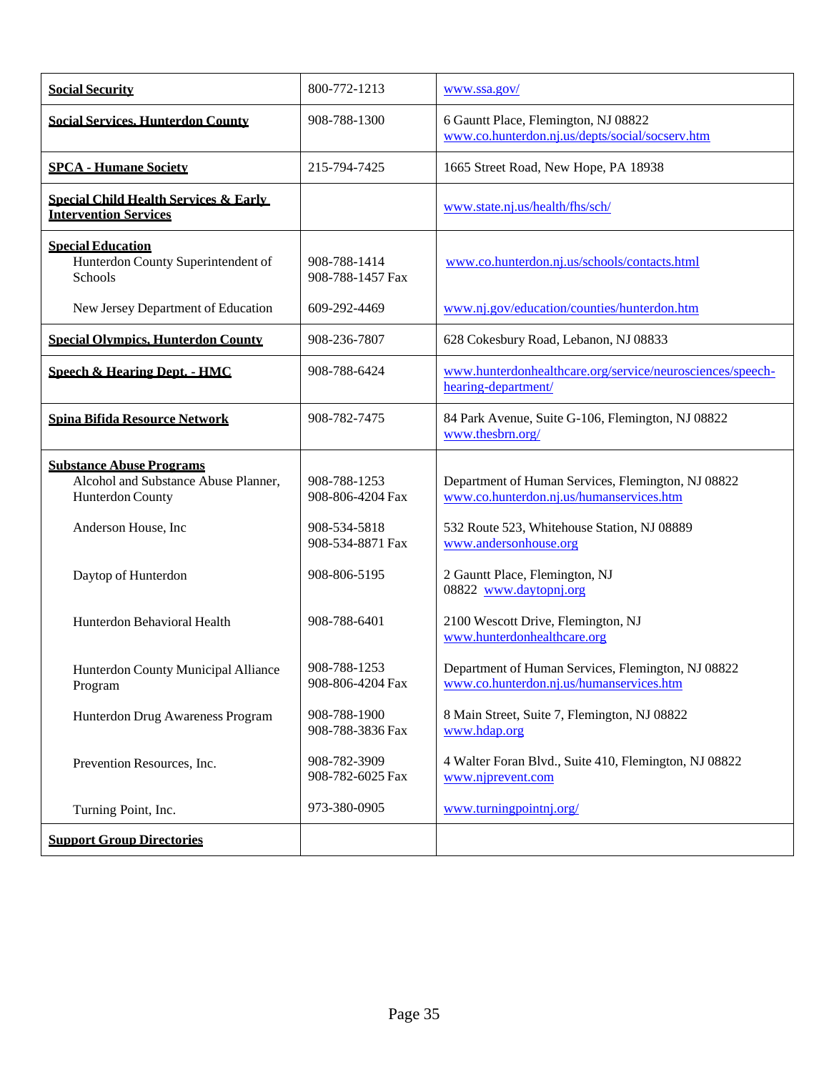| | | |
|---|---|---|
| **Social Security** | 800-772-1213 | www.ssa.gov/ |
| **Social Services, Hunterdon County** | 908-788-1300 | 6 Gauntt Place, Flemington, NJ 08822<br>www.co.hunterdon.nj.us/depts/social/socserv.htm |
| **SPCA - Humane Society** | 215-794-7425 | 1665 Street Road, New Hope, PA 18938 |
| **Special Child Health Services & Early Intervention Services** | | www.state.nj.us/health/fhs/sch/ |
| **Special Education** | | |
| Hunterdon County Superintendent of Schools | 908-788-1414<br>908-788-1457 Fax | www.co.hunterdon.nj.us/schools/contacts.html |
| New Jersey Department of Education | 609-292-4469 | www.nj.gov/education/counties/hunterdon.htm |
| **Special Olympics, Hunterdon County** | 908-236-7807 | 628 Cokesbury Road, Lebanon, NJ 08833 |
| **Speech & Hearing Dept. - HMC** | 908-788-6424 | www.hunterdonhealthcare.org/service/neurosciences/speech-hearing-department/ |
| **Spina Bifida Resource Network** | 908-782-7475 | 84 Park Avenue, Suite G-106, Flemington, NJ 08822<br>www.thesbrn.org/ |
| **Substance Abuse Programs** | | |
| Alcohol and Substance Abuse Planner, Hunterdon County | 908-788-1253<br>908-806-4204 Fax | Department of Human Services, Flemington, NJ 08822<br>www.co.hunterdon.nj.us/humanservices.htm |
| Anderson House, Inc | 908-534-5818<br>908-534-8871 Fax | 532 Route 523, Whitehouse Station, NJ 08889<br>www.andersonhouse.org |
| Daytop of Hunterdon | 908-806-5195 | 2 Gauntt Place, Flemington, NJ 08822 www.daytopnj.org |
| Hunterdon Behavioral Health | 908-788-6401 | 2100 Wescott Drive, Flemington, NJ<br>www.hunterdonhealthcare.org |
| Hunterdon County Municipal Alliance Program | 908-788-1253<br>908-806-4204 Fax | Department of Human Services, Flemington, NJ 08822<br>www.co.hunterdon.nj.us/humanservices.htm |
| Hunterdon Drug Awareness Program | 908-788-1900<br>908-788-3836 Fax | 8 Main Street, Suite 7, Flemington, NJ 08822<br>www.hdap.org |
| Prevention Resources, Inc. | 908-782-3909<br>908-782-6025 Fax | 4 Walter Foran Blvd., Suite 410, Flemington, NJ 08822<br>www.njprevent.com |
| Turning Point, Inc. | 973-380-0905 | www.turningpointnj.org/ |
| **Support Group Directories** | | |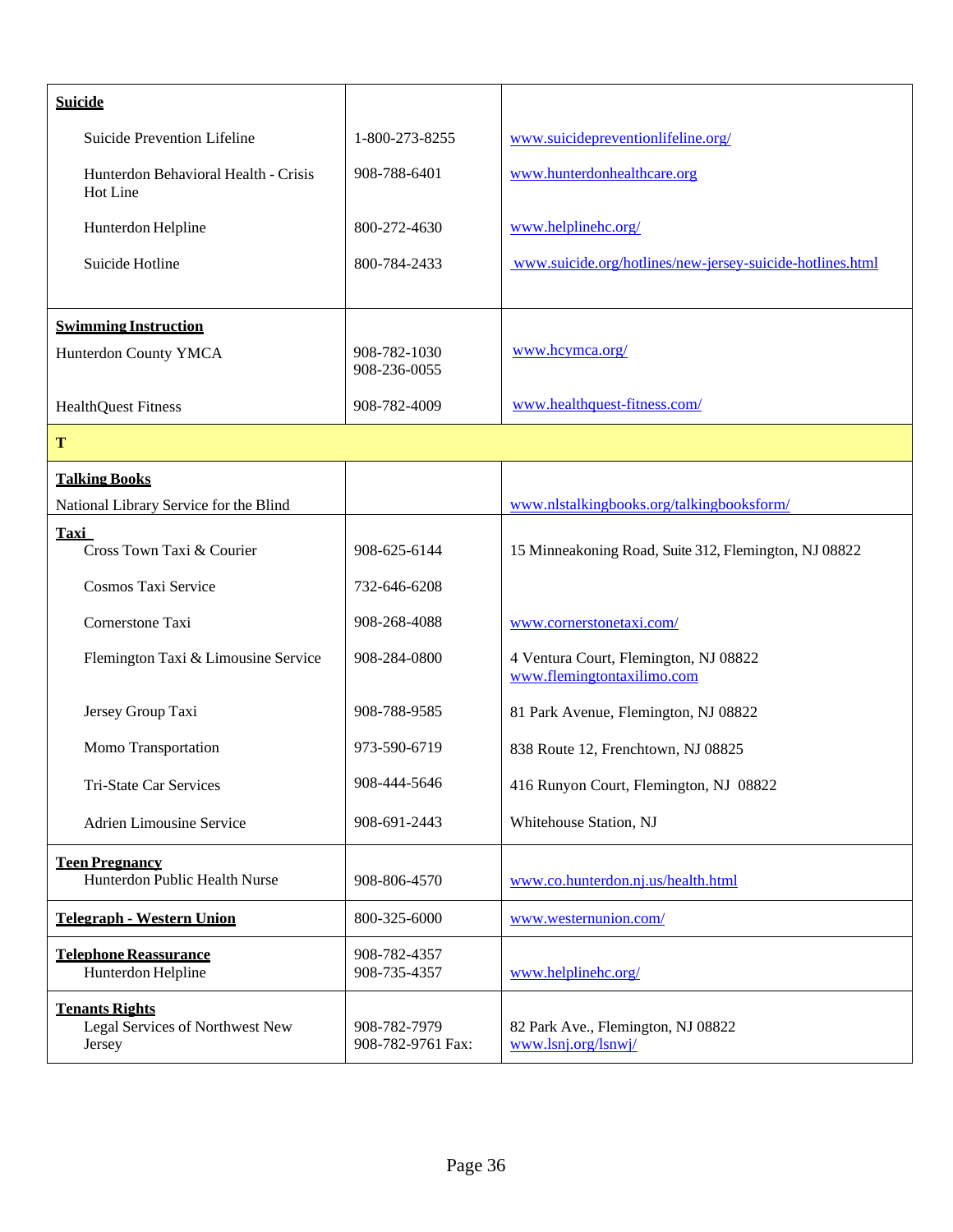| | | |
|---|---|---|
| **Suicide** | | |
| Suicide Prevention Lifeline | 1-800-273-8255 | www.suicidepreventionlifeline.org/ |
| Hunterdon Behavioral Health - Crisis Hot Line | 908-788-6401 | www.hunterdonhealthcare.org |
| Hunterdon Helpline | 800-272-4630 | www.helplinehc.org/ |
| Suicide Hotline | 800-784-2433 | www.suicide.org/hotlines/new-jersey-suicide-hotlines.html |
| **Swimming Instruction** | | |
| Hunterdon County YMCA | 908-782-1030<br>908-236-0055 | www.hcymca.org/ |
| HealthQuest Fitness | 908-782-4009 | www.healthquest-fitness.com/ |
| **T** | | |
| **Talking Books** | | |
| National Library Service for the Blind | | www.nlstalkingbooks.org/talkingbooksform/ |
| **Taxi** | | |
| Cross Town Taxi & Courier | 908-625-6144 | 15 Minneakoning Road, Suite 312, Flemington, NJ 08822 |
| Cosmos Taxi Service | 732-646-6208 | |
| Cornerstone Taxi | 908-268-4088 | www.cornerstonetaxi.com/ |
| Flemington Taxi & Limousine Service | 908-284-0800 | 4 Ventura Court, Flemington, NJ 08822<br>www.flemingtontaxilimo.com |
| Jersey Group Taxi | 908-788-9585 | 81 Park Avenue, Flemington, NJ 08822 |
| Momo Transportation | 973-590-6719 | 838 Route 12, Frenchtown, NJ 08825 |
| Tri-State Car Services | 908-444-5646 | 416 Runyon Court, Flemington, NJ 08822 |
| Adrien Limousine Service | 908-691-2443 | Whitehouse Station, NJ |
| **Teen Pregnancy** | | |
| Hunterdon Public Health Nurse | 908-806-4570 | www.co.hunterdon.nj.us/health.html |
| **Telegraph - Western Union** | 800-325-6000 | www.westernunion.com/ |
| **Telephone Reassurance** | | |
| Hunterdon Helpline | 908-782-4357<br>908-735-4357 | www.helplinehc.org/ |
| **Tenants Rights** | | |
| Legal Services of Northwest New Jersey | 908-782-7979<br>908-782-9761 Fax: | 82 Park Ave., Flemington, NJ 08822<br>www.lsnj.org/lsnwj/ |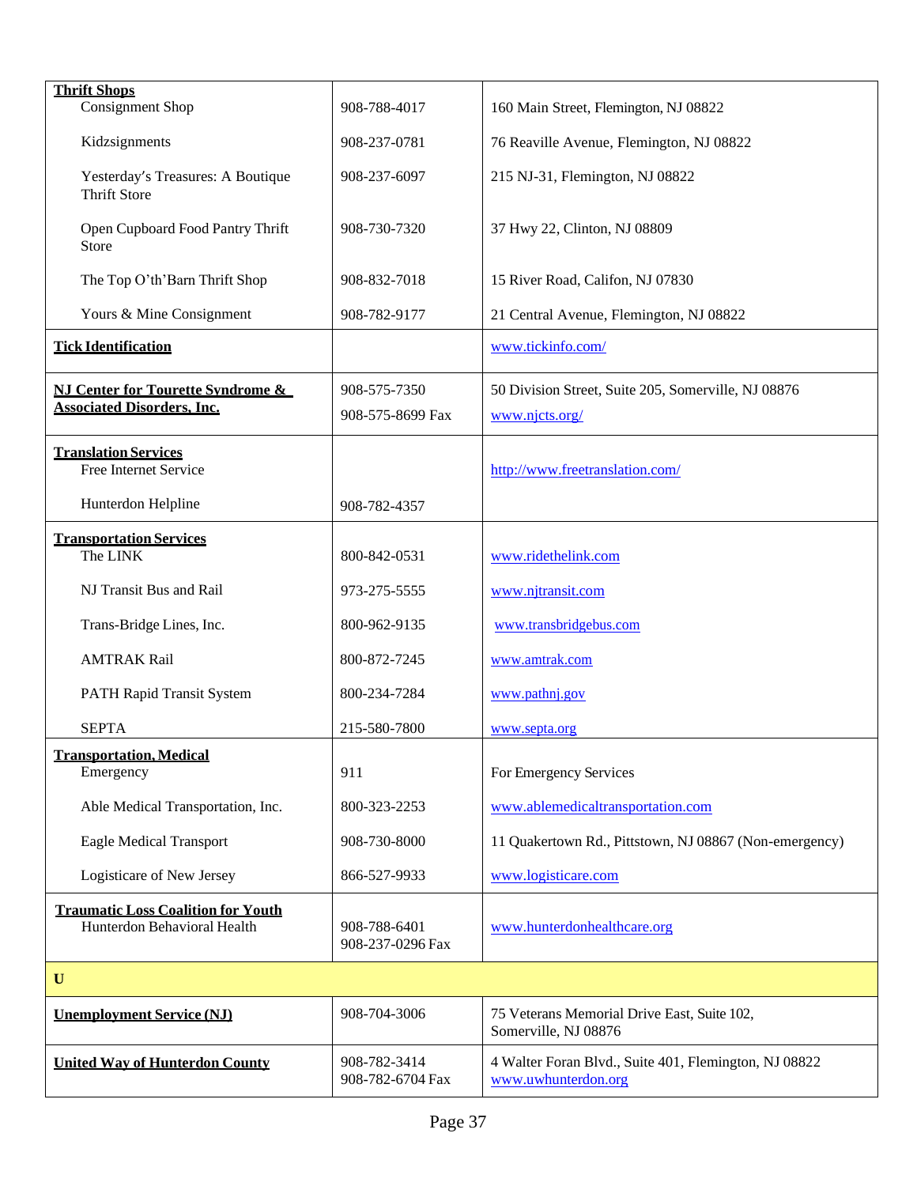| | | |
|---|---|---|
| **Thrift Shops** | | |
| Consignment Shop | 908-788-4017 | 160 Main Street, Flemington, NJ 08822 |
| Kidzsignments | 908-237-0781 | 76 Reaville Avenue, Flemington, NJ 08822 |
| Yesterday's Treasures: A Boutique Thrift Store | 908-237-6097 | 215 NJ-31, Flemington, NJ 08822 |
| Open Cupboard Food Pantry Thrift Store | 908-730-7320 | 37 Hwy 22, Clinton, NJ 08809 |
| The Top O'th'Barn Thrift Shop | 908-832-7018 | 15 River Road, Califon, NJ 07830 |
| Yours & Mine Consignment | 908-782-9177 | 21 Central Avenue, Flemington, NJ 08822 |
| **Tick Identification** | | www.tickinfo.com/ |
| **NJ Center for Tourette Syndrome & Associated Disorders, Inc.** | 908-575-7350<br>908-575-8699 Fax | 50 Division Street, Suite 205, Somerville, NJ 08876<br>www.njcts.org/ |
| **Translation Services** | | |
| Free Internet Service | | http://www.freetranslation.com/ |
| Hunterdon Helpline | 908-782-4357 | |
| **Transportation Services** | | |
| The LINK | 800-842-0531 | www.ridethelink.com |
| NJ Transit Bus and Rail | 973-275-5555 | www.njtransit.com |
| Trans-Bridge Lines, Inc. | 800-962-9135 | www.transbridgebus.com |
| AMTRAK Rail | 800-872-7245 | www.amtrak.com |
| PATH Rapid Transit System | 800-234-7284 | www.pathnj.gov |
| SEPTA | 215-580-7800 | www.septa.org |
| **Transportation, Medical** | | |
| Emergency | 911 | For Emergency Services |
| Able Medical Transportation, Inc. | 800-323-2253 | www.ablemedicaltransportation.com |
| Eagle Medical Transport | 908-730-8000 | 11 Quakertown Rd., Pittstown, NJ 08867 (Non-emergency) |
| Logisticare of New Jersey | 866-527-9933 | www.logisticare.com |
| **Traumatic Loss Coalition for Youth**<br>Hunterdon Behavioral Health | 908-788-6401<br>908-237-0296 Fax | www.hunterdonhealthcare.org |
| **U** | | |
| **Unemployment Service (NJ)** | 908-704-3006 | 75 Veterans Memorial Drive East, Suite 102, Somerville, NJ 08876 |
| **United Way of Hunterdon County** | 908-782-3414<br>908-782-6704 Fax | 4 Walter Foran Blvd., Suite 401, Flemington, NJ 08822<br>www.uwhunterdon.org |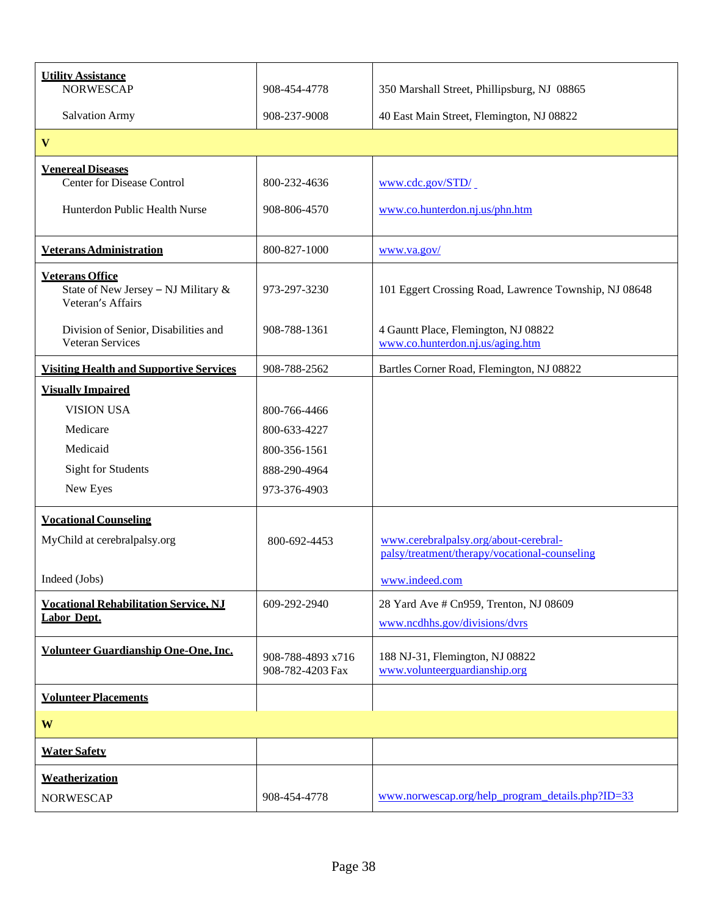| | | |
|---|---|---|
| **Utility Assistance**<br>NORWESCAP<br><br>Salvation Army | 908-454-4778<br><br>908-237-9008 | 350 Marshall Street, Phillipsburg, NJ 08865<br><br>40 East Main Street, Flemington, NJ 08822 |
| **V** | | |
| **Venereal Diseases**<br>Center for Disease Control<br><br>Hunterdon Public Health Nurse | 800-232-4636<br><br>908-806-4570 | www.cdc.gov/STD/<br><br>www.co.hunterdon.nj.us/phn.htm |
| **Veterans Administration** | 800-827-1000 | www.va.gov/ |
| **Veterans Office**<br>State of New Jersey – NJ Military & Veteran's Affairs<br><br>Division of Senior, Disabilities and Veteran Services | 973-297-3230<br><br>908-788-1361 | 101 Eggert Crossing Road, Lawrence Township, NJ 08648<br><br>4 Gauntt Place, Flemington, NJ 08822<br>www.co.hunterdon.nj.us/aging.htm |
| **Visiting Health and Supportive Services** | 908-788-2562 | Bartles Corner Road, Flemington, NJ 08822 |
| **Visually Impaired**<br>VISION USA<br>Medicare<br>Medicaid<br>Sight for Students<br>New Eyes | <br>800-766-4466<br>800-633-4227<br>800-356-1561<br>888-290-4964<br>973-376-4903 | |
| **Vocational Counseling**<br>MyChild at cerebralpalsy.org<br><br>Indeed (Jobs) | <br>800-692-4453 | <br>www.cerebralpalsy.org/about-cerebral-palsy/treatment/therapy/vocational-counseling<br><br>www.indeed.com |
| **Vocational Rehabilitation Service, NJ Labor Dept.** | 609-292-2940 | 28 Yard Ave # Cn959, Trenton, NJ 08609<br>www.ncdhhs.gov/divisions/dvrs |
| **Volunteer Guardianship One-One, Inc.** | 908-788-4893 x716<br>908-782-4203 Fax | 188 NJ-31, Flemington, NJ 08822<br>www.volunteerguardianship.org |
| **Volunteer Placements** | | |
| **W** | | |
| **Water Safety** | | |
| **Weatherization**<br>NORWESCAP | <br>908-454-4778 | <br>www.norwescap.org/help_program_details.php?ID=33 |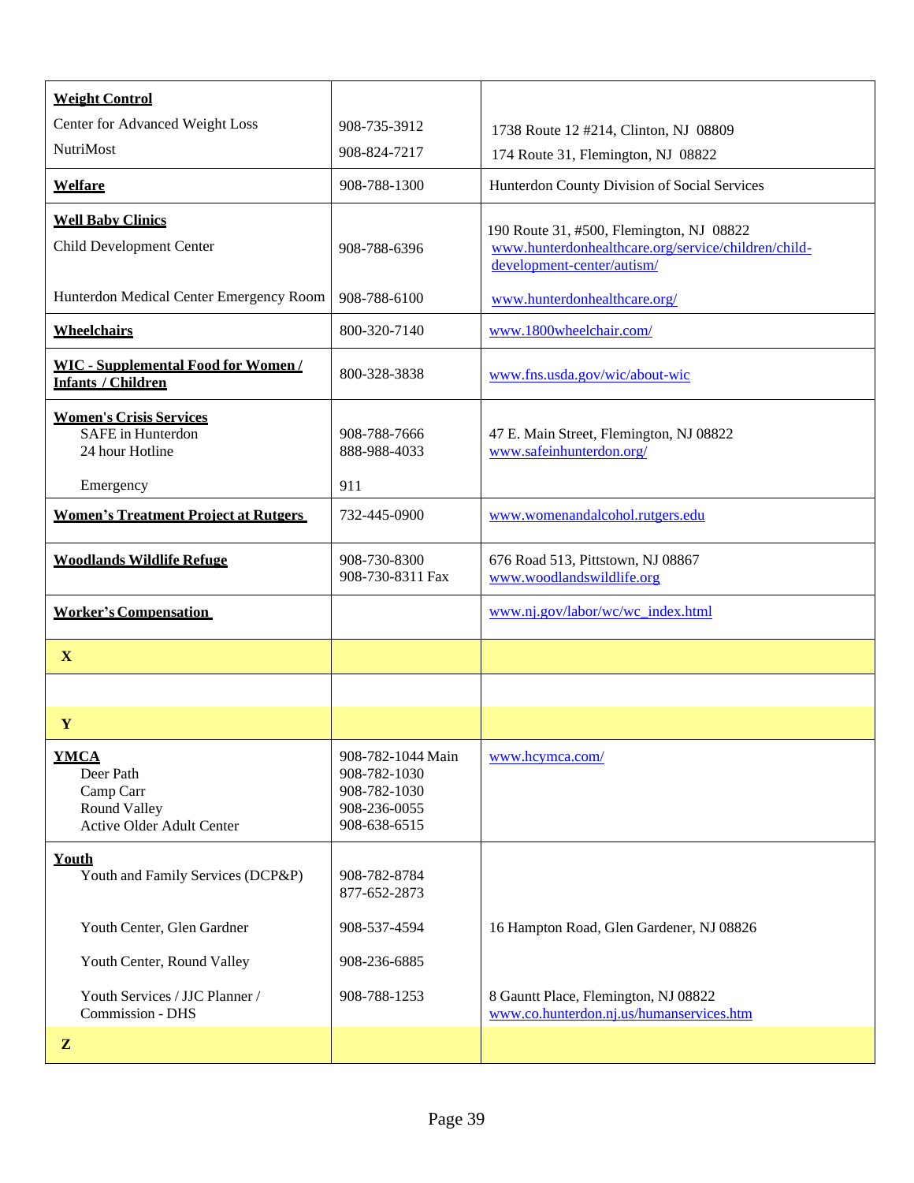| | | |
|---|---|---|
| **Weight Control**<br>Center for Advanced Weight Loss<br>NutriMost | <br>908-735-3912<br>908-824-7217 | <br>1738 Route 12 #214, Clinton, NJ 08809<br>174 Route 31, Flemington, NJ 08822 |
| **Welfare** | 908-788-1300 | Hunterdon County Division of Social Services |
| **Well Baby Clinics**<br>Child Development Center<br><br>Hunterdon Medical Center Emergency Room | <br>908-788-6396<br><br>908-788-6100 | 190 Route 31, #500, Flemington, NJ 08822<br>www.hunterdonhealthcare.org/service/children/child-development-center/autism/<br>www.hunterdonhealthcare.org/ |
| **Wheelchairs** | 800-320-7140 | www.1800wheelchair.com/ |
| **WIC - Supplemental Food for Women / Infants / Children** | 800-328-3838 | www.fns.usda.gov/wic/about-wic |
| **Women's Crisis Services**<br>SAFE in Hunterdon<br>24 hour Hotline<br><br>Emergency | <br>908-788-7666<br>888-988-4033<br><br>911 | <br>47 E. Main Street, Flemington, NJ 08822<br>www.safeinhunterdon.org/ |
| **Women's Treatment Project at Rutgers** | 732-445-0900 | www.womenandalcohol.rutgers.edu |
| **Woodlands Wildlife Refuge** | 908-730-8300<br>908-730-8311 Fax | 676 Road 513, Pittstown, NJ 08867<br>www.woodlandswildlife.org |
| **Worker's Compensation** | | www.nj.gov/labor/wc/wc_index.html |
| **X** | | |
| | | |
| **Y** | | |
| **YMCA**<br>Deer Path<br>Camp Carr<br>Round Valley<br>Active Older Adult Center | 908-782-1044 Main<br>908-782-1030<br>908-782-1030<br>908-236-0055<br>908-638-6515 | www.hcymca.com/ |
| **Youth**<br>Youth and Family Services (DCP&P)<br><br>Youth Center, Glen Gardner<br><br>Youth Center, Round Valley<br><br>Youth Services / JJC Planner / Commission - DHS | <br>908-782-8784<br>877-652-2873<br>908-537-4594<br><br>908-236-6885<br><br>908-788-1253 | <br><br><br>16 Hampton Road, Glen Gardener, NJ 08826<br><br><br><br>8 Gauntt Place, Flemington, NJ 08822<br>www.co.hunterdon.nj.us/humanservices.htm |
| **Z** | | |